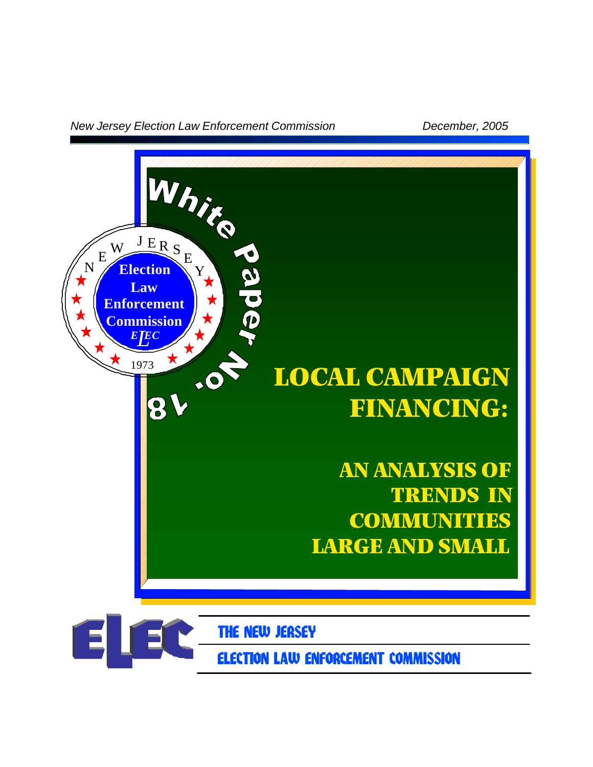*New Jersey Election Law Enforcement Commission* *December, 2005*

NEW JERSEY Election Law Enforcement Commission ELEC 1973

White Paper No. 18

# LOCAL CAMPAIGN FINANCING:

## AN ANALYSIS OF TRENDS IN COMMUNITIES LARGE AND SMALL

ELEC

THE NEW JERSEY
ELECTION LAW ENFORCEMENT COMMISSION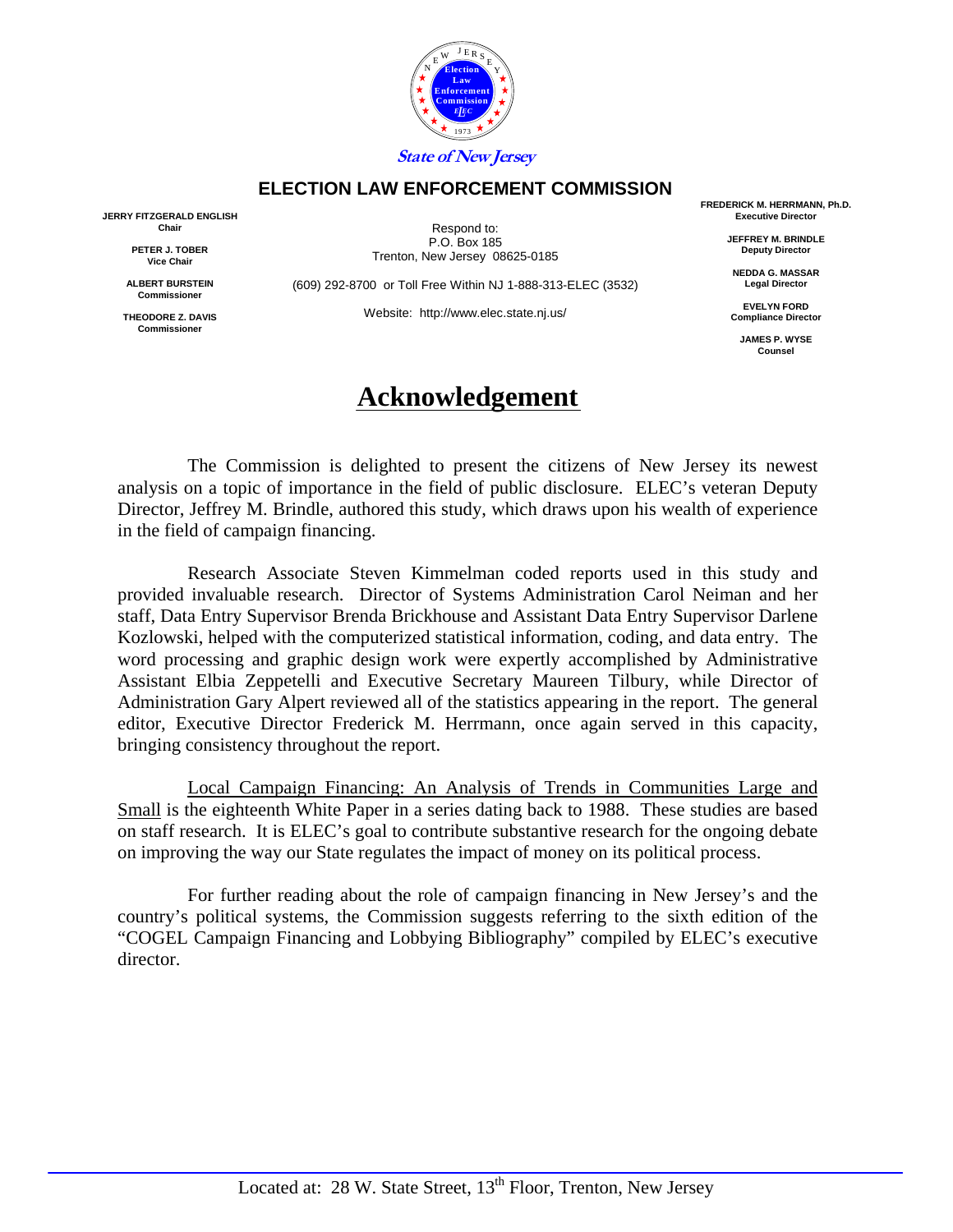State of New Jersey

**ELECTION LAW ENFORCEMENT COMMISSION**

**JERRY FITZGERALD ENGLISH**
**Chair**

**PETER J. TOBER**
**Vice Chair**

**ALBERT BURSTEIN**
**Commissioner**

**THEODORE Z. DAVIS**
**Commissioner**

Respond to:
P.O. Box 185
Trenton, New Jersey 08625-0185

(609) 292-8700 or Toll Free Within NJ 1-888-313-ELEC (3532)

Website: http://www.elec.state.nj.us/

**FREDERICK M. HERRMANN, Ph.D.**
**Executive Director**

**JEFFREY M. BRINDLE**
**Deputy Director**

**NEDDA G. MASSAR**
**Legal Director**

**EVELYN FORD**
**Compliance Director**

**JAMES P. WYSE**
**Counsel**

# Acknowledgement

The Commission is delighted to present the citizens of New Jersey its newest analysis on a topic of importance in the field of public disclosure. ELEC's veteran Deputy Director, Jeffrey M. Brindle, authored this study, which draws upon his wealth of experience in the field of campaign financing.

Research Associate Steven Kimmelman coded reports used in this study and provided invaluable research. Director of Systems Administration Carol Neiman and her staff, Data Entry Supervisor Brenda Brickhouse and Assistant Data Entry Supervisor Darlene Kozlowski, helped with the computerized statistical information, coding, and data entry. The word processing and graphic design work were expertly accomplished by Administrative Assistant Elbia Zeppetelli and Executive Secretary Maureen Tilbury, while Director of Administration Gary Alpert reviewed all of the statistics appearing in the report. The general editor, Executive Director Frederick M. Herrmann, once again served in this capacity, bringing consistency throughout the report.

Local Campaign Financing: An Analysis of Trends in Communities Large and Small is the eighteenth White Paper in a series dating back to 1988. These studies are based on staff research. It is ELEC's goal to contribute substantive research for the ongoing debate on improving the way our State regulates the impact of money on its political process.

For further reading about the role of campaign financing in New Jersey's and the country's political systems, the Commission suggests referring to the sixth edition of the "COGEL Campaign Financing and Lobbying Bibliography" compiled by ELEC's executive director.

Located at: 28 W. State Street, 13th Floor, Trenton, New Jersey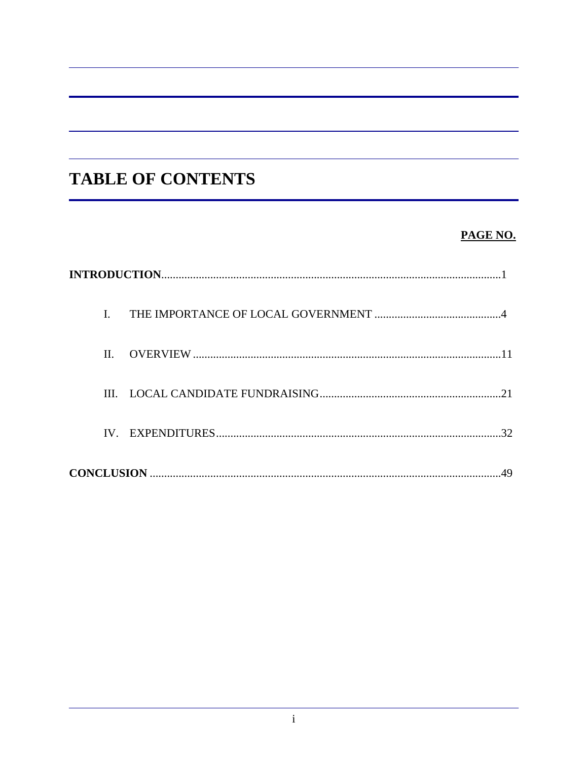# TABLE OF CONTENTS

**PAGE NO.**

**INTRODUCTION**......................................................................................................................1

I. THE IMPORTANCE OF LOCAL GOVERNMENT ............................................4

II. OVERVIEW ..........................................................................................................11

III. LOCAL CANDIDATE FUNDRAISING...............................................................21

IV. EXPENDITURES..................................................................................................32

**CONCLUSION** .........................................................................................................................49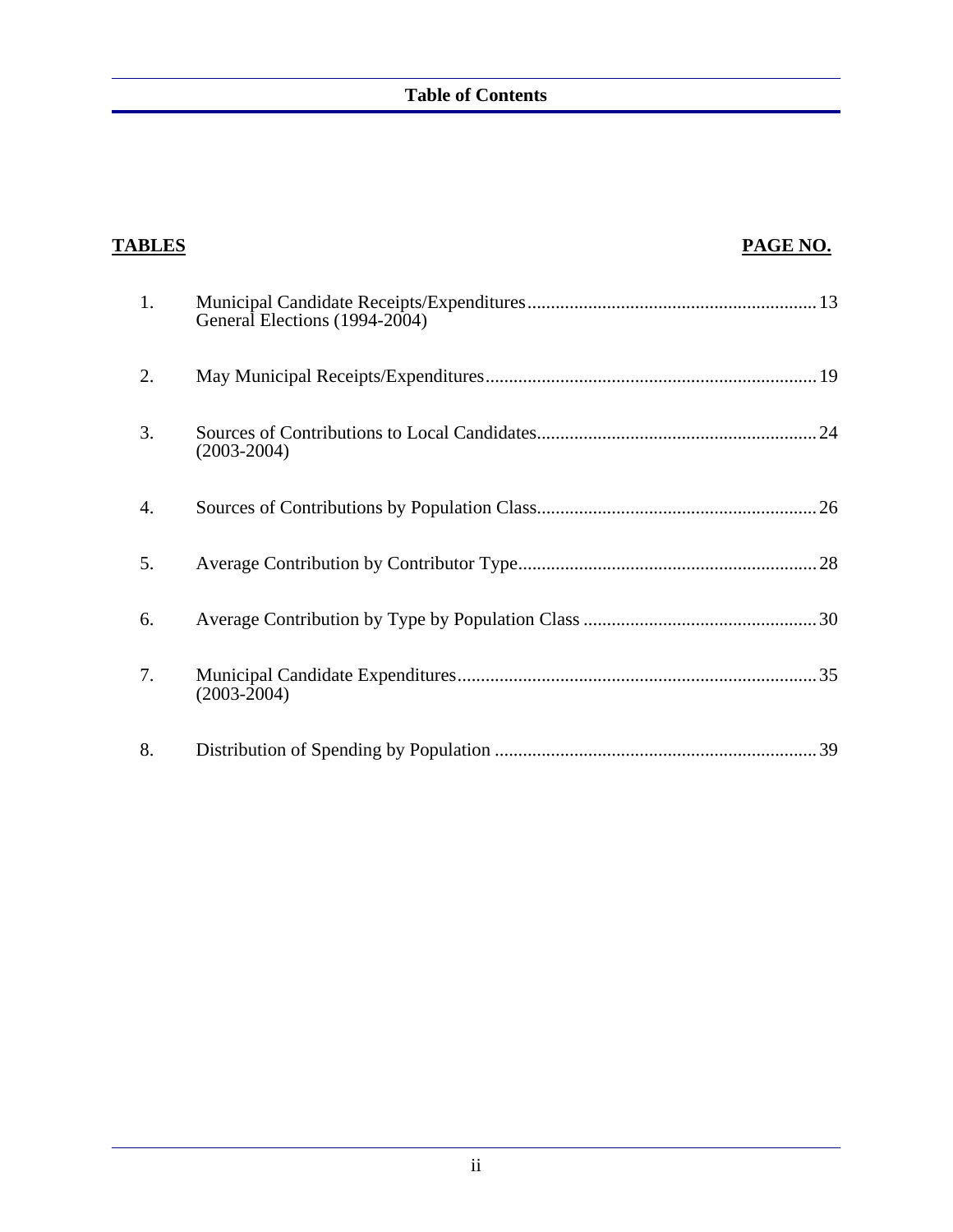## Table of Contents

| TABLES | | PAGE NO. |
|---|---|---|
| 1. | Municipal Candidate Receipts/Expenditures General Elections (1994-2004) | 13 |
| 2. | May Municipal Receipts/Expenditures | 19 |
| 3. | Sources of Contributions to Local Candidates (2003-2004) | 24 |
| 4. | Sources of Contributions by Population Class | 26 |
| 5. | Average Contribution by Contributor Type | 28 |
| 6. | Average Contribution by Type by Population Class | 30 |
| 7. | Municipal Candidate Expenditures (2003-2004) | 35 |
| 8. | Distribution of Spending by Population | 39 |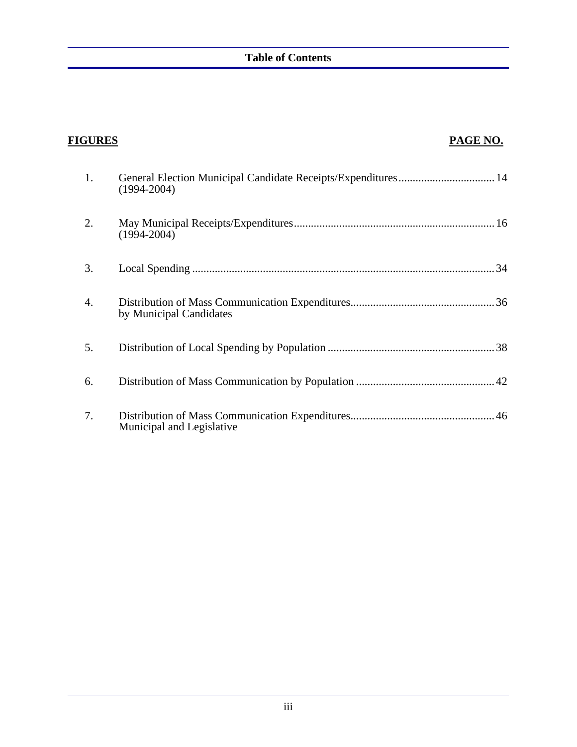## Table of Contents

| **FIGURES** | | **PAGE NO.** |
|---|---|---|
| 1. | General Election Municipal Candidate Receipts/Expenditures (1994-2004) | 14 |
| 2. | May Municipal Receipts/Expenditures (1994-2004) | 16 |
| 3. | Local Spending | 34 |
| 4. | Distribution of Mass Communication Expenditures by Municipal Candidates | 36 |
| 5. | Distribution of Local Spending by Population | 38 |
| 6. | Distribution of Mass Communication by Population | 42 |
| 7. | Distribution of Mass Communication Expenditures Municipal and Legislative | 46 |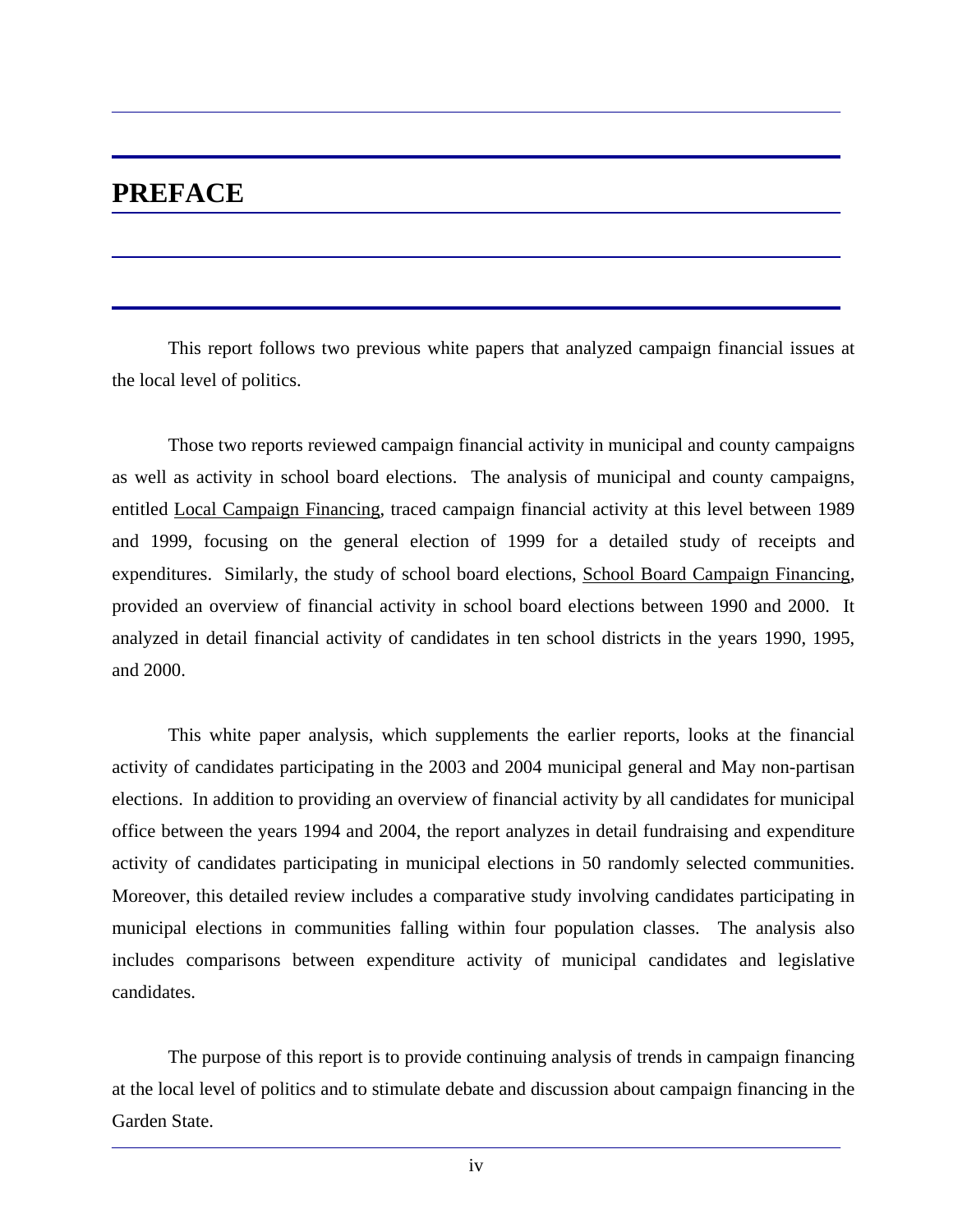# PREFACE

This report follows two previous white papers that analyzed campaign financial issues at the local level of politics.

Those two reports reviewed campaign financial activity in municipal and county campaigns as well as activity in school board elections. The analysis of municipal and county campaigns, entitled Local Campaign Financing, traced campaign financial activity at this level between 1989 and 1999, focusing on the general election of 1999 for a detailed study of receipts and expenditures. Similarly, the study of school board elections, School Board Campaign Financing, provided an overview of financial activity in school board elections between 1990 and 2000. It analyzed in detail financial activity of candidates in ten school districts in the years 1990, 1995, and 2000.

This white paper analysis, which supplements the earlier reports, looks at the financial activity of candidates participating in the 2003 and 2004 municipal general and May non-partisan elections. In addition to providing an overview of financial activity by all candidates for municipal office between the years 1994 and 2004, the report analyzes in detail fundraising and expenditure activity of candidates participating in municipal elections in 50 randomly selected communities. Moreover, this detailed review includes a comparative study involving candidates participating in municipal elections in communities falling within four population classes. The analysis also includes comparisons between expenditure activity of municipal candidates and legislative candidates.

The purpose of this report is to provide continuing analysis of trends in campaign financing at the local level of politics and to stimulate debate and discussion about campaign financing in the Garden State.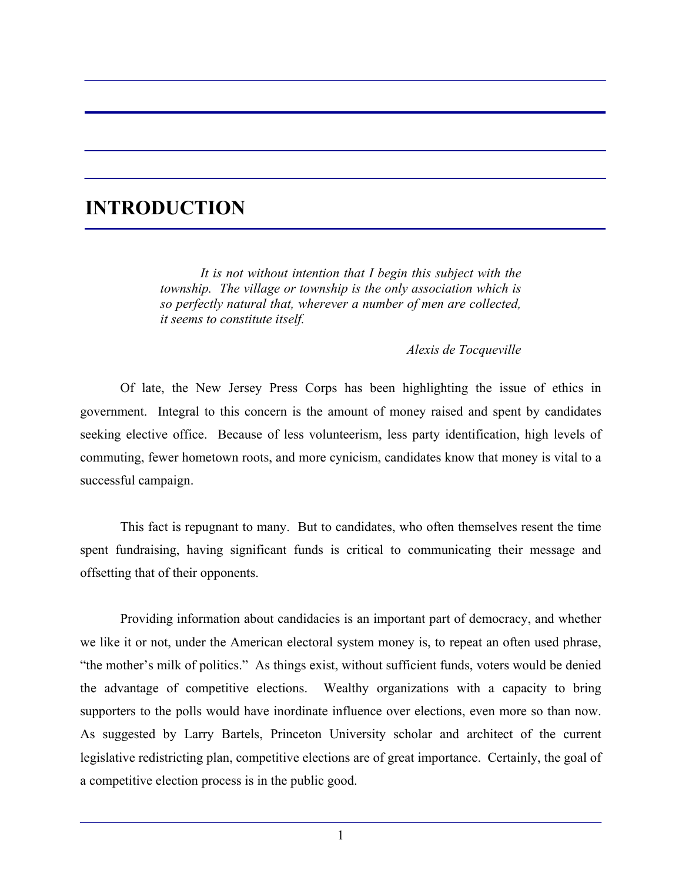# INTRODUCTION

> *It is not without intention that I begin this subject with the township. The village or township is the only association which is so perfectly natural that, wherever a number of men are collected, it seems to constitute itself.*
>
> *Alexis de Tocqueville*

Of late, the New Jersey Press Corps has been highlighting the issue of ethics in government. Integral to this concern is the amount of money raised and spent by candidates seeking elective office. Because of less volunteerism, less party identification, high levels of commuting, fewer hometown roots, and more cynicism, candidates know that money is vital to a successful campaign.

This fact is repugnant to many. But to candidates, who often themselves resent the time spent fundraising, having significant funds is critical to communicating their message and offsetting that of their opponents.

Providing information about candidacies is an important part of democracy, and whether we like it or not, under the American electoral system money is, to repeat an often used phrase, "the mother's milk of politics." As things exist, without sufficient funds, voters would be denied the advantage of competitive elections. Wealthy organizations with a capacity to bring supporters to the polls would have inordinate influence over elections, even more so than now. As suggested by Larry Bartels, Princeton University scholar and architect of the current legislative redistricting plan, competitive elections are of great importance. Certainly, the goal of a competitive election process is in the public good.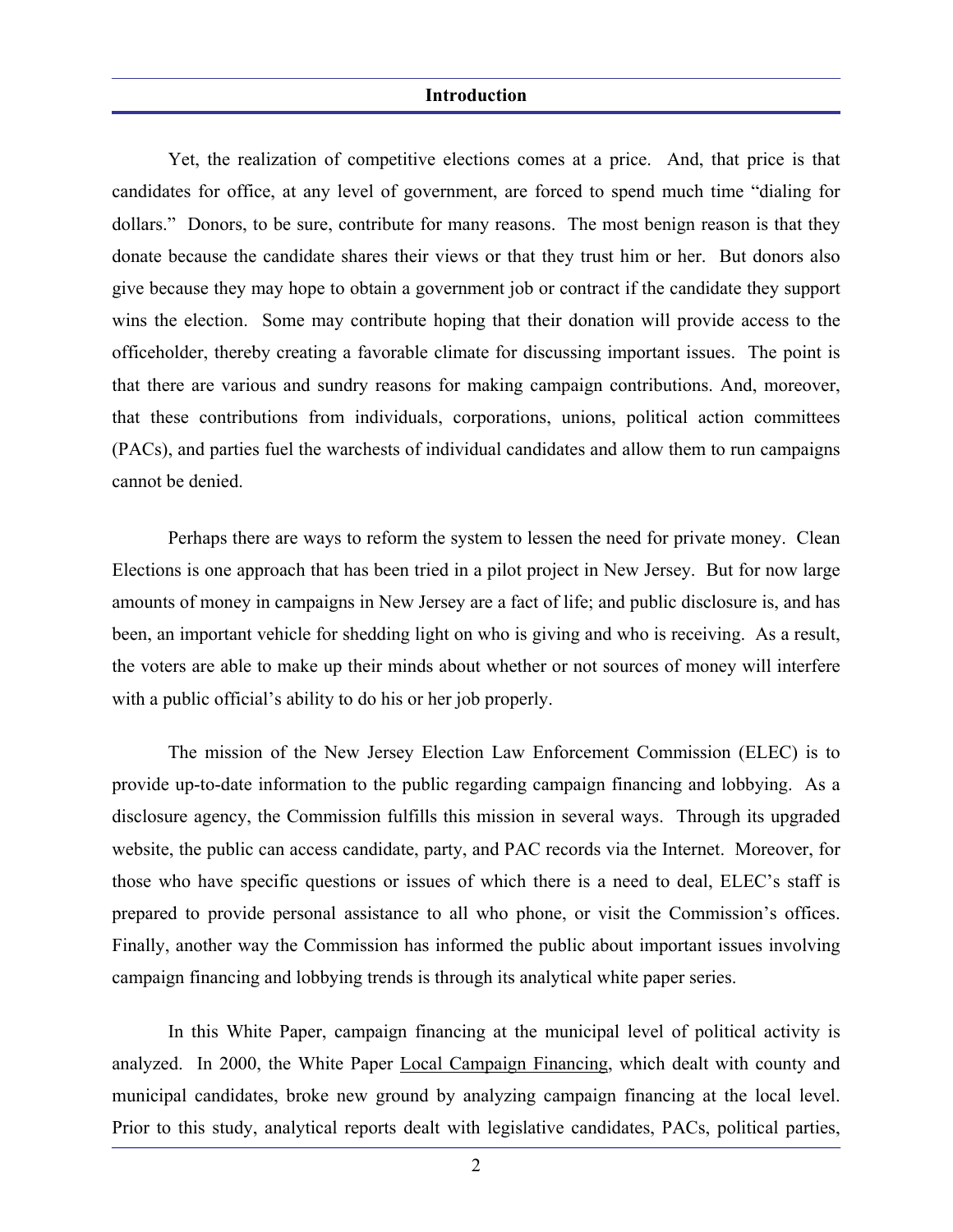## Introduction

Yet, the realization of competitive elections comes at a price. And, that price is that candidates for office, at any level of government, are forced to spend much time "dialing for dollars." Donors, to be sure, contribute for many reasons. The most benign reason is that they donate because the candidate shares their views or that they trust him or her. But donors also give because they may hope to obtain a government job or contract if the candidate they support wins the election. Some may contribute hoping that their donation will provide access to the officeholder, thereby creating a favorable climate for discussing important issues. The point is that there are various and sundry reasons for making campaign contributions. And, moreover, that these contributions from individuals, corporations, unions, political action committees (PACs), and parties fuel the warchests of individual candidates and allow them to run campaigns cannot be denied.

Perhaps there are ways to reform the system to lessen the need for private money. Clean Elections is one approach that has been tried in a pilot project in New Jersey. But for now large amounts of money in campaigns in New Jersey are a fact of life; and public disclosure is, and has been, an important vehicle for shedding light on who is giving and who is receiving. As a result, the voters are able to make up their minds about whether or not sources of money will interfere with a public official's ability to do his or her job properly.

The mission of the New Jersey Election Law Enforcement Commission (ELEC) is to provide up-to-date information to the public regarding campaign financing and lobbying. As a disclosure agency, the Commission fulfills this mission in several ways. Through its upgraded website, the public can access candidate, party, and PAC records via the Internet. Moreover, for those who have specific questions or issues of which there is a need to deal, ELEC's staff is prepared to provide personal assistance to all who phone, or visit the Commission's offices. Finally, another way the Commission has informed the public about important issues involving campaign financing and lobbying trends is through its analytical white paper series.

In this White Paper, campaign financing at the municipal level of political activity is analyzed. In 2000, the White Paper Local Campaign Financing, which dealt with county and municipal candidates, broke new ground by analyzing campaign financing at the local level. Prior to this study, analytical reports dealt with legislative candidates, PACs, political parties,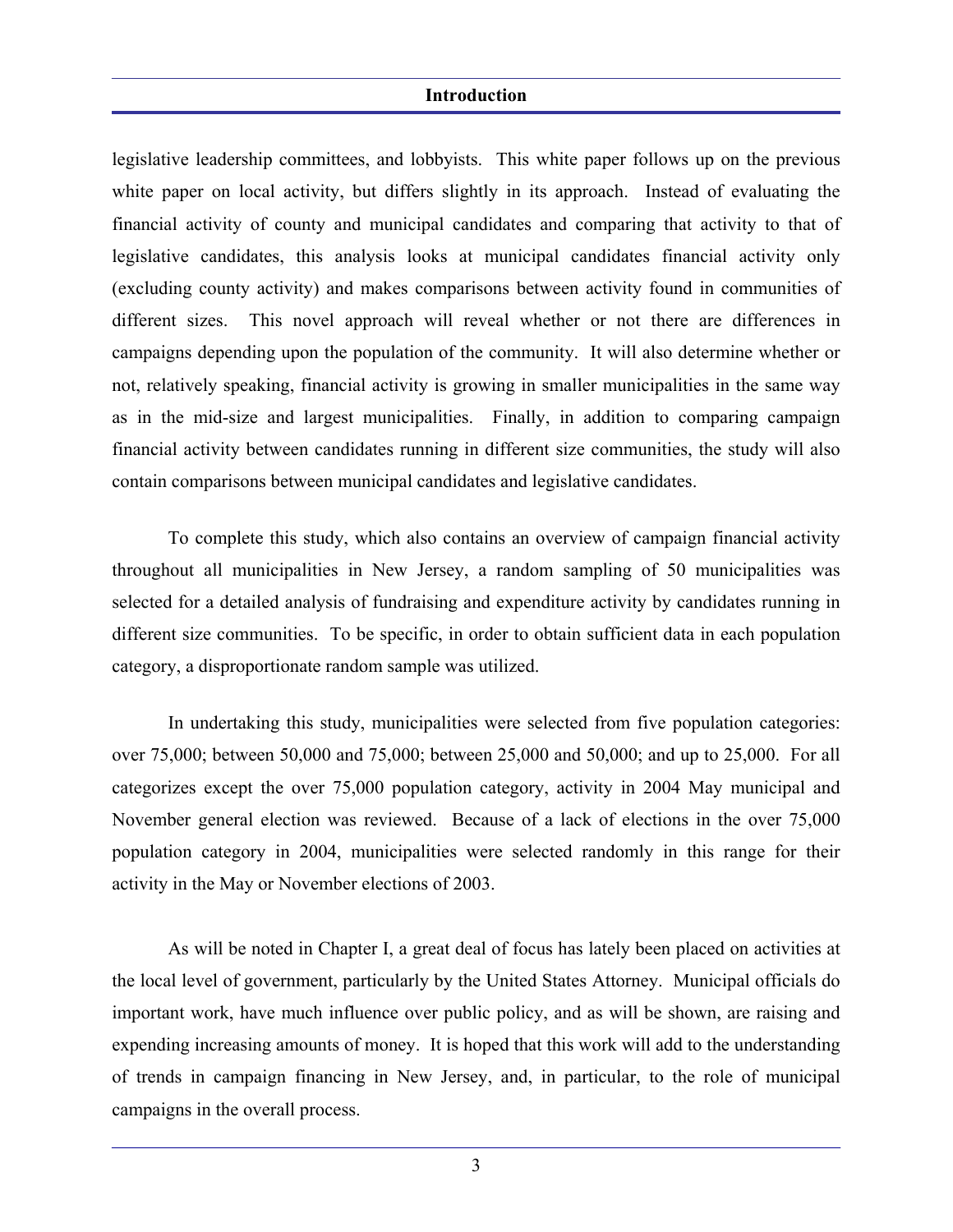legislative leadership committees, and lobbyists. This white paper follows up on the previous white paper on local activity, but differs slightly in its approach. Instead of evaluating the financial activity of county and municipal candidates and comparing that activity to that of legislative candidates, this analysis looks at municipal candidates financial activity only (excluding county activity) and makes comparisons between activity found in communities of different sizes. This novel approach will reveal whether or not there are differences in campaigns depending upon the population of the community. It will also determine whether or not, relatively speaking, financial activity is growing in smaller municipalities in the same way as in the mid-size and largest municipalities. Finally, in addition to comparing campaign financial activity between candidates running in different size communities, the study will also contain comparisons between municipal candidates and legislative candidates.

To complete this study, which also contains an overview of campaign financial activity throughout all municipalities in New Jersey, a random sampling of 50 municipalities was selected for a detailed analysis of fundraising and expenditure activity by candidates running in different size communities. To be specific, in order to obtain sufficient data in each population category, a disproportionate random sample was utilized.

In undertaking this study, municipalities were selected from five population categories: over 75,000; between 50,000 and 75,000; between 25,000 and 50,000; and up to 25,000. For all categorizes except the over 75,000 population category, activity in 2004 May municipal and November general election was reviewed. Because of a lack of elections in the over 75,000 population category in 2004, municipalities were selected randomly in this range for their activity in the May or November elections of 2003.

As will be noted in Chapter I, a great deal of focus has lately been placed on activities at the local level of government, particularly by the United States Attorney. Municipal officials do important work, have much influence over public policy, and as will be shown, are raising and expending increasing amounts of money. It is hoped that this work will add to the understanding of trends in campaign financing in New Jersey, and, in particular, to the role of municipal campaigns in the overall process.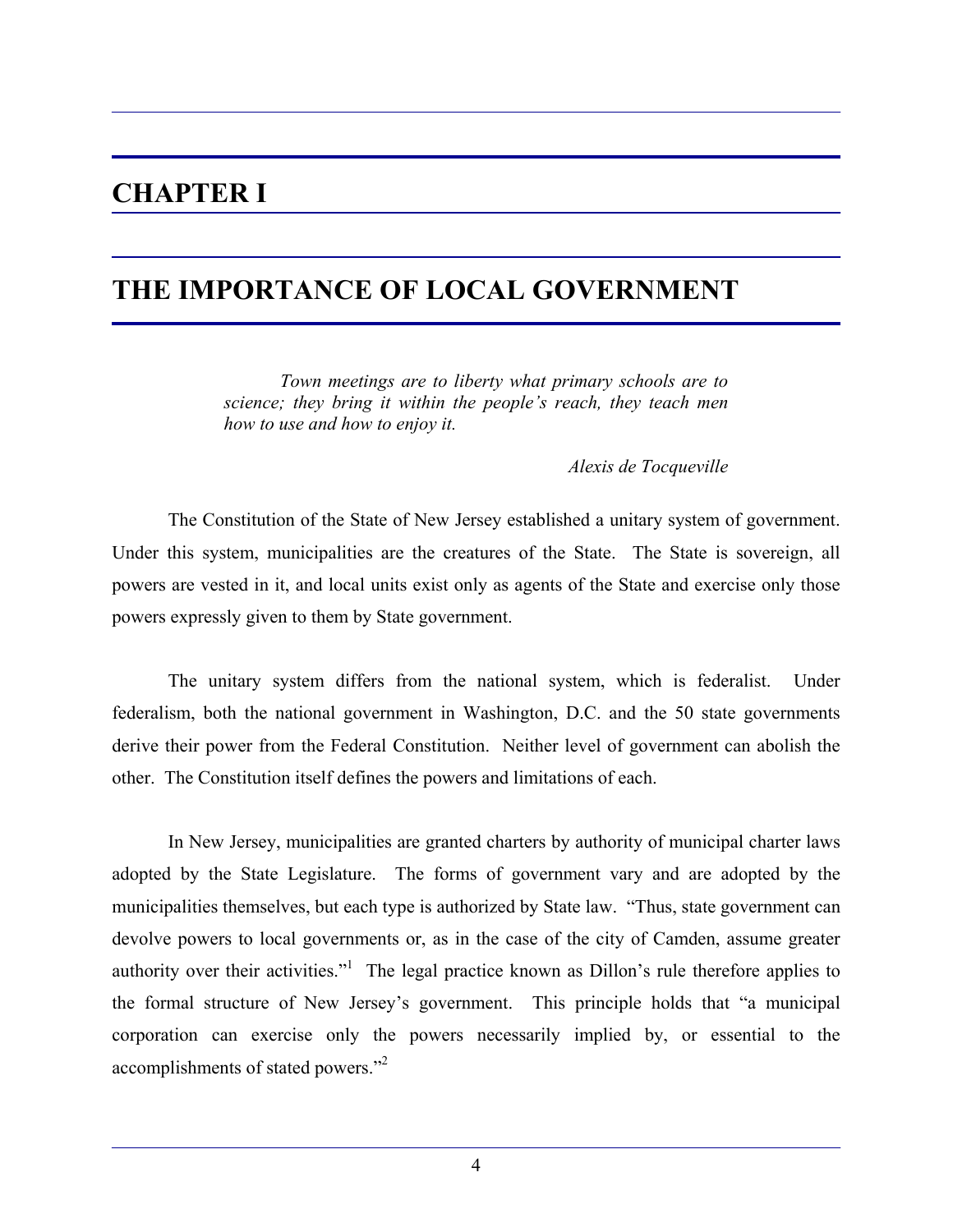# CHAPTER I

# THE IMPORTANCE OF LOCAL GOVERNMENT

> *Town meetings are to liberty what primary schools are to science; they bring it within the people's reach, they teach men how to use and how to enjoy it.*
>
> *Alexis de Tocqueville*

The Constitution of the State of New Jersey established a unitary system of government. Under this system, municipalities are the creatures of the State. The State is sovereign, all powers are vested in it, and local units exist only as agents of the State and exercise only those powers expressly given to them by State government.

The unitary system differs from the national system, which is federalist. Under federalism, both the national government in Washington, D.C. and the 50 state governments derive their power from the Federal Constitution. Neither level of government can abolish the other. The Constitution itself defines the powers and limitations of each.

In New Jersey, municipalities are granted charters by authority of municipal charter laws adopted by the State Legislature. The forms of government vary and are adopted by the municipalities themselves, but each type is authorized by State law. "Thus, state government can devolve powers to local governments or, as in the case of the city of Camden, assume greater authority over their activities."[1] The legal practice known as Dillon's rule therefore applies to the formal structure of New Jersey's government. This principle holds that "a municipal corporation can exercise only the powers necessarily implied by, or essential to the accomplishments of stated powers."[2]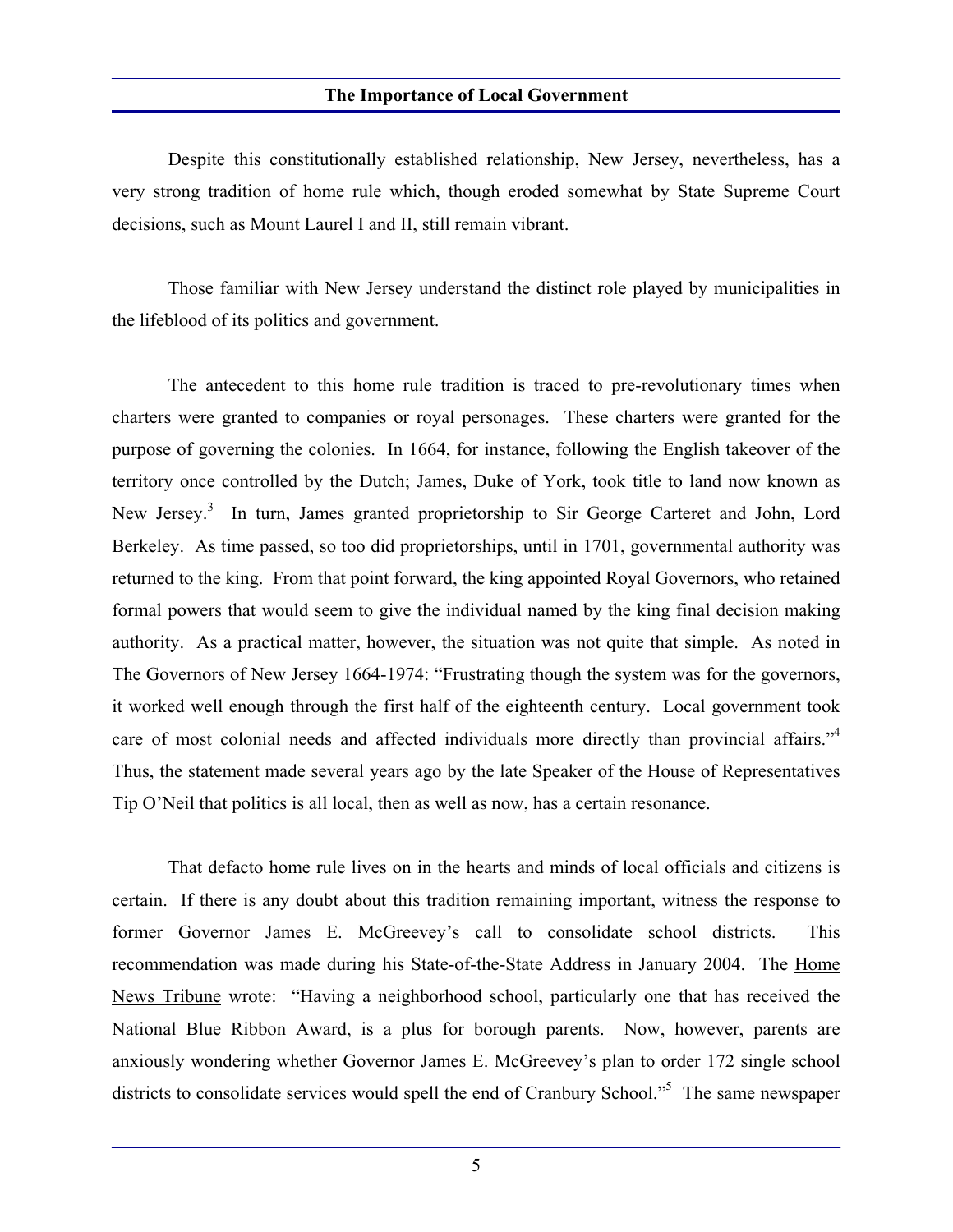Despite this constitutionally established relationship, New Jersey, nevertheless, has a very strong tradition of home rule which, though eroded somewhat by State Supreme Court decisions, such as Mount Laurel I and II, still remain vibrant.

Those familiar with New Jersey understand the distinct role played by municipalities in the lifeblood of its politics and government.

The antecedent to this home rule tradition is traced to pre-revolutionary times when charters were granted to companies or royal personages. These charters were granted for the purpose of governing the colonies. In 1664, for instance, following the English takeover of the territory once controlled by the Dutch; James, Duke of York, took title to land now known as New Jersey.[3] In turn, James granted proprietorship to Sir George Carteret and John, Lord Berkeley. As time passed, so too did proprietorships, until in 1701, governmental authority was returned to the king. From that point forward, the king appointed Royal Governors, who retained formal powers that would seem to give the individual named by the king final decision making authority. As a practical matter, however, the situation was not quite that simple. As noted in The Governors of New Jersey 1664-1974: "Frustrating though the system was for the governors, it worked well enough through the first half of the eighteenth century. Local government took care of most colonial needs and affected individuals more directly than provincial affairs."[4] Thus, the statement made several years ago by the late Speaker of the House of Representatives Tip O'Neil that politics is all local, then as well as now, has a certain resonance.

That defacto home rule lives on in the hearts and minds of local officials and citizens is certain. If there is any doubt about this tradition remaining important, witness the response to former Governor James E. McGreevey's call to consolidate school districts. This recommendation was made during his State-of-the-State Address in January 2004. The Home News Tribune wrote: "Having a neighborhood school, particularly one that has received the National Blue Ribbon Award, is a plus for borough parents. Now, however, parents are anxiously wondering whether Governor James E. McGreevey's plan to order 172 single school districts to consolidate services would spell the end of Cranbury School."[5] The same newspaper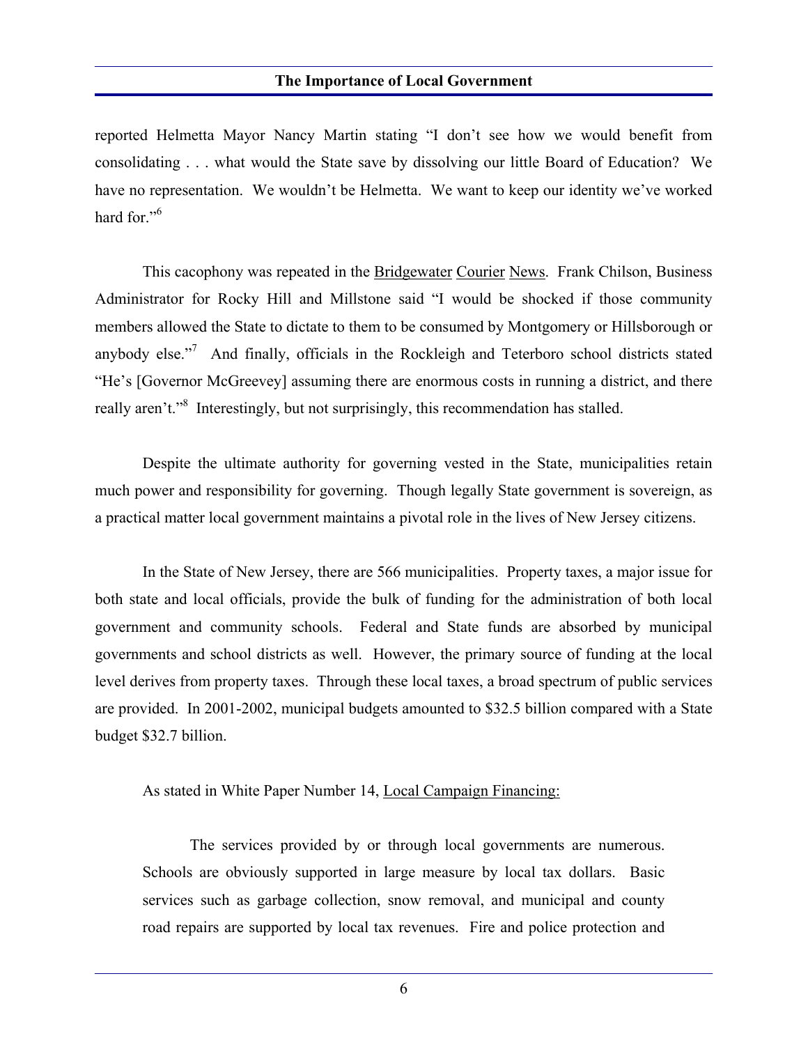reported Helmetta Mayor Nancy Martin stating "I don't see how we would benefit from consolidating . . . what would the State save by dissolving our little Board of Education? We have no representation. We wouldn't be Helmetta. We want to keep our identity we've worked hard for."[6]

This cacophony was repeated in the Bridgewater Courier News. Frank Chilson, Business Administrator for Rocky Hill and Millstone said "I would be shocked if those community members allowed the State to dictate to them to be consumed by Montgomery or Hillsborough or anybody else."[7] And finally, officials in the Rockleigh and Teterboro school districts stated "He's [Governor McGreevey] assuming there are enormous costs in running a district, and there really aren't."[8] Interestingly, but not surprisingly, this recommendation has stalled.

Despite the ultimate authority for governing vested in the State, municipalities retain much power and responsibility for governing. Though legally State government is sovereign, as a practical matter local government maintains a pivotal role in the lives of New Jersey citizens.

In the State of New Jersey, there are 566 municipalities. Property taxes, a major issue for both state and local officials, provide the bulk of funding for the administration of both local government and community schools. Federal and State funds are absorbed by municipal governments and school districts as well. However, the primary source of funding at the local level derives from property taxes. Through these local taxes, a broad spectrum of public services are provided. In 2001-2002, municipal budgets amounted to $32.5 billion compared with a State budget $32.7 billion.

As stated in White Paper Number 14, Local Campaign Financing:

> The services provided by or through local governments are numerous. Schools are obviously supported in large measure by local tax dollars. Basic services such as garbage collection, snow removal, and municipal and county road repairs are supported by local tax revenues. Fire and police protection and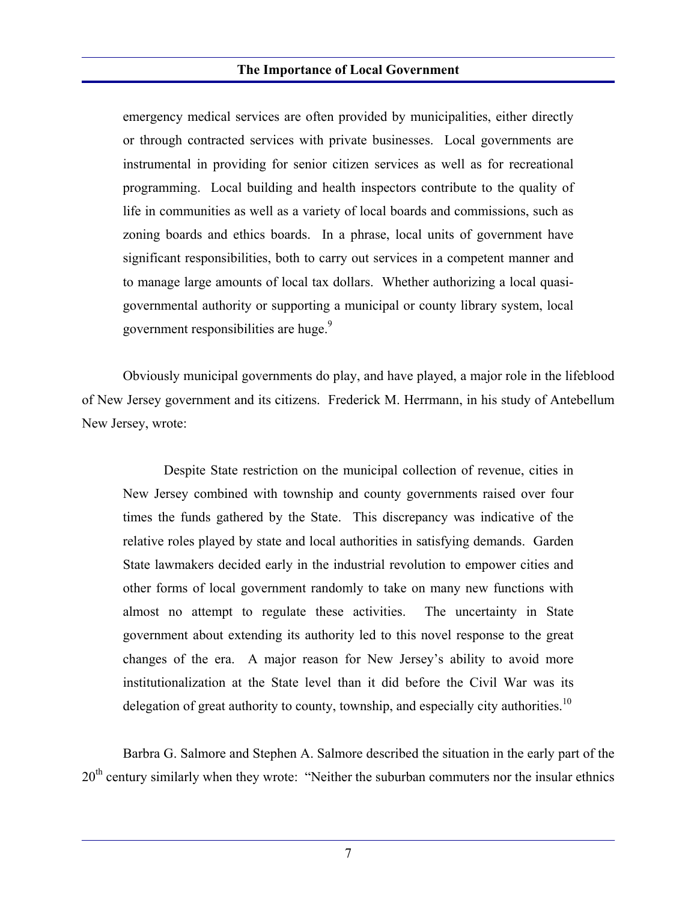> emergency medical services are often provided by municipalities, either directly or through contracted services with private businesses. Local governments are instrumental in providing for senior citizen services as well as for recreational programming. Local building and health inspectors contribute to the quality of life in communities as well as a variety of local boards and commissions, such as zoning boards and ethics boards. In a phrase, local units of government have significant responsibilities, both to carry out services in a competent manner and to manage large amounts of local tax dollars. Whether authorizing a local quasi-governmental authority or supporting a municipal or county library system, local government responsibilities are huge.[9]

Obviously municipal governments do play, and have played, a major role in the lifeblood of New Jersey government and its citizens. Frederick M. Herrmann, in his study of Antebellum New Jersey, wrote:

> Despite State restriction on the municipal collection of revenue, cities in New Jersey combined with township and county governments raised over four times the funds gathered by the State. This discrepancy was indicative of the relative roles played by state and local authorities in satisfying demands. Garden State lawmakers decided early in the industrial revolution to empower cities and other forms of local government randomly to take on many new functions with almost no attempt to regulate these activities. The uncertainty in State government about extending its authority led to this novel response to the great changes of the era. A major reason for New Jersey's ability to avoid more institutionalization at the State level than it did before the Civil War was its delegation of great authority to county, township, and especially city authorities.[10]

Barbra G. Salmore and Stephen A. Salmore described the situation in the early part of the 20th century similarly when they wrote: "Neither the suburban commuters nor the insular ethnics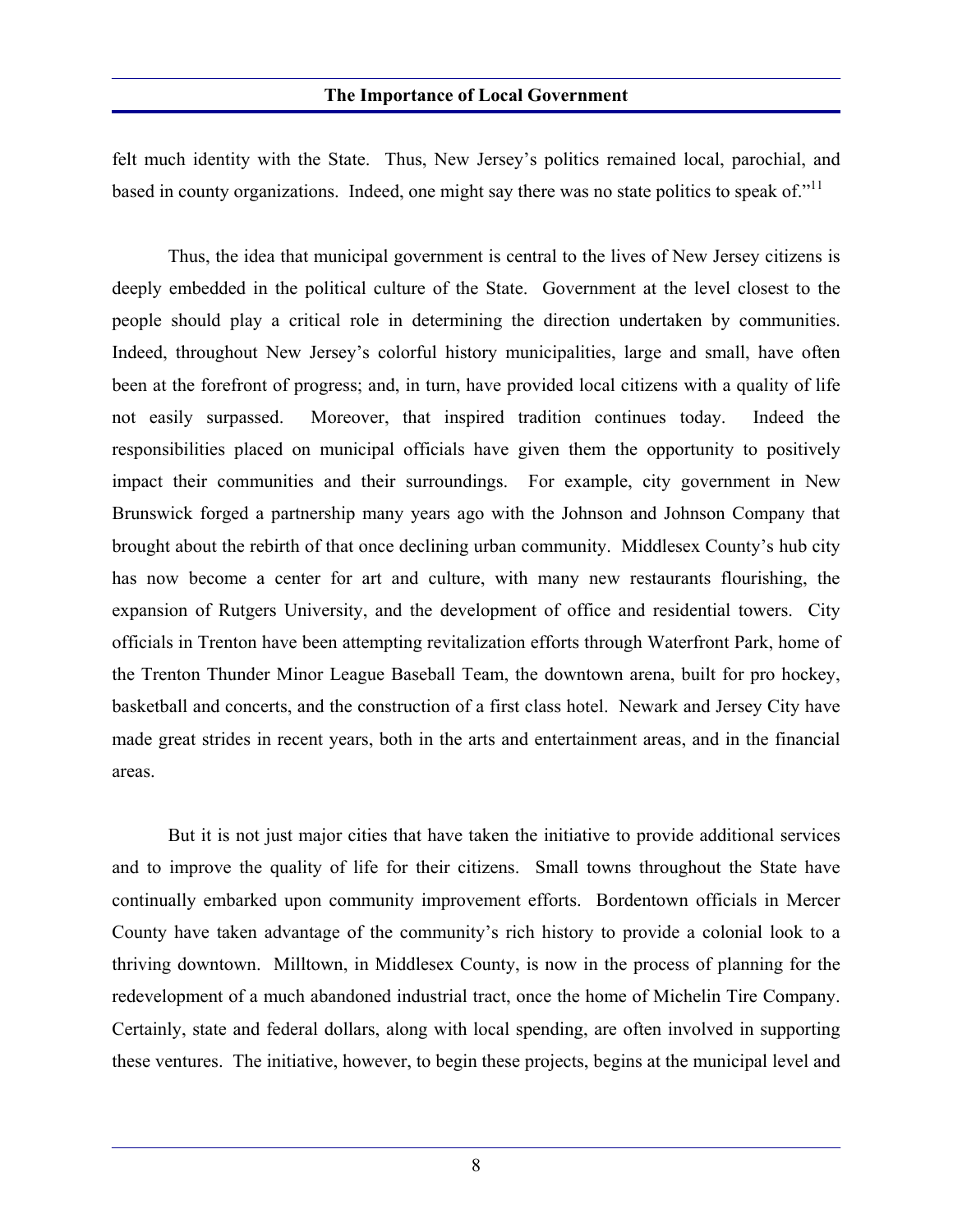felt much identity with the State. Thus, New Jersey's politics remained local, parochial, and based in county organizations. Indeed, one might say there was no state politics to speak of."[11]

Thus, the idea that municipal government is central to the lives of New Jersey citizens is deeply embedded in the political culture of the State. Government at the level closest to the people should play a critical role in determining the direction undertaken by communities. Indeed, throughout New Jersey's colorful history municipalities, large and small, have often been at the forefront of progress; and, in turn, have provided local citizens with a quality of life not easily surpassed. Moreover, that inspired tradition continues today. Indeed the responsibilities placed on municipal officials have given them the opportunity to positively impact their communities and their surroundings. For example, city government in New Brunswick forged a partnership many years ago with the Johnson and Johnson Company that brought about the rebirth of that once declining urban community. Middlesex County's hub city has now become a center for art and culture, with many new restaurants flourishing, the expansion of Rutgers University, and the development of office and residential towers. City officials in Trenton have been attempting revitalization efforts through Waterfront Park, home of the Trenton Thunder Minor League Baseball Team, the downtown arena, built for pro hockey, basketball and concerts, and the construction of a first class hotel. Newark and Jersey City have made great strides in recent years, both in the arts and entertainment areas, and in the financial areas.

But it is not just major cities that have taken the initiative to provide additional services and to improve the quality of life for their citizens. Small towns throughout the State have continually embarked upon community improvement efforts. Bordentown officials in Mercer County have taken advantage of the community's rich history to provide a colonial look to a thriving downtown. Milltown, in Middlesex County, is now in the process of planning for the redevelopment of a much abandoned industrial tract, once the home of Michelin Tire Company. Certainly, state and federal dollars, along with local spending, are often involved in supporting these ventures. The initiative, however, to begin these projects, begins at the municipal level and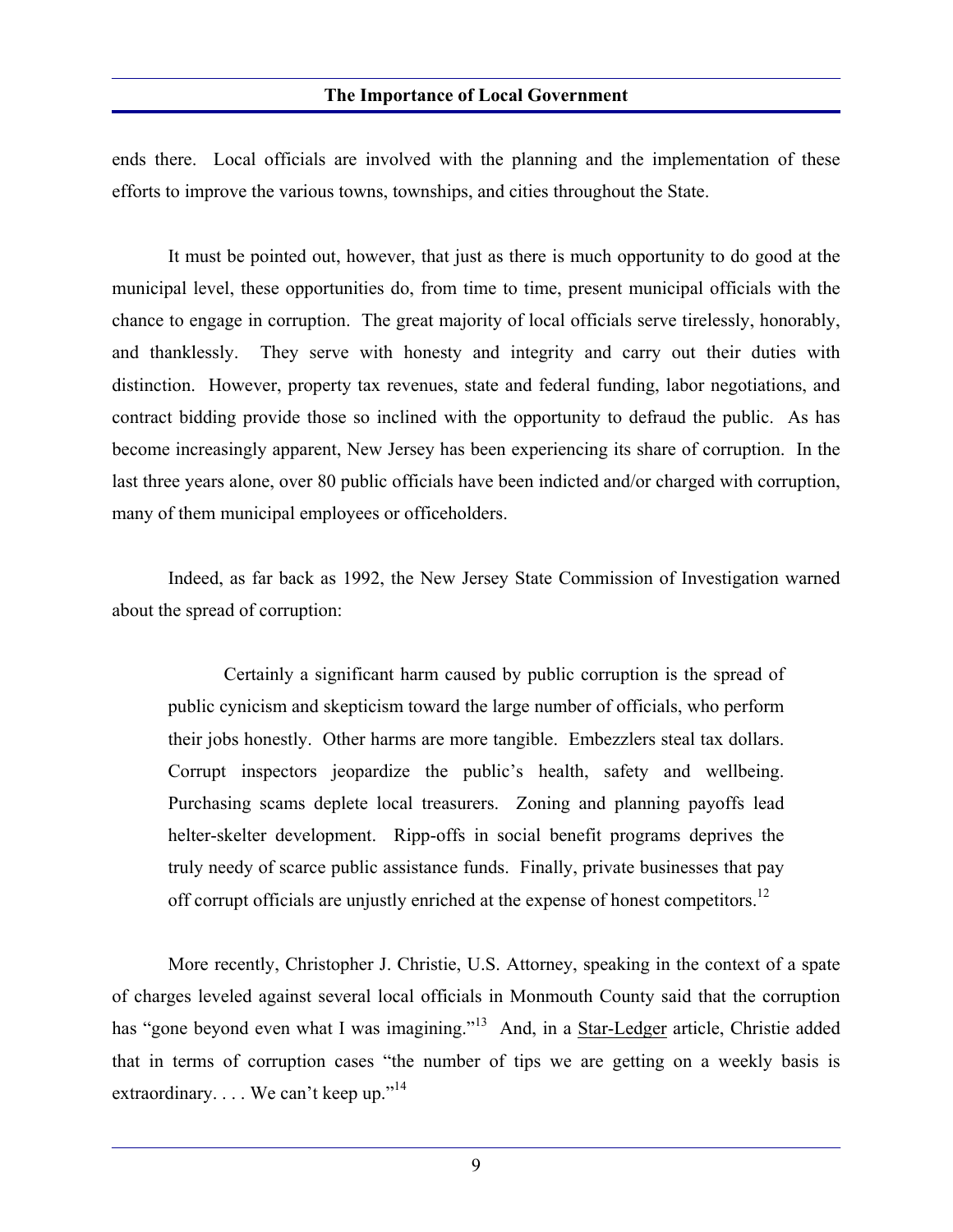ends there. Local officials are involved with the planning and the implementation of these efforts to improve the various towns, townships, and cities throughout the State.

It must be pointed out, however, that just as there is much opportunity to do good at the municipal level, these opportunities do, from time to time, present municipal officials with the chance to engage in corruption. The great majority of local officials serve tirelessly, honorably, and thanklessly. They serve with honesty and integrity and carry out their duties with distinction. However, property tax revenues, state and federal funding, labor negotiations, and contract bidding provide those so inclined with the opportunity to defraud the public. As has become increasingly apparent, New Jersey has been experiencing its share of corruption. In the last three years alone, over 80 public officials have been indicted and/or charged with corruption, many of them municipal employees or officeholders.

Indeed, as far back as 1992, the New Jersey State Commission of Investigation warned about the spread of corruption:

> Certainly a significant harm caused by public corruption is the spread of public cynicism and skepticism toward the large number of officials, who perform their jobs honestly. Other harms are more tangible. Embezzlers steal tax dollars. Corrupt inspectors jeopardize the public's health, safety and wellbeing. Purchasing scams deplete local treasurers. Zoning and planning payoffs lead helter-skelter development. Ripp-offs in social benefit programs deprives the truly needy of scarce public assistance funds. Finally, private businesses that pay off corrupt officials are unjustly enriched at the expense of honest competitors.[12]

More recently, Christopher J. Christie, U.S. Attorney, speaking in the context of a spate of charges leveled against several local officials in Monmouth County said that the corruption has "gone beyond even what I was imagining."[13] And, in a Star-Ledger article, Christie added that in terms of corruption cases "the number of tips we are getting on a weekly basis is extraordinary. . . . We can't keep up."[14]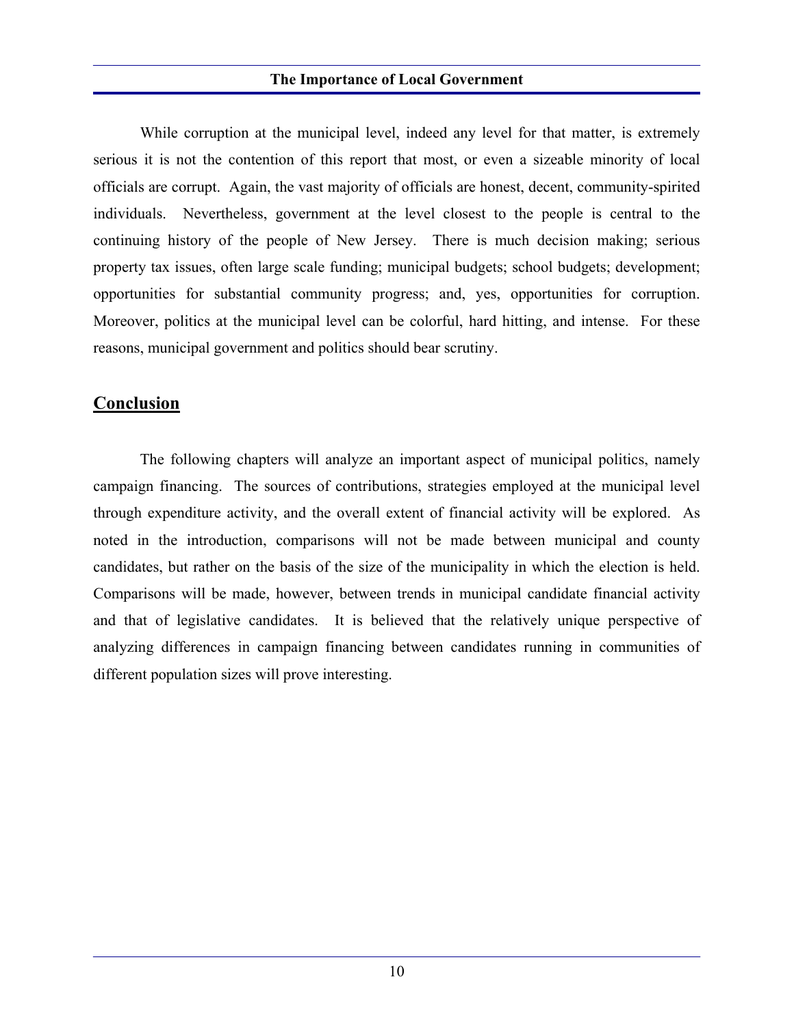While corruption at the municipal level, indeed any level for that matter, is extremely serious it is not the contention of this report that most, or even a sizeable minority of local officials are corrupt. Again, the vast majority of officials are honest, decent, community-spirited individuals. Nevertheless, government at the level closest to the people is central to the continuing history of the people of New Jersey. There is much decision making; serious property tax issues, often large scale funding; municipal budgets; school budgets; development; opportunities for substantial community progress; and, yes, opportunities for corruption. Moreover, politics at the municipal level can be colorful, hard hitting, and intense. For these reasons, municipal government and politics should bear scrutiny.

## Conclusion

The following chapters will analyze an important aspect of municipal politics, namely campaign financing. The sources of contributions, strategies employed at the municipal level through expenditure activity, and the overall extent of financial activity will be explored. As noted in the introduction, comparisons will not be made between municipal and county candidates, but rather on the basis of the size of the municipality in which the election is held. Comparisons will be made, however, between trends in municipal candidate financial activity and that of legislative candidates. It is believed that the relatively unique perspective of analyzing differences in campaign financing between candidates running in communities of different population sizes will prove interesting.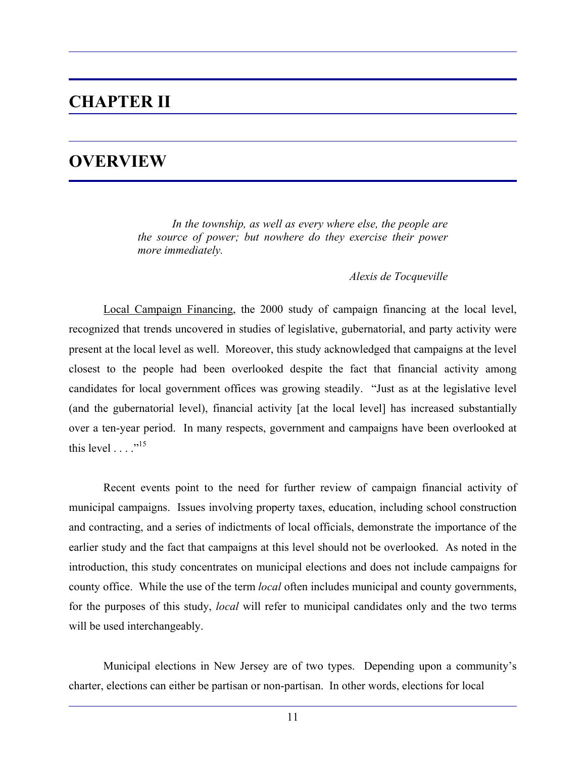# CHAPTER II

# OVERVIEW

> *In the township, as well as every where else, the people are the source of power; but nowhere do they exercise their power more immediately.*
>
> *Alexis de Tocqueville*

Local Campaign Financing, the 2000 study of campaign financing at the local level, recognized that trends uncovered in studies of legislative, gubernatorial, and party activity were present at the local level as well. Moreover, this study acknowledged that campaigns at the level closest to the people had been overlooked despite the fact that financial activity among candidates for local government offices was growing steadily. "Just as at the legislative level (and the gubernatorial level), financial activity [at the local level] has increased substantially over a ten-year period. In many respects, government and campaigns have been overlooked at this level . . . ."[15]

Recent events point to the need for further review of campaign financial activity of municipal campaigns. Issues involving property taxes, education, including school construction and contracting, and a series of indictments of local officials, demonstrate the importance of the earlier study and the fact that campaigns at this level should not be overlooked. As noted in the introduction, this study concentrates on municipal elections and does not include campaigns for county office. While the use of the term *local* often includes municipal and county governments, for the purposes of this study, *local* will refer to municipal candidates only and the two terms will be used interchangeably.

Municipal elections in New Jersey are of two types. Depending upon a community's charter, elections can either be partisan or non-partisan. In other words, elections for local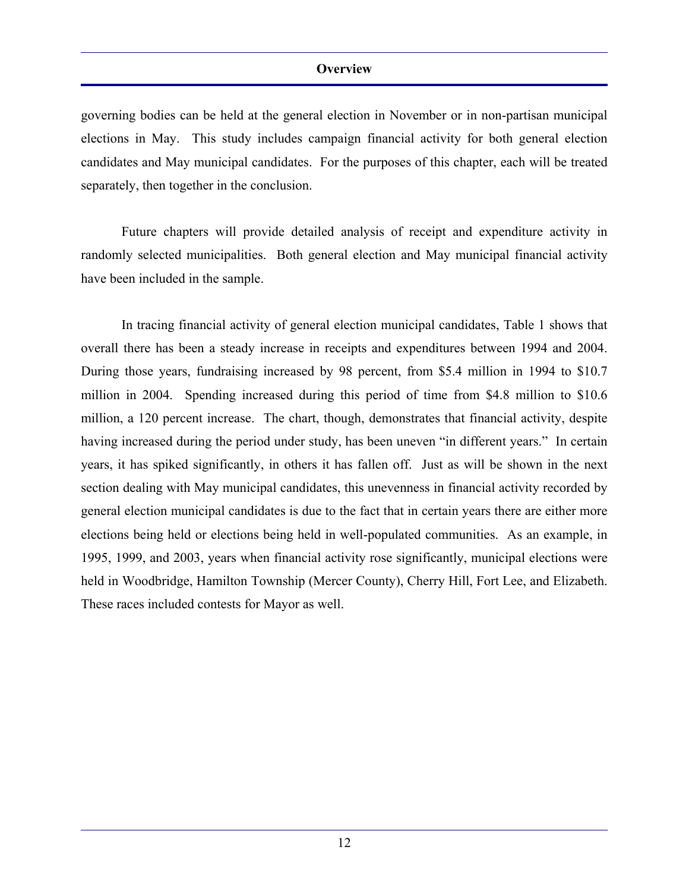governing bodies can be held at the general election in November or in non-partisan municipal elections in May. This study includes campaign financial activity for both general election candidates and May municipal candidates. For the purposes of this chapter, each will be treated separately, then together in the conclusion.

Future chapters will provide detailed analysis of receipt and expenditure activity in randomly selected municipalities. Both general election and May municipal financial activity have been included in the sample.

In tracing financial activity of general election municipal candidates, Table 1 shows that overall there has been a steady increase in receipts and expenditures between 1994 and 2004. During those years, fundraising increased by 98 percent, from $5.4 million in 1994 to $10.7 million in 2004. Spending increased during this period of time from $4.8 million to $10.6 million, a 120 percent increase. The chart, though, demonstrates that financial activity, despite having increased during the period under study, has been uneven "in different years." In certain years, it has spiked significantly, in others it has fallen off. Just as will be shown in the next section dealing with May municipal candidates, this unevenness in financial activity recorded by general election municipal candidates is due to the fact that in certain years there are either more elections being held or elections being held in well-populated communities. As an example, in 1995, 1999, and 2003, years when financial activity rose significantly, municipal elections were held in Woodbridge, Hamilton Township (Mercer County), Cherry Hill, Fort Lee, and Elizabeth. These races included contests for Mayor as well.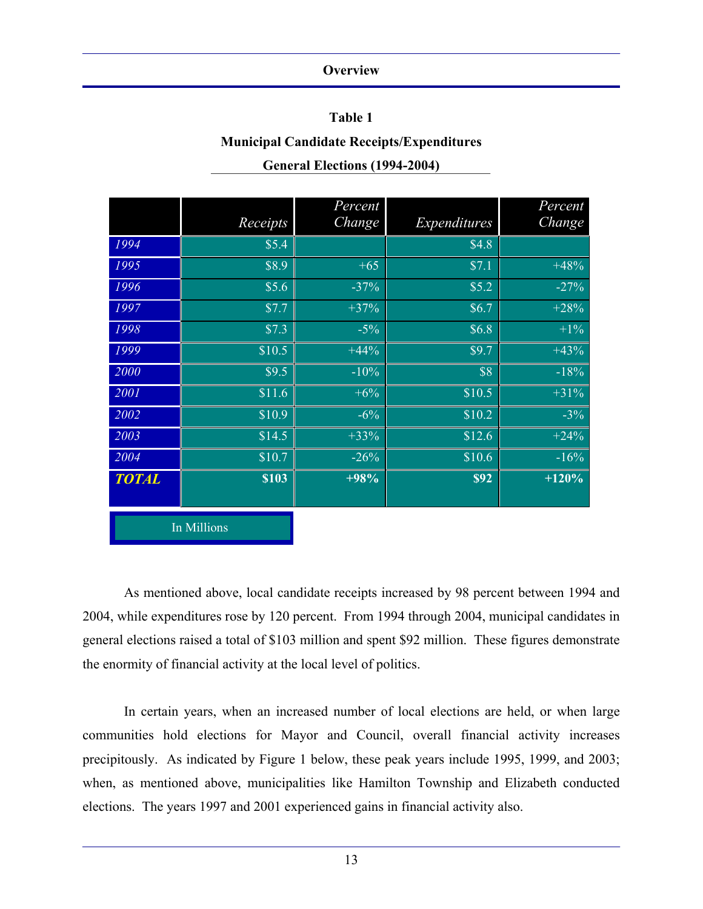**Table 1**

**Municipal Candidate Receipts/Expenditures**

**General Elections (1994-2004)**

| | *Receipts* | *Percent Change* | *Expenditures* | *Percent Change* |
|---|---|---|---|---|
| *1994* | $5.4 | | $4.8 | |
| *1995* | $8.9 | +65 | $7.1 | +48% |
| *1996* | $5.6 | -37% | $5.2 | -27% |
| *1997* | $7.7 | +37% | $6.7 | +28% |
| *1998* | $7.3 | -5% | $6.8 | +1% |
| *1999* | $10.5 | +44% | $9.7 | +43% |
| *2000* | $9.5 | -10% | $8 | -18% |
| *2001* | $11.6 | +6% | $10.5 | +31% |
| *2002* | $10.9 | -6% | $10.2 | -3% |
| *2003* | $14.5 | +33% | $12.6 | +24% |
| *2004* | $10.7 | -26% | $10.6 | -16% |
| ***TOTAL*** | **$103** | **+98%** | **$92** | **+120%** |

In Millions

As mentioned above, local candidate receipts increased by 98 percent between 1994 and 2004, while expenditures rose by 120 percent. From 1994 through 2004, municipal candidates in general elections raised a total of $103 million and spent $92 million. These figures demonstrate the enormity of financial activity at the local level of politics.

In certain years, when an increased number of local elections are held, or when large communities hold elections for Mayor and Council, overall financial activity increases precipitously. As indicated by Figure 1 below, these peak years include 1995, 1999, and 2003; when, as mentioned above, municipalities like Hamilton Township and Elizabeth conducted elections. The years 1997 and 2001 experienced gains in financial activity also.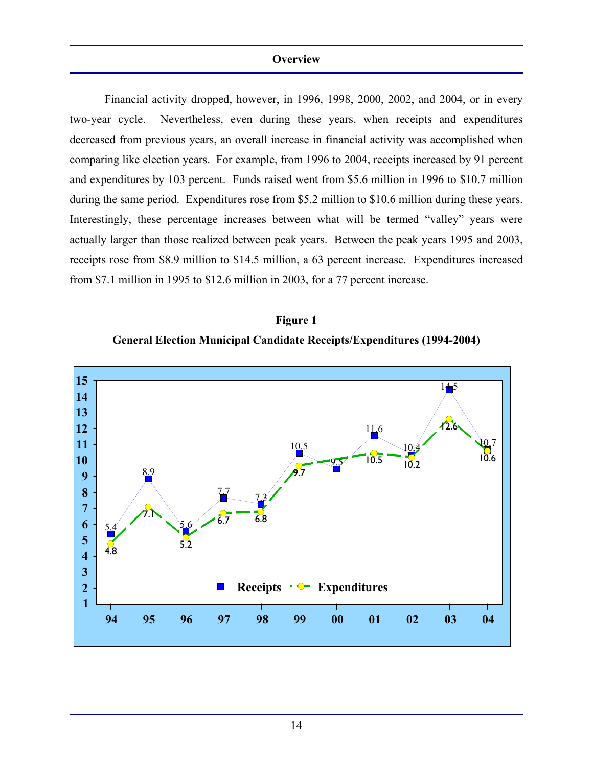## Overview

Financial activity dropped, however, in 1996, 1998, 2000, 2002, and 2004, or in every two-year cycle. Nevertheless, even during these years, when receipts and expenditures decreased from previous years, an overall increase in financial activity was accomplished when comparing like election years. For example, from 1996 to 2004, receipts increased by 91 percent and expenditures by 103 percent. Funds raised went from $5.6 million in 1996 to $10.7 million during the same period. Expenditures rose from $5.2 million to $10.6 million during these years. Interestingly, these percentage increases between what will be termed "valley" years were actually larger than those realized between peak years. Between the peak years 1995 and 2003, receipts rose from $8.9 million to $14.5 million, a 63 percent increase. Expenditures increased from $7.1 million in 1995 to $12.6 million in 2003, for a 77 percent increase.

**Figure 1**

**General Election Municipal Candidate Receipts/Expenditures (1994-2004)**

| Year | 94 | 95 | 96 | 97 | 98 | 99 | 00 | 01 | 02 | 03 | 04 |
|---|---|---|---|---|---|---|---|---|---|---|---|
| Receipts | 5.4 | 8.9 | 5.6 | 7.7 | 7.3 | 10.5 | 9.5 | 11.6 | 10.4 | 14.5 | 10.7 |
| Expenditures | 4.8 | 7.1 | 5.2 | 6.7 | 6.8 | 9.7 | | 10.5 | 10.2 | 12.6 | 10.6 |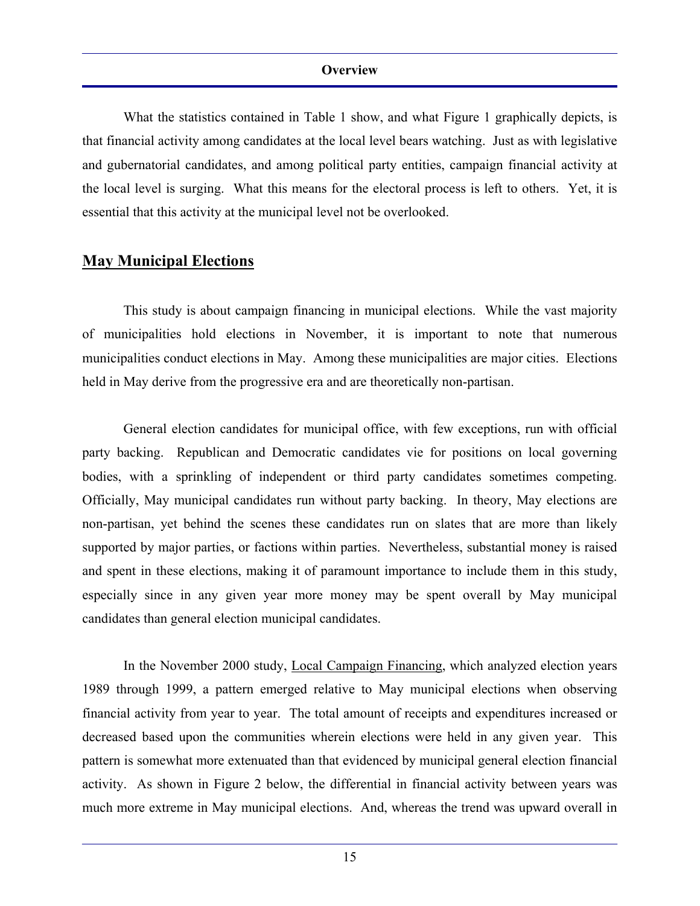What the statistics contained in Table 1 show, and what Figure 1 graphically depicts, is that financial activity among candidates at the local level bears watching. Just as with legislative and gubernatorial candidates, and among political party entities, campaign financial activity at the local level is surging. What this means for the electoral process is left to others. Yet, it is essential that this activity at the municipal level not be overlooked.

## May Municipal Elections

This study is about campaign financing in municipal elections. While the vast majority of municipalities hold elections in November, it is important to note that numerous municipalities conduct elections in May. Among these municipalities are major cities. Elections held in May derive from the progressive era and are theoretically non-partisan.

General election candidates for municipal office, with few exceptions, run with official party backing. Republican and Democratic candidates vie for positions on local governing bodies, with a sprinkling of independent or third party candidates sometimes competing. Officially, May municipal candidates run without party backing. In theory, May elections are non-partisan, yet behind the scenes these candidates run on slates that are more than likely supported by major parties, or factions within parties. Nevertheless, substantial money is raised and spent in these elections, making it of paramount importance to include them in this study, especially since in any given year more money may be spent overall by May municipal candidates than general election municipal candidates.

In the November 2000 study, Local Campaign Financing, which analyzed election years 1989 through 1999, a pattern emerged relative to May municipal elections when observing financial activity from year to year. The total amount of receipts and expenditures increased or decreased based upon the communities wherein elections were held in any given year. This pattern is somewhat more extenuated than that evidenced by municipal general election financial activity. As shown in Figure 2 below, the differential in financial activity between years was much more extreme in May municipal elections. And, whereas the trend was upward overall in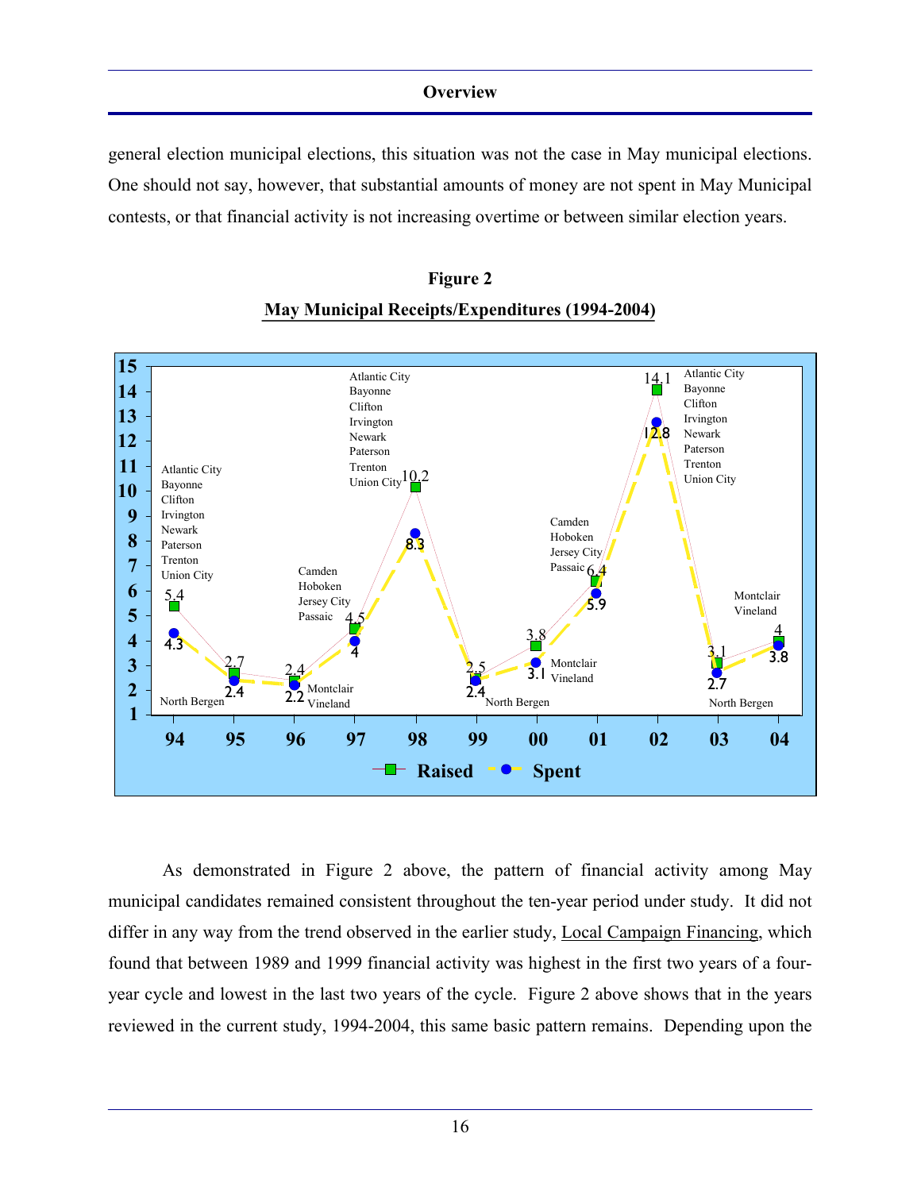general election municipal elections, this situation was not the case in May municipal elections. One should not say, however, that substantial amounts of money are not spent in May Municipal contests, or that financial activity is not increasing overtime or between similar election years.

**Figure 2**

**May Municipal Receipts/Expenditures (1994-2004)**

| Year | Raised | Spent | Municipalities |
|---|---|---|---|
| 94 | 5.4 | 4.3 | Atlantic City, Bayonne, Clifton, Irvington, Newark, Paterson, Trenton, Union City |
| 95 | 2.7 | 2.4 | North Bergen |
| 96 | 2.4 | 2.2 | Montclair, Vineland |
| 97 | 4.5 | 4 | Camden, Hoboken, Jersey City, Passaic |
| 98 | 10.2 | 8.3 | Atlantic City, Bayonne, Clifton, Irvington, Newark, Paterson, Trenton, Union City |
| 99 | 2.5 | 2.4 | North Bergen |
| 00 | 3.8 | 3.1 | Montclair, Vineland |
| 01 | 6.4 | 5.9 | Camden, Hoboken, Jersey City, Passaic |
| 02 | 14.1 | 12.8 | Atlantic City, Bayonne, Clifton, Irvington, Newark, Paterson, Trenton, Union City |
| 03 | 3.1 | 2.7 | North Bergen |
| 04 | 4 | 3.8 | Montclair, Vineland |

As demonstrated in Figure 2 above, the pattern of financial activity among May municipal candidates remained consistent throughout the ten-year period under study. It did not differ in any way from the trend observed in the earlier study, Local Campaign Financing, which found that between 1989 and 1999 financial activity was highest in the first two years of a four-year cycle and lowest in the last two years of the cycle. Figure 2 above shows that in the years reviewed in the current study, 1994-2004, this same basic pattern remains. Depending upon the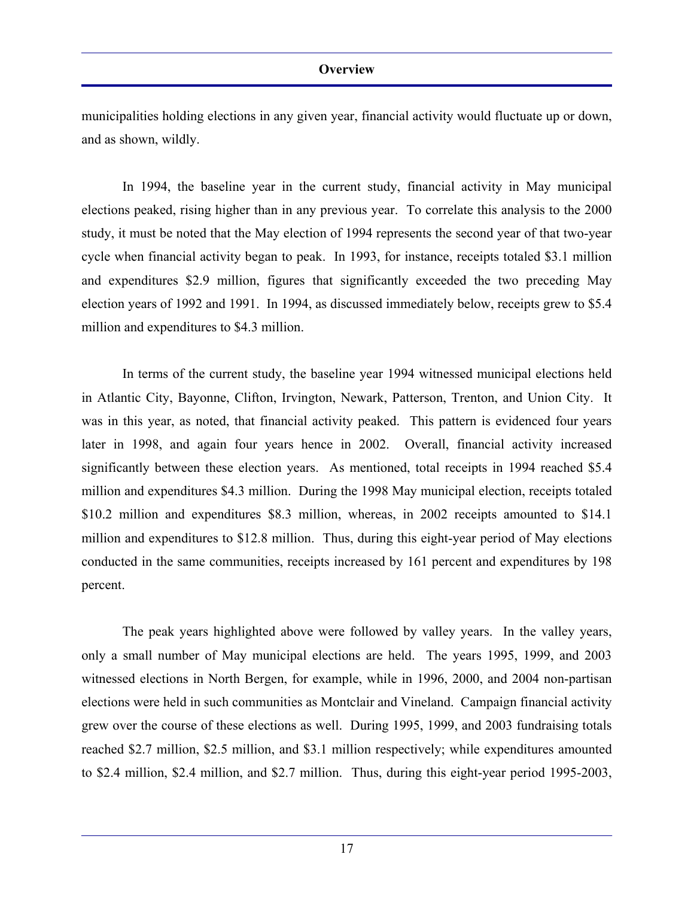municipalities holding elections in any given year, financial activity would fluctuate up or down, and as shown, wildly.

In 1994, the baseline year in the current study, financial activity in May municipal elections peaked, rising higher than in any previous year. To correlate this analysis to the 2000 study, it must be noted that the May election of 1994 represents the second year of that two-year cycle when financial activity began to peak. In 1993, for instance, receipts totaled \$3.1 million and expenditures \$2.9 million, figures that significantly exceeded the two preceding May election years of 1992 and 1991. In 1994, as discussed immediately below, receipts grew to \$5.4 million and expenditures to \$4.3 million.

In terms of the current study, the baseline year 1994 witnessed municipal elections held in Atlantic City, Bayonne, Clifton, Irvington, Newark, Patterson, Trenton, and Union City. It was in this year, as noted, that financial activity peaked. This pattern is evidenced four years later in 1998, and again four years hence in 2002. Overall, financial activity increased significantly between these election years. As mentioned, total receipts in 1994 reached \$5.4 million and expenditures \$4.3 million. During the 1998 May municipal election, receipts totaled \$10.2 million and expenditures \$8.3 million, whereas, in 2002 receipts amounted to \$14.1 million and expenditures to \$12.8 million. Thus, during this eight-year period of May elections conducted in the same communities, receipts increased by 161 percent and expenditures by 198 percent.

The peak years highlighted above were followed by valley years. In the valley years, only a small number of May municipal elections are held. The years 1995, 1999, and 2003 witnessed elections in North Bergen, for example, while in 1996, 2000, and 2004 non-partisan elections were held in such communities as Montclair and Vineland. Campaign financial activity grew over the course of these elections as well. During 1995, 1999, and 2003 fundraising totals reached \$2.7 million, \$2.5 million, and \$3.1 million respectively; while expenditures amounted to \$2.4 million, \$2.4 million, and \$2.7 million. Thus, during this eight-year period 1995-2003,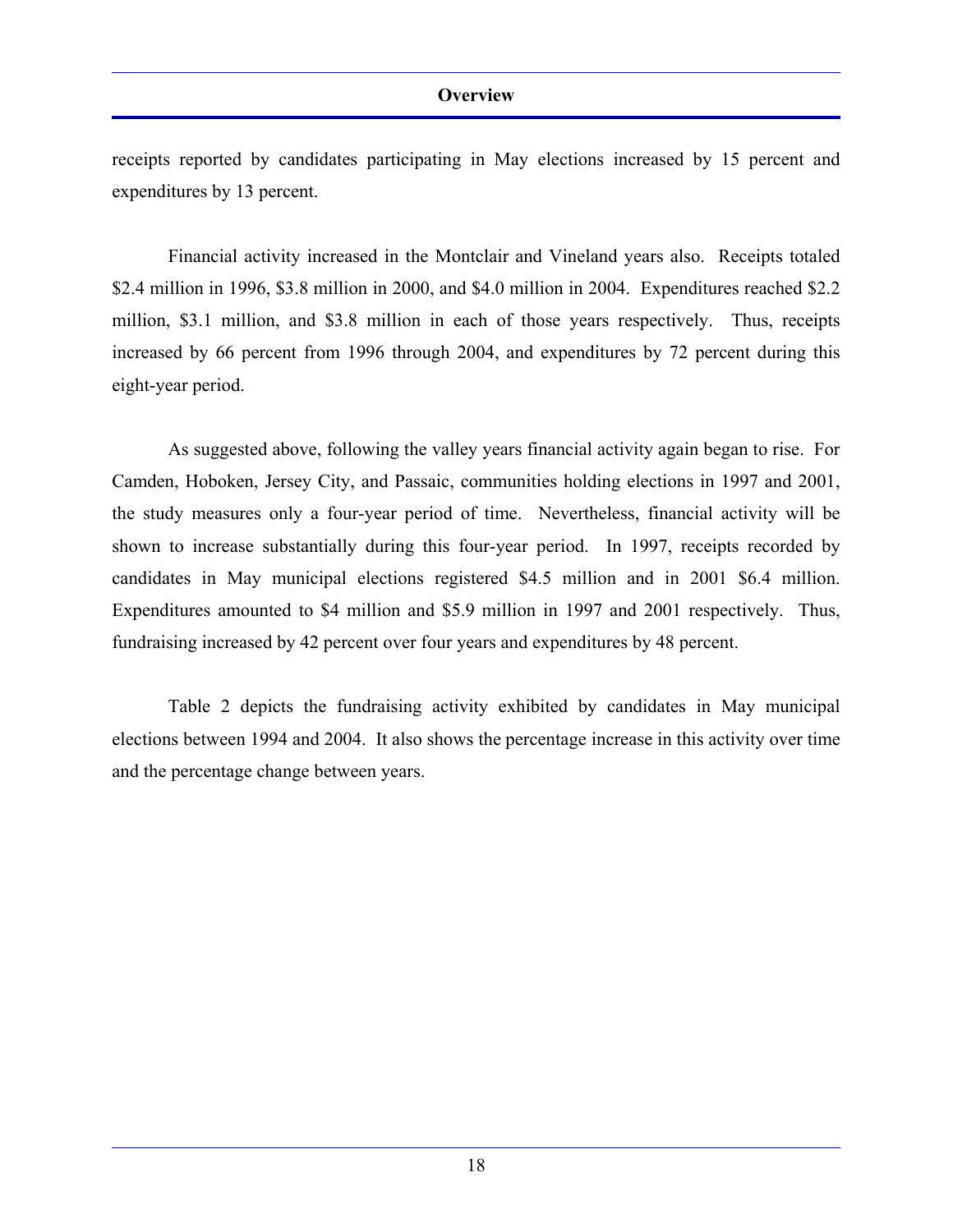receipts reported by candidates participating in May elections increased by 15 percent and expenditures by 13 percent.

Financial activity increased in the Montclair and Vineland years also. Receipts totaled \$2.4 million in 1996, \$3.8 million in 2000, and \$4.0 million in 2004. Expenditures reached \$2.2 million, \$3.1 million, and \$3.8 million in each of those years respectively. Thus, receipts increased by 66 percent from 1996 through 2004, and expenditures by 72 percent during this eight-year period.

As suggested above, following the valley years financial activity again began to rise. For Camden, Hoboken, Jersey City, and Passaic, communities holding elections in 1997 and 2001, the study measures only a four-year period of time. Nevertheless, financial activity will be shown to increase substantially during this four-year period. In 1997, receipts recorded by candidates in May municipal elections registered \$4.5 million and in 2001 \$6.4 million. Expenditures amounted to \$4 million and \$5.9 million in 1997 and 2001 respectively. Thus, fundraising increased by 42 percent over four years and expenditures by 48 percent.

Table 2 depicts the fundraising activity exhibited by candidates in May municipal elections between 1994 and 2004. It also shows the percentage increase in this activity over time and the percentage change between years.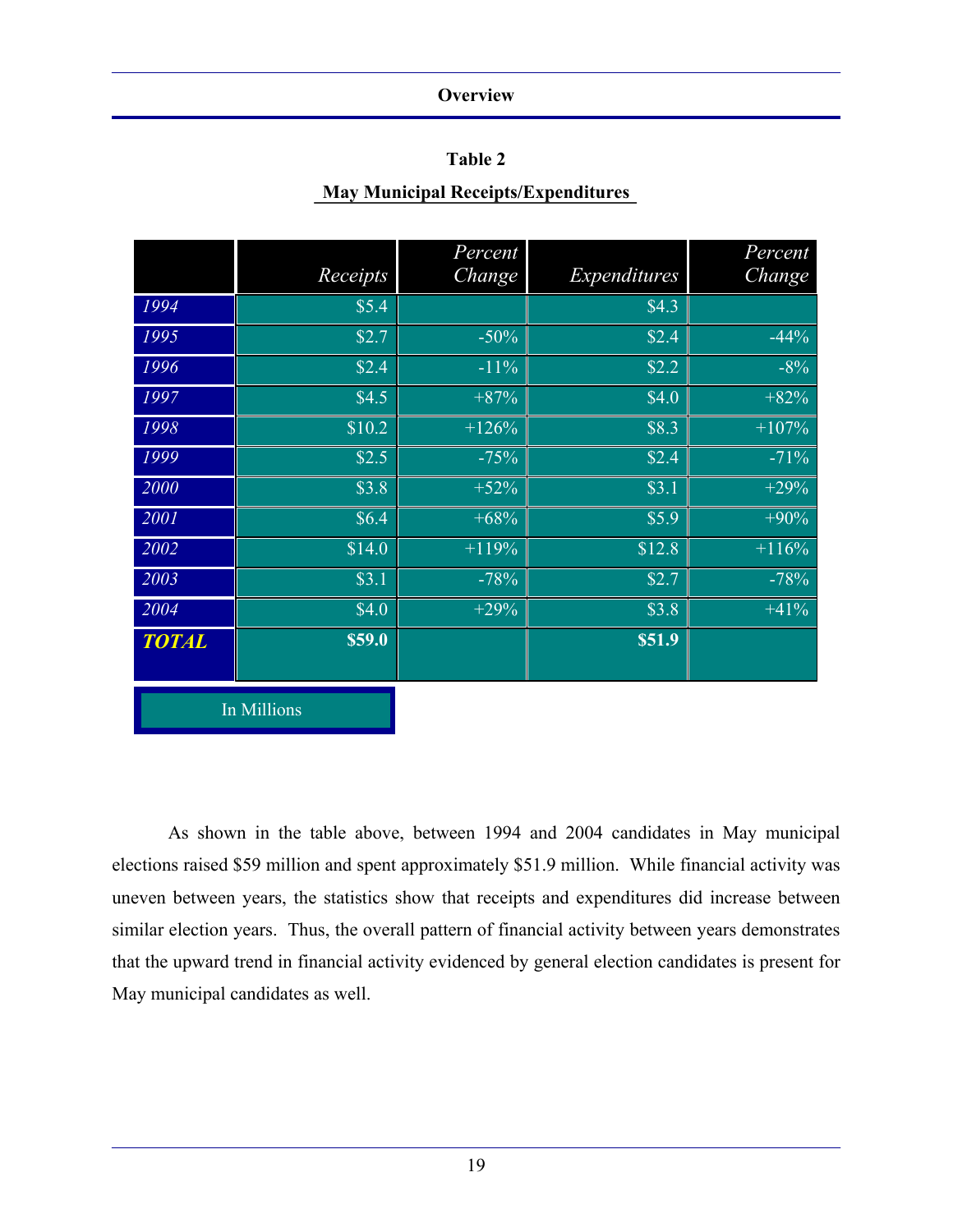**Table 2**

**May Municipal Receipts/Expenditures**

| | *Receipts* | *Percent Change* | *Expenditures* | *Percent Change* |
|---|---|---|---|---|
| *1994* | $5.4 | | $4.3 | |
| *1995* | $2.7 | -50% | $2.4 | -44% |
| *1996* | $2.4 | -11% | $2.2 | -8% |
| *1997* | $4.5 | +87% | $4.0 | +82% |
| *1998* | $10.2 | +126% | $8.3 | +107% |
| *1999* | $2.5 | -75% | $2.4 | -71% |
| *2000* | $3.8 | +52% | $3.1 | +29% |
| *2001* | $6.4 | +68% | $5.9 | +90% |
| *2002* | $14.0 | +119% | $12.8 | +116% |
| *2003* | $3.1 | -78% | $2.7 | -78% |
| *2004* | $4.0 | +29% | $3.8 | +41% |
| ***TOTAL*** | **$59.0** | | **$51.9** | |

In Millions

As shown in the table above, between 1994 and 2004 candidates in May municipal elections raised $59 million and spent approximately $51.9 million. While financial activity was uneven between years, the statistics show that receipts and expenditures did increase between similar election years. Thus, the overall pattern of financial activity between years demonstrates that the upward trend in financial activity evidenced by general election candidates is present for May municipal candidates as well.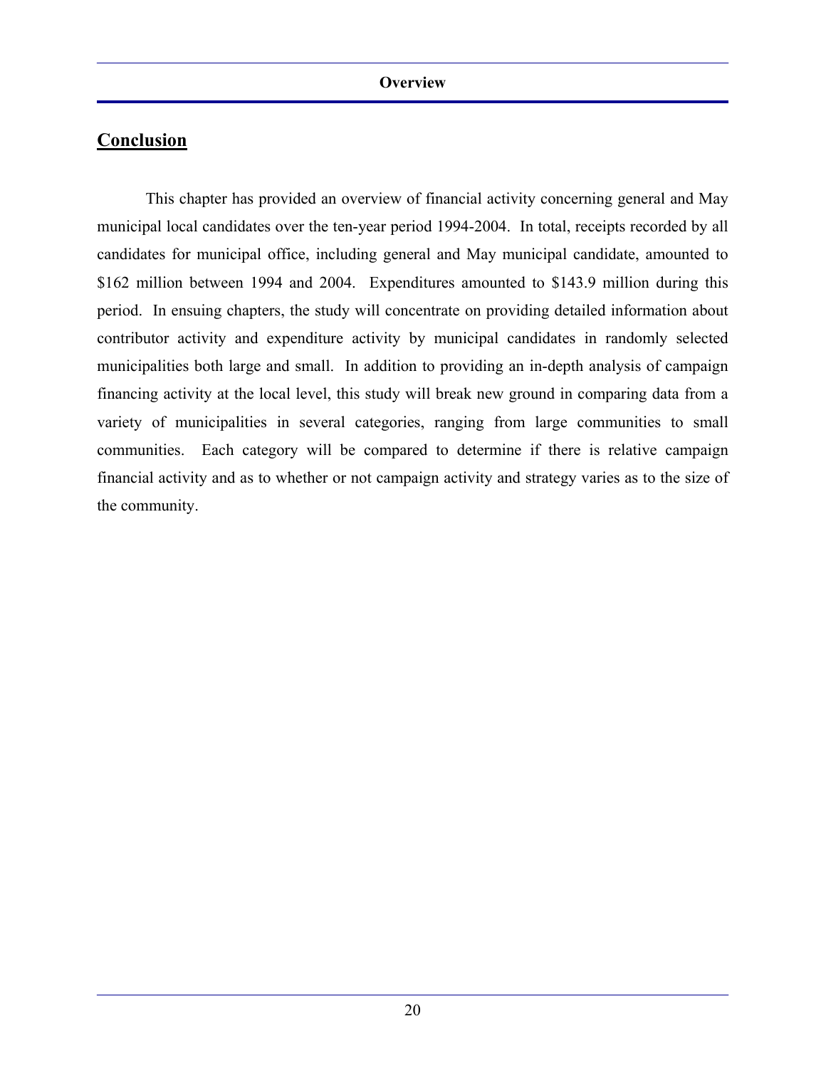## Conclusion

This chapter has provided an overview of financial activity concerning general and May municipal local candidates over the ten-year period 1994-2004. In total, receipts recorded by all candidates for municipal office, including general and May municipal candidate, amounted to $162 million between 1994 and 2004. Expenditures amounted to $143.9 million during this period. In ensuing chapters, the study will concentrate on providing detailed information about contributor activity and expenditure activity by municipal candidates in randomly selected municipalities both large and small. In addition to providing an in-depth analysis of campaign financing activity at the local level, this study will break new ground in comparing data from a variety of municipalities in several categories, ranging from large communities to small communities. Each category will be compared to determine if there is relative campaign financial activity and as to whether or not campaign activity and strategy varies as to the size of the community.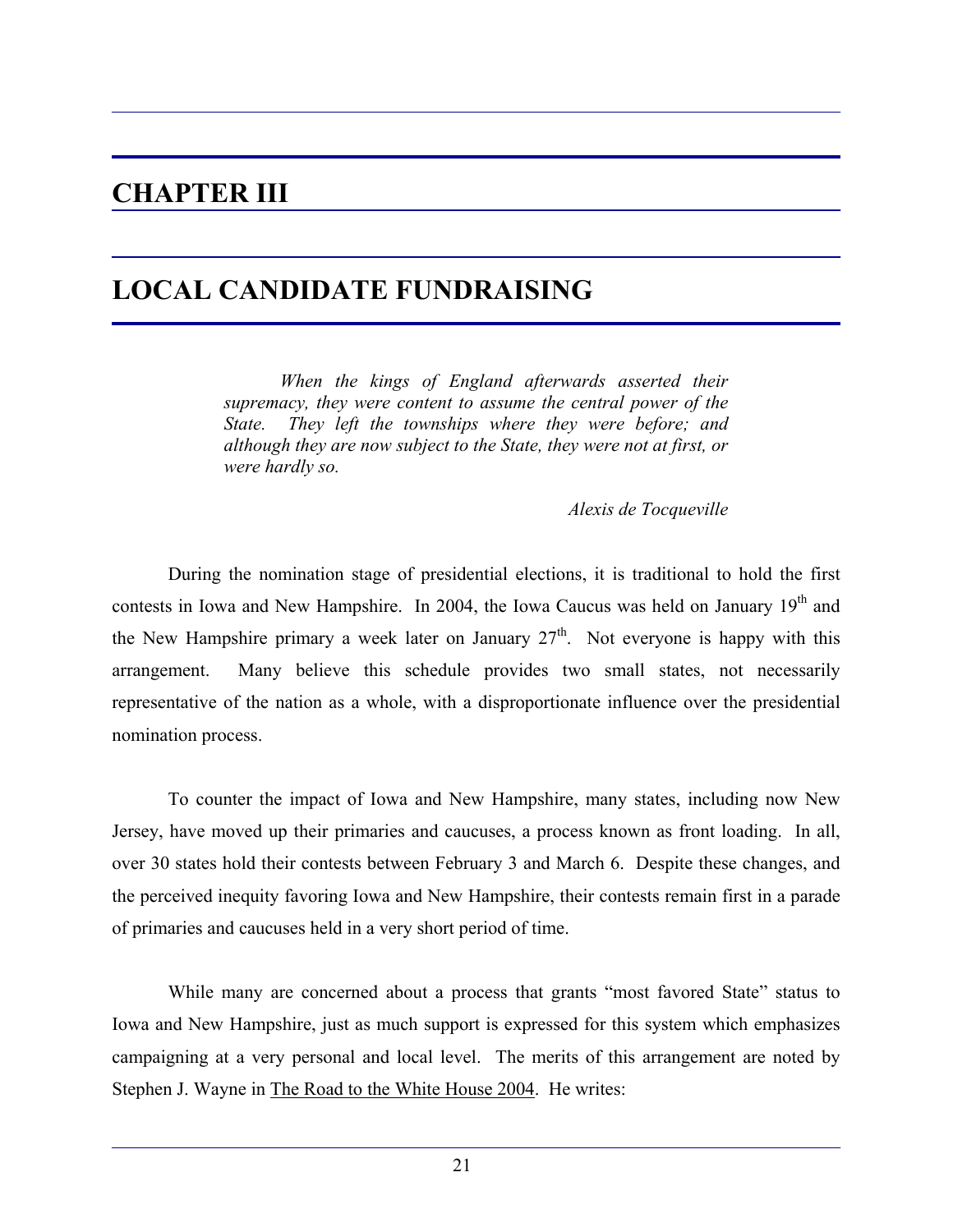# CHAPTER III

# LOCAL CANDIDATE FUNDRAISING

> *When the kings of England afterwards asserted their supremacy, they were content to assume the central power of the State. They left the townships where they were before; and although they are now subject to the State, they were not at first, or were hardly so.*
>
> *Alexis de Tocqueville*

During the nomination stage of presidential elections, it is traditional to hold the first contests in Iowa and New Hampshire. In 2004, the Iowa Caucus was held on January 19th and the New Hampshire primary a week later on January 27th. Not everyone is happy with this arrangement. Many believe this schedule provides two small states, not necessarily representative of the nation as a whole, with a disproportionate influence over the presidential nomination process.

To counter the impact of Iowa and New Hampshire, many states, including now New Jersey, have moved up their primaries and caucuses, a process known as front loading. In all, over 30 states hold their contests between February 3 and March 6. Despite these changes, and the perceived inequity favoring Iowa and New Hampshire, their contests remain first in a parade of primaries and caucuses held in a very short period of time.

While many are concerned about a process that grants "most favored State" status to Iowa and New Hampshire, just as much support is expressed for this system which emphasizes campaigning at a very personal and local level. The merits of this arrangement are noted by Stephen J. Wayne in The Road to the White House 2004. He writes: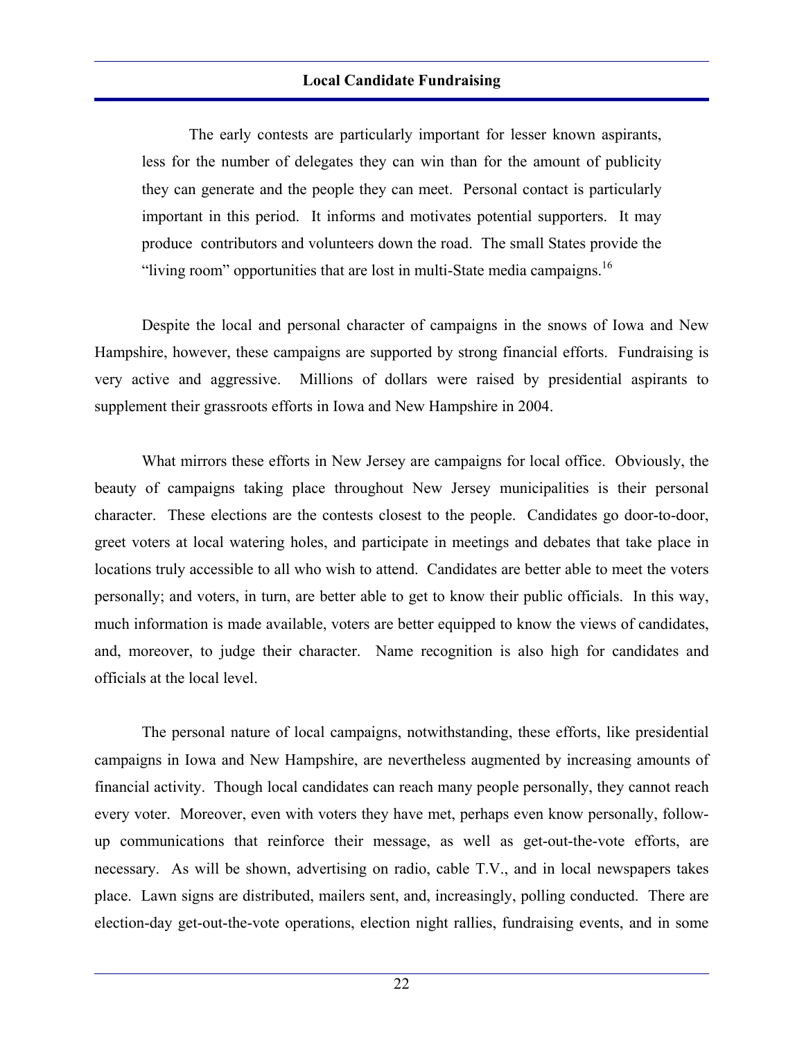> The early contests are particularly important for lesser known aspirants, less for the number of delegates they can win than for the amount of publicity they can generate and the people they can meet. Personal contact is particularly important in this period. It informs and motivates potential supporters. It may produce contributors and volunteers down the road. The small States provide the "living room" opportunities that are lost in multi-State media campaigns.[16]

Despite the local and personal character of campaigns in the snows of Iowa and New Hampshire, however, these campaigns are supported by strong financial efforts. Fundraising is very active and aggressive. Millions of dollars were raised by presidential aspirants to supplement their grassroots efforts in Iowa and New Hampshire in 2004.

What mirrors these efforts in New Jersey are campaigns for local office. Obviously, the beauty of campaigns taking place throughout New Jersey municipalities is their personal character. These elections are the contests closest to the people. Candidates go door-to-door, greet voters at local watering holes, and participate in meetings and debates that take place in locations truly accessible to all who wish to attend. Candidates are better able to meet the voters personally; and voters, in turn, are better able to get to know their public officials. In this way, much information is made available, voters are better equipped to know the views of candidates, and, moreover, to judge their character. Name recognition is also high for candidates and officials at the local level.

The personal nature of local campaigns, notwithstanding, these efforts, like presidential campaigns in Iowa and New Hampshire, are nevertheless augmented by increasing amounts of financial activity. Though local candidates can reach many people personally, they cannot reach every voter. Moreover, even with voters they have met, perhaps even know personally, follow-up communications that reinforce their message, as well as get-out-the-vote efforts, are necessary. As will be shown, advertising on radio, cable T.V., and in local newspapers takes place. Lawn signs are distributed, mailers sent, and, increasingly, polling conducted. There are election-day get-out-the-vote operations, election night rallies, fundraising events, and in some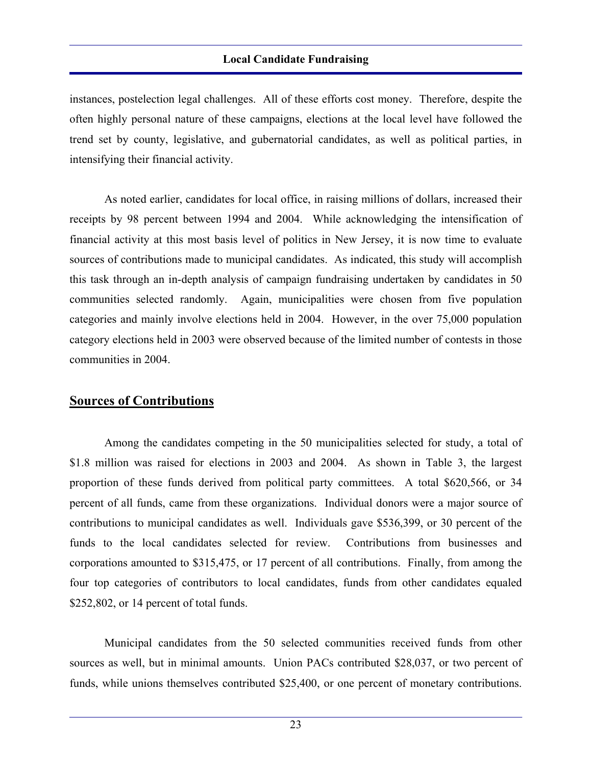instances, postelection legal challenges. All of these efforts cost money. Therefore, despite the often highly personal nature of these campaigns, elections at the local level have followed the trend set by county, legislative, and gubernatorial candidates, as well as political parties, in intensifying their financial activity.

As noted earlier, candidates for local office, in raising millions of dollars, increased their receipts by 98 percent between 1994 and 2004. While acknowledging the intensification of financial activity at this most basis level of politics in New Jersey, it is now time to evaluate sources of contributions made to municipal candidates. As indicated, this study will accomplish this task through an in-depth analysis of campaign fundraising undertaken by candidates in 50 communities selected randomly. Again, municipalities were chosen from five population categories and mainly involve elections held in 2004. However, in the over 75,000 population category elections held in 2003 were observed because of the limited number of contests in those communities in 2004.

## Sources of Contributions

Among the candidates competing in the 50 municipalities selected for study, a total of \$1.8 million was raised for elections in 2003 and 2004. As shown in Table 3, the largest proportion of these funds derived from political party committees. A total \$620,566, or 34 percent of all funds, came from these organizations. Individual donors were a major source of contributions to municipal candidates as well. Individuals gave \$536,399, or 30 percent of the funds to the local candidates selected for review. Contributions from businesses and corporations amounted to \$315,475, or 17 percent of all contributions. Finally, from among the four top categories of contributors to local candidates, funds from other candidates equaled \$252,802, or 14 percent of total funds.

Municipal candidates from the 50 selected communities received funds from other sources as well, but in minimal amounts. Union PACs contributed \$28,037, or two percent of funds, while unions themselves contributed \$25,400, or one percent of monetary contributions.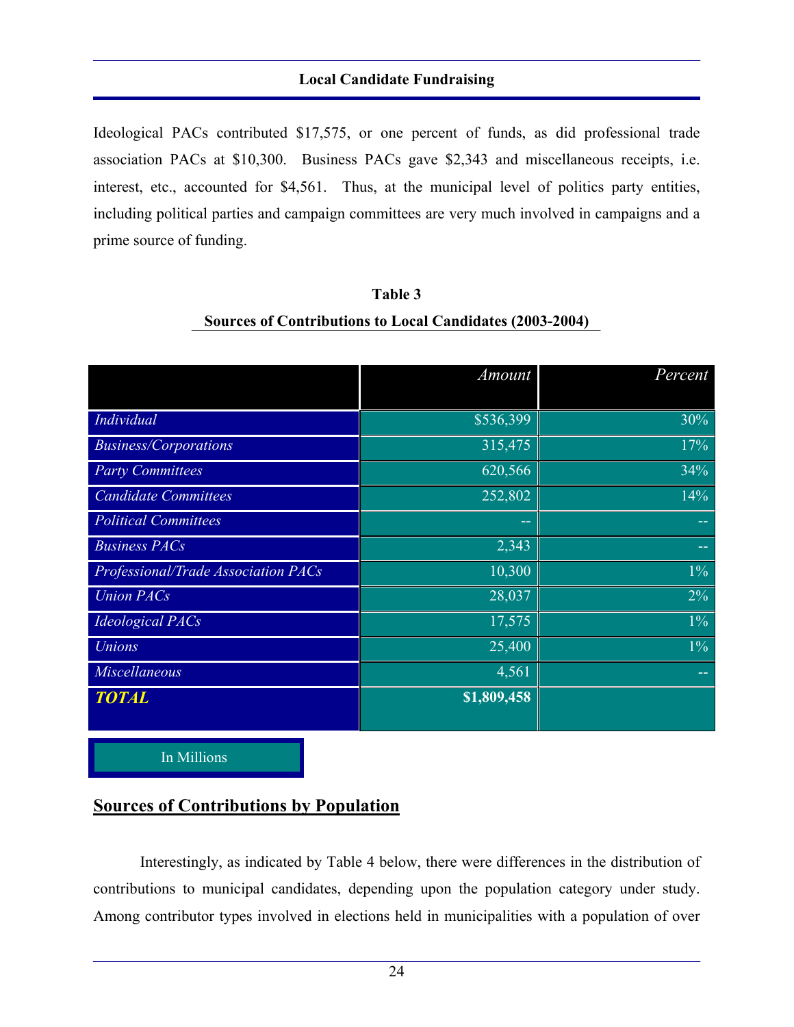Ideological PACs contributed $17,575, or one percent of funds, as did professional trade association PACs at $10,300. Business PACs gave $2,343 and miscellaneous receipts, i.e. interest, etc., accounted for $4,561. Thus, at the municipal level of politics party entities, including political parties and campaign committees are very much involved in campaigns and a prime source of funding.

**Table 3**

**Sources of Contributions to Local Candidates (2003-2004)**

| | *Amount* | *Percent* |
|---|---|---|
| *Individual* | $536,399 | 30% |
| *Business/Corporations* | 315,475 | 17% |
| *Party Committees* | 620,566 | 34% |
| *Candidate Committees* | 252,802 | 14% |
| *Political Committees* | -- | -- |
| *Business PACs* | 2,343 | -- |
| *Professional/Trade Association PACs* | 10,300 | 1% |
| *Union PACs* | 28,037 | 2% |
| *Ideological PACs* | 17,575 | 1% |
| *Unions* | 25,400 | 1% |
| *Miscellaneous* | 4,561 | -- |
| ***TOTAL*** | **$1,809,458** | |

In Millions

## Sources of Contributions by Population

Interestingly, as indicated by Table 4 below, there were differences in the distribution of contributions to municipal candidates, depending upon the population category under study. Among contributor types involved in elections held in municipalities with a population of over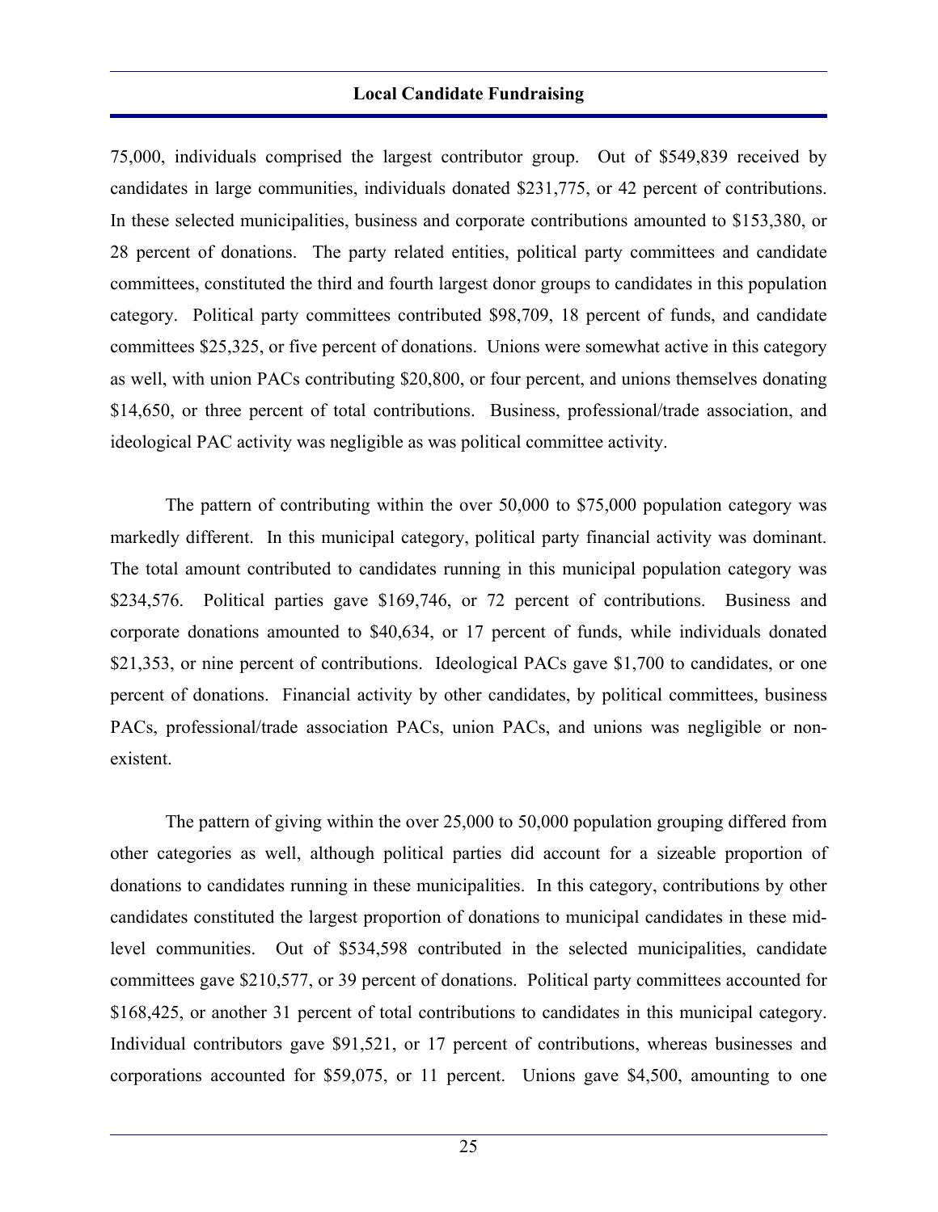75,000, individuals comprised the largest contributor group. Out of $549,839 received by candidates in large communities, individuals donated $231,775, or 42 percent of contributions. In these selected municipalities, business and corporate contributions amounted to $153,380, or 28 percent of donations. The party related entities, political party committees and candidate committees, constituted the third and fourth largest donor groups to candidates in this population category. Political party committees contributed $98,709, 18 percent of funds, and candidate committees $25,325, or five percent of donations. Unions were somewhat active in this category as well, with union PACs contributing $20,800, or four percent, and unions themselves donating $14,650, or three percent of total contributions. Business, professional/trade association, and ideological PAC activity was negligible as was political committee activity.

The pattern of contributing within the over 50,000 to $75,000 population category was markedly different. In this municipal category, political party financial activity was dominant. The total amount contributed to candidates running in this municipal population category was $234,576. Political parties gave $169,746, or 72 percent of contributions. Business and corporate donations amounted to $40,634, or 17 percent of funds, while individuals donated $21,353, or nine percent of contributions. Ideological PACs gave $1,700 to candidates, or one percent of donations. Financial activity by other candidates, by political committees, business PACs, professional/trade association PACs, union PACs, and unions was negligible or non-existent.

The pattern of giving within the over 25,000 to 50,000 population grouping differed from other categories as well, although political parties did account for a sizeable proportion of donations to candidates running in these municipalities. In this category, contributions by other candidates constituted the largest proportion of donations to municipal candidates in these mid-level communities. Out of $534,598 contributed in the selected municipalities, candidate committees gave $210,577, or 39 percent of donations. Political party committees accounted for $168,425, or another 31 percent of total contributions to candidates in this municipal category. Individual contributors gave $91,521, or 17 percent of contributions, whereas businesses and corporations accounted for $59,075, or 11 percent. Unions gave $4,500, amounting to one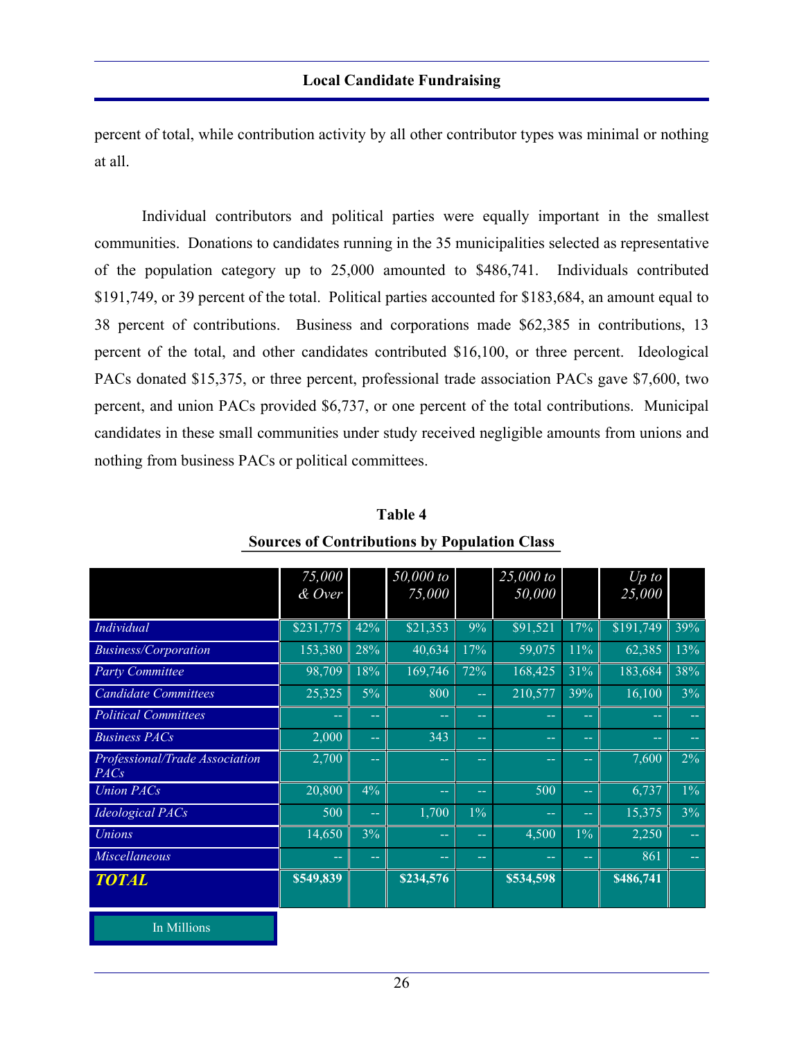percent of total, while contribution activity by all other contributor types was minimal or nothing at all.

Individual contributors and political parties were equally important in the smallest communities. Donations to candidates running in the 35 municipalities selected as representative of the population category up to 25,000 amounted to $486,741. Individuals contributed $191,749, or 39 percent of the total. Political parties accounted for $183,684, an amount equal to 38 percent of contributions. Business and corporations made $62,385 in contributions, 13 percent of the total, and other candidates contributed $16,100, or three percent. Ideological PACs donated $15,375, or three percent, professional trade association PACs gave $7,600, two percent, and union PACs provided $6,737, or one percent of the total contributions. Municipal candidates in these small communities under study received negligible amounts from unions and nothing from business PACs or political committees.

**Table 4**

**Sources of Contributions by Population Class**

| | *75,000 & Over* | | *50,000 to 75,000* | | *25,000 to 50,000* | | *Up to 25,000* | |
|---|---|---|---|---|---|---|---|---|
| *Individual* | $231,775 | 42% | $21,353 | 9% | $91,521 | 17% | $191,749 | 39% |
| *Business/Corporation* | 153,380 | 28% | 40,634 | 17% | 59,075 | 11% | 62,385 | 13% |
| *Party Committee* | 98,709 | 18% | 169,746 | 72% | 168,425 | 31% | 183,684 | 38% |
| *Candidate Committees* | 25,325 | 5% | 800 | -- | 210,577 | 39% | 16,100 | 3% |
| *Political Committees* | -- | -- | -- | -- | -- | -- | -- | -- |
| *Business PACs* | 2,000 | -- | 343 | -- | -- | -- | -- | -- |
| *Professional/Trade Association PACs* | 2,700 | -- | -- | -- | -- | -- | 7,600 | 2% |
| *Union PACs* | 20,800 | 4% | -- | -- | 500 | -- | 6,737 | 1% |
| *Ideological PACs* | 500 | -- | 1,700 | 1% | -- | -- | 15,375 | 3% |
| *Unions* | 14,650 | 3% | -- | -- | 4,500 | 1% | 2,250 | -- |
| *Miscellaneous* | -- | -- | -- | -- | -- | -- | 861 | -- |
| ***TOTAL*** | **$549,839** | | **$234,576** | | **$534,598** | | **$486,741** | |

In Millions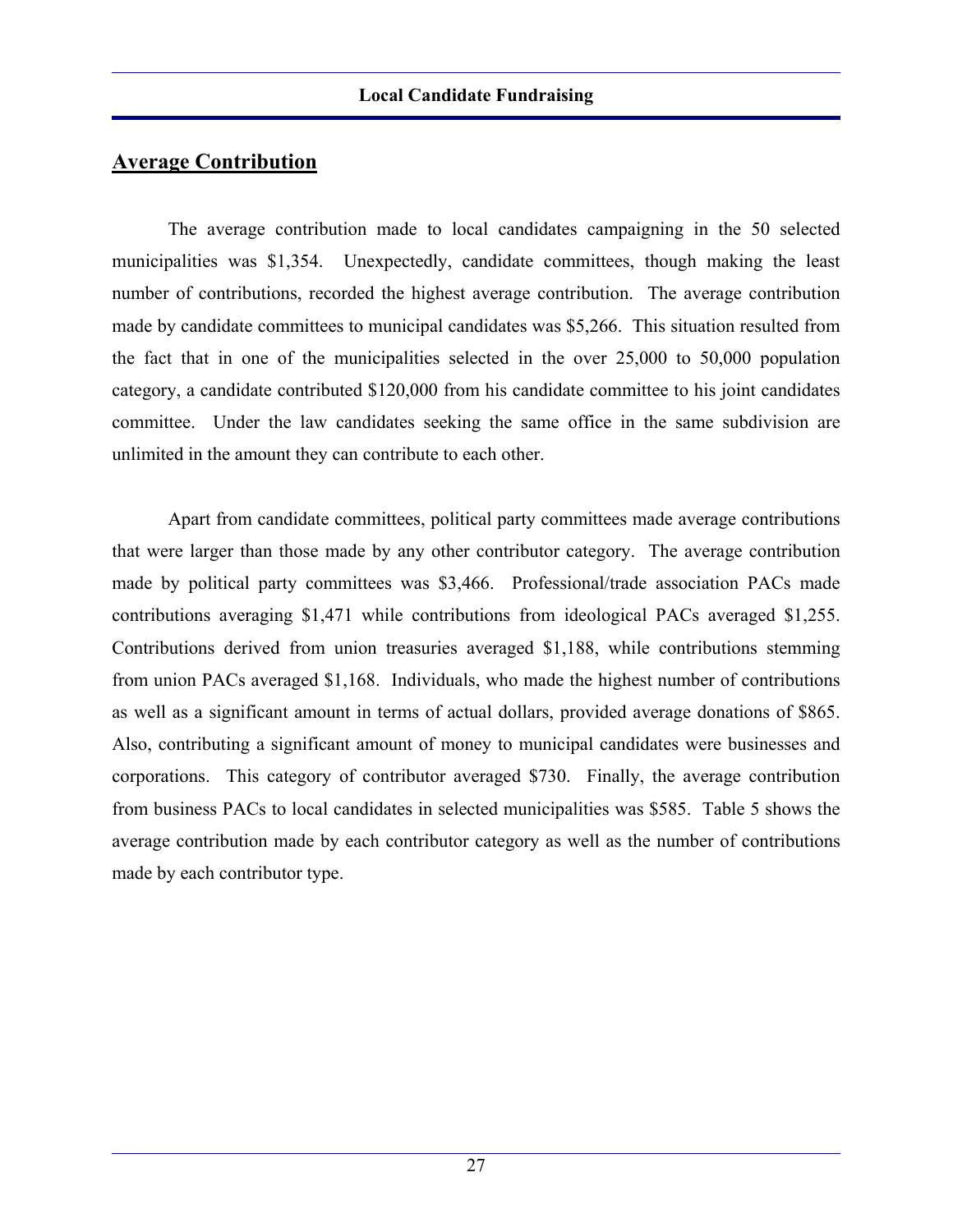## Average Contribution

The average contribution made to local candidates campaigning in the 50 selected municipalities was $1,354. Unexpectedly, candidate committees, though making the least number of contributions, recorded the highest average contribution. The average contribution made by candidate committees to municipal candidates was $5,266. This situation resulted from the fact that in one of the municipalities selected in the over 25,000 to 50,000 population category, a candidate contributed $120,000 from his candidate committee to his joint candidates committee. Under the law candidates seeking the same office in the same subdivision are unlimited in the amount they can contribute to each other.

Apart from candidate committees, political party committees made average contributions that were larger than those made by any other contributor category. The average contribution made by political party committees was $3,466. Professional/trade association PACs made contributions averaging $1,471 while contributions from ideological PACs averaged $1,255. Contributions derived from union treasuries averaged $1,188, while contributions stemming from union PACs averaged $1,168. Individuals, who made the highest number of contributions as well as a significant amount in terms of actual dollars, provided average donations of $865. Also, contributing a significant amount of money to municipal candidates were businesses and corporations. This category of contributor averaged $730. Finally, the average contribution from business PACs to local candidates in selected municipalities was $585. Table 5 shows the average contribution made by each contributor category as well as the number of contributions made by each contributor type.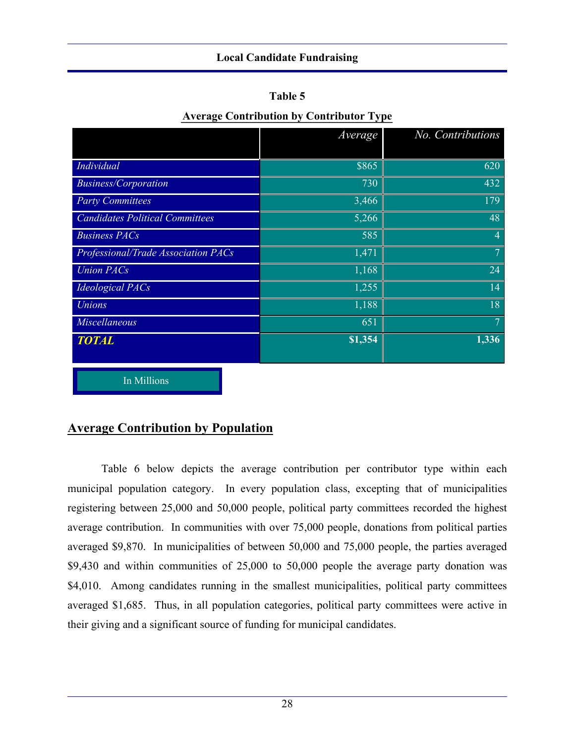**Table 5**

**Average Contribution by Contributor Type**

| | *Average* | *No. Contributions* |
|---|---|---|
| *Individual* | $865 | 620 |
| *Business/Corporation* | 730 | 432 |
| *Party Committees* | 3,466 | 179 |
| *Candidates Political Committees* | 5,266 | 48 |
| *Business PACs* | 585 | 4 |
| *Professional/Trade Association PACs* | 1,471 | 7 |
| *Union PACs* | 1,168 | 24 |
| *Ideological PACs* | 1,255 | 14 |
| *Unions* | 1,188 | 18 |
| *Miscellaneous* | 651 | 7 |
| ***TOTAL*** | **$1,354** | **1,336** |

In Millions

## Average Contribution by Population

Table 6 below depicts the average contribution per contributor type within each municipal population category. In every population class, excepting that of municipalities registering between 25,000 and 50,000 people, political party committees recorded the highest average contribution. In communities with over 75,000 people, donations from political parties averaged $9,870. In municipalities of between 50,000 and 75,000 people, the parties averaged $9,430 and within communities of 25,000 to 50,000 people the average party donation was $4,010. Among candidates running in the smallest municipalities, political party committees averaged $1,685. Thus, in all population categories, political party committees were active in their giving and a significant source of funding for municipal candidates.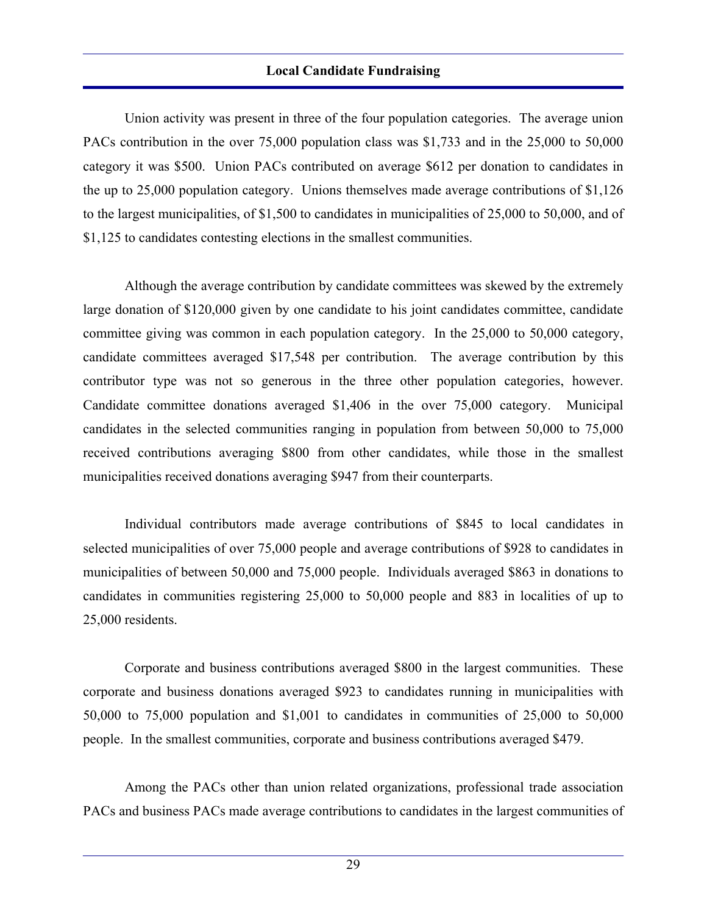Union activity was present in three of the four population categories. The average union PACs contribution in the over 75,000 population class was $1,733 and in the 25,000 to 50,000 category it was $500. Union PACs contributed on average $612 per donation to candidates in the up to 25,000 population category. Unions themselves made average contributions of $1,126 to the largest municipalities, of $1,500 to candidates in municipalities of 25,000 to 50,000, and of $1,125 to candidates contesting elections in the smallest communities.

Although the average contribution by candidate committees was skewed by the extremely large donation of $120,000 given by one candidate to his joint candidates committee, candidate committee giving was common in each population category. In the 25,000 to 50,000 category, candidate committees averaged $17,548 per contribution. The average contribution by this contributor type was not so generous in the three other population categories, however. Candidate committee donations averaged $1,406 in the over 75,000 category. Municipal candidates in the selected communities ranging in population from between 50,000 to 75,000 received contributions averaging $800 from other candidates, while those in the smallest municipalities received donations averaging $947 from their counterparts.

Individual contributors made average contributions of $845 to local candidates in selected municipalities of over 75,000 people and average contributions of $928 to candidates in municipalities of between 50,000 and 75,000 people. Individuals averaged $863 in donations to candidates in communities registering 25,000 to 50,000 people and 883 in localities of up to 25,000 residents.

Corporate and business contributions averaged $800 in the largest communities. These corporate and business donations averaged $923 to candidates running in municipalities with 50,000 to 75,000 population and $1,001 to candidates in communities of 25,000 to 50,000 people. In the smallest communities, corporate and business contributions averaged $479.

Among the PACs other than union related organizations, professional trade association PACs and business PACs made average contributions to candidates in the largest communities of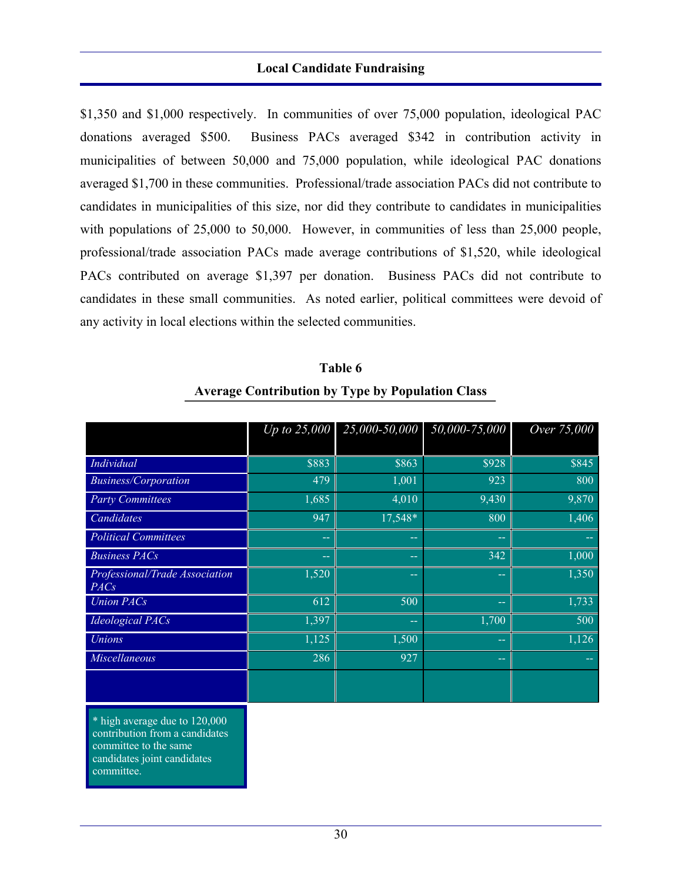$1,350 and $1,000 respectively. In communities of over 75,000 population, ideological PAC donations averaged $500. Business PACs averaged $342 in contribution activity in municipalities of between 50,000 and 75,000 population, while ideological PAC donations averaged $1,700 in these communities. Professional/trade association PACs did not contribute to candidates in municipalities of this size, nor did they contribute to candidates in municipalities with populations of 25,000 to 50,000. However, in communities of less than 25,000 people, professional/trade association PACs made average contributions of $1,520, while ideological PACs contributed on average $1,397 per donation. Business PACs did not contribute to candidates in these small communities. As noted earlier, political committees were devoid of any activity in local elections within the selected communities.

**Table 6**

**Average Contribution by Type by Population Class**

| | *Up to 25,000* | *25,000-50,000* | *50,000-75,000* | *Over 75,000* |
|---|---|---|---|---|
| *Individual* | $883 | $863 | $928 | $845 |
| *Business/Corporation* | 479 | 1,001 | 923 | 800 |
| *Party Committees* | 1,685 | 4,010 | 9,430 | 9,870 |
| *Candidates* | 947 | 17,548* | 800 | 1,406 |
| *Political Committees* | -- | -- | -- | -- |
| *Business PACs* | -- | -- | 342 | 1,000 |
| *Professional/Trade Association PACs* | 1,520 | -- | -- | 1,350 |
| *Union PACs* | 612 | 500 | -- | 1,733 |
| *Ideological PACs* | 1,397 | -- | 1,700 | 500 |
| *Unions* | 1,125 | 1,500 | -- | 1,126 |
| *Miscellaneous* | 286 | 927 | -- | -- |

* high average due to 120,000 contribution from a candidates committee to the same candidates joint candidates committee.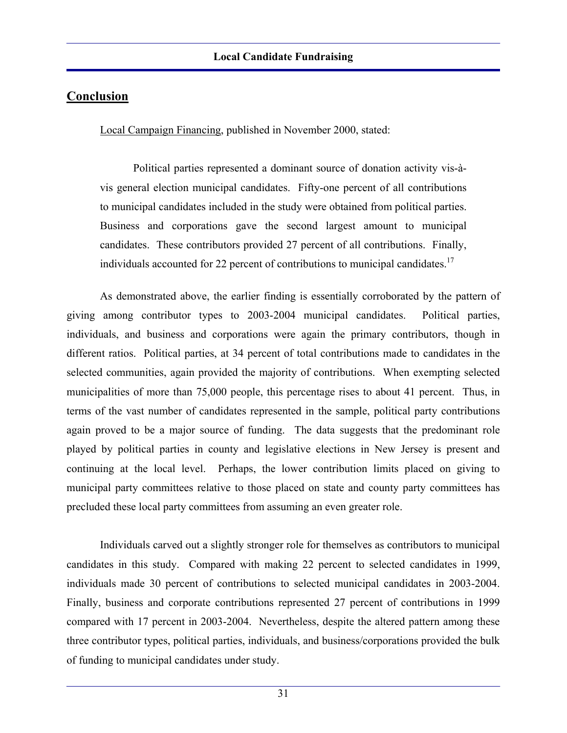## Conclusion

Local Campaign Financing, published in November 2000, stated:

> Political parties represented a dominant source of donation activity vis-à-vis general election municipal candidates. Fifty-one percent of all contributions to municipal candidates included in the study were obtained from political parties. Business and corporations gave the second largest amount to municipal candidates. These contributors provided 27 percent of all contributions. Finally, individuals accounted for 22 percent of contributions to municipal candidates.[17]

As demonstrated above, the earlier finding is essentially corroborated by the pattern of giving among contributor types to 2003-2004 municipal candidates. Political parties, individuals, and business and corporations were again the primary contributors, though in different ratios. Political parties, at 34 percent of total contributions made to candidates in the selected communities, again provided the majority of contributions. When exempting selected municipalities of more than 75,000 people, this percentage rises to about 41 percent. Thus, in terms of the vast number of candidates represented in the sample, political party contributions again proved to be a major source of funding. The data suggests that the predominant role played by political parties in county and legislative elections in New Jersey is present and continuing at the local level. Perhaps, the lower contribution limits placed on giving to municipal party committees relative to those placed on state and county party committees has precluded these local party committees from assuming an even greater role.

Individuals carved out a slightly stronger role for themselves as contributors to municipal candidates in this study. Compared with making 22 percent to selected candidates in 1999, individuals made 30 percent of contributions to selected municipal candidates in 2003-2004. Finally, business and corporate contributions represented 27 percent of contributions in 1999 compared with 17 percent in 2003-2004. Nevertheless, despite the altered pattern among these three contributor types, political parties, individuals, and business/corporations provided the bulk of funding to municipal candidates under study.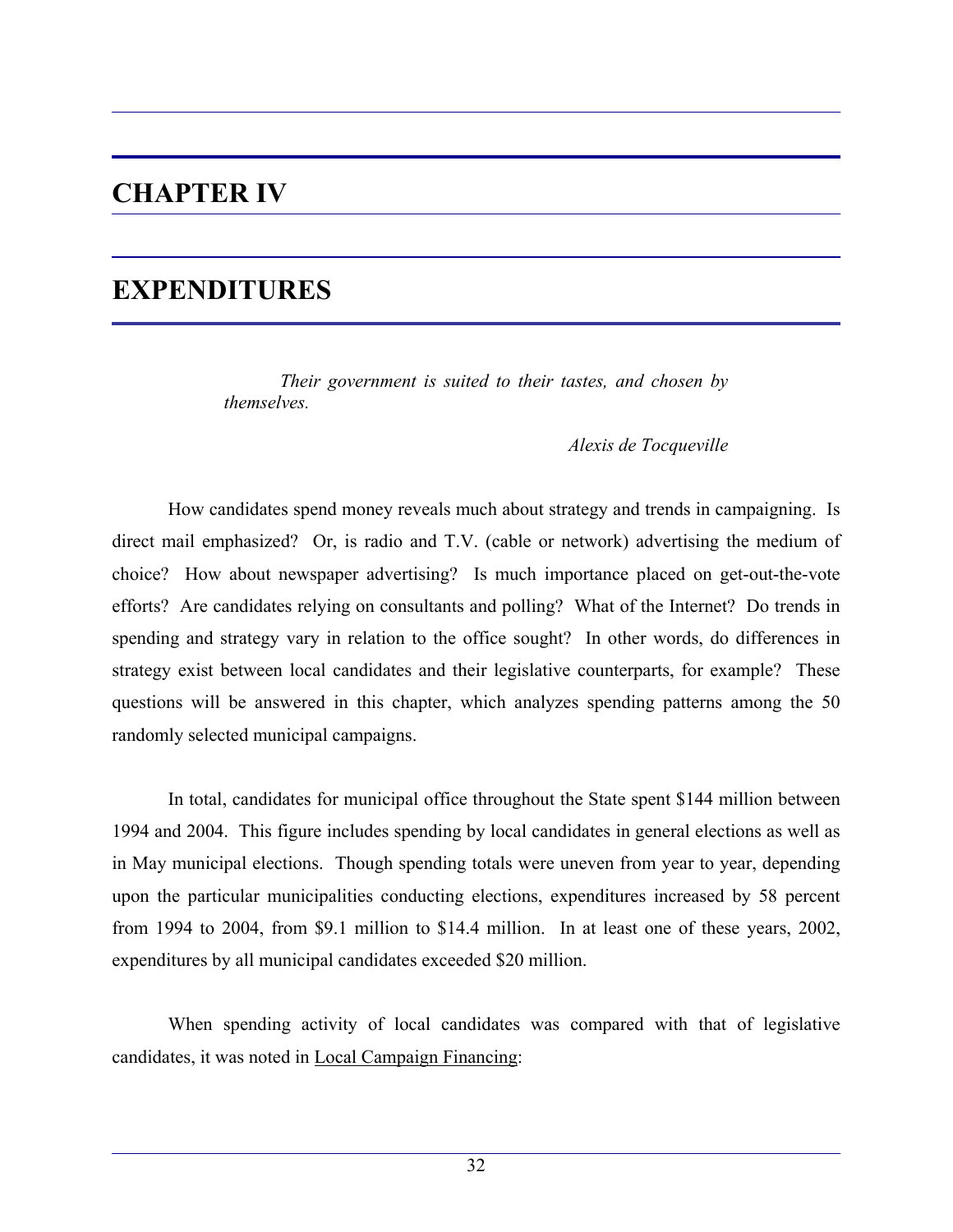# CHAPTER IV

# EXPENDITURES

> *Their government is suited to their tastes, and chosen by themselves.*
>
> *Alexis de Tocqueville*

How candidates spend money reveals much about strategy and trends in campaigning. Is direct mail emphasized? Or, is radio and T.V. (cable or network) advertising the medium of choice? How about newspaper advertising? Is much importance placed on get-out-the-vote efforts? Are candidates relying on consultants and polling? What of the Internet? Do trends in spending and strategy vary in relation to the office sought? In other words, do differences in strategy exist between local candidates and their legislative counterparts, for example? These questions will be answered in this chapter, which analyzes spending patterns among the 50 randomly selected municipal campaigns.

In total, candidates for municipal office throughout the State spent $144 million between 1994 and 2004. This figure includes spending by local candidates in general elections as well as in May municipal elections. Though spending totals were uneven from year to year, depending upon the particular municipalities conducting elections, expenditures increased by 58 percent from 1994 to 2004, from $9.1 million to $14.4 million. In at least one of these years, 2002, expenditures by all municipal candidates exceeded $20 million.

When spending activity of local candidates was compared with that of legislative candidates, it was noted in Local Campaign Financing: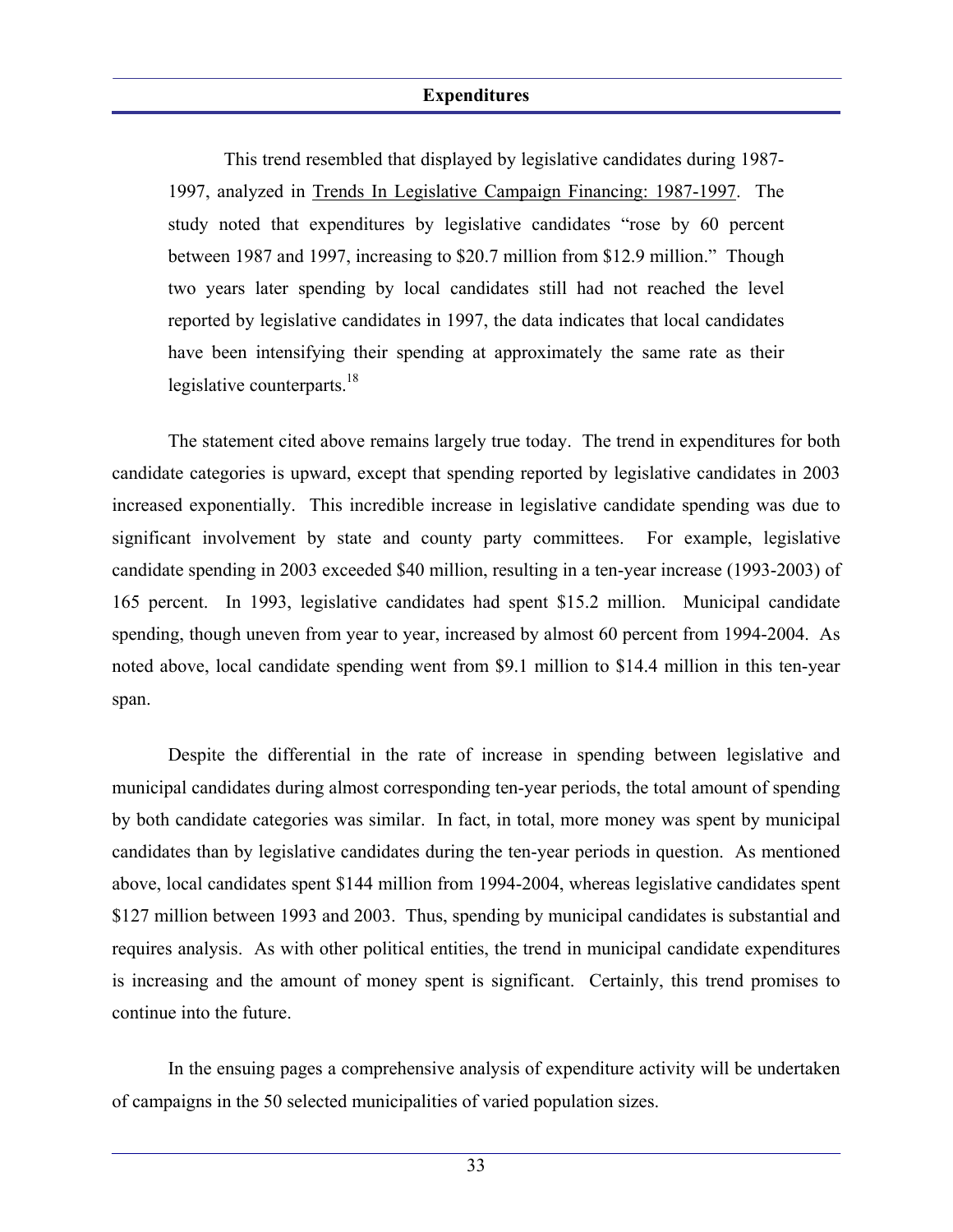> This trend resembled that displayed by legislative candidates during 1987-1997, analyzed in Trends In Legislative Campaign Financing: 1987-1997. The study noted that expenditures by legislative candidates "rose by 60 percent between 1987 and 1997, increasing to $20.7 million from $12.9 million." Though two years later spending by local candidates still had not reached the level reported by legislative candidates in 1997, the data indicates that local candidates have been intensifying their spending at approximately the same rate as their legislative counterparts.[18]

The statement cited above remains largely true today. The trend in expenditures for both candidate categories is upward, except that spending reported by legislative candidates in 2003 increased exponentially. This incredible increase in legislative candidate spending was due to significant involvement by state and county party committees. For example, legislative candidate spending in 2003 exceeded $40 million, resulting in a ten-year increase (1993-2003) of 165 percent. In 1993, legislative candidates had spent $15.2 million. Municipal candidate spending, though uneven from year to year, increased by almost 60 percent from 1994-2004. As noted above, local candidate spending went from $9.1 million to $14.4 million in this ten-year span.

Despite the differential in the rate of increase in spending between legislative and municipal candidates during almost corresponding ten-year periods, the total amount of spending by both candidate categories was similar. In fact, in total, more money was spent by municipal candidates than by legislative candidates during the ten-year periods in question. As mentioned above, local candidates spent $144 million from 1994-2004, whereas legislative candidates spent $127 million between 1993 and 2003. Thus, spending by municipal candidates is substantial and requires analysis. As with other political entities, the trend in municipal candidate expenditures is increasing and the amount of money spent is significant. Certainly, this trend promises to continue into the future.

In the ensuing pages a comprehensive analysis of expenditure activity will be undertaken of campaigns in the 50 selected municipalities of varied population sizes.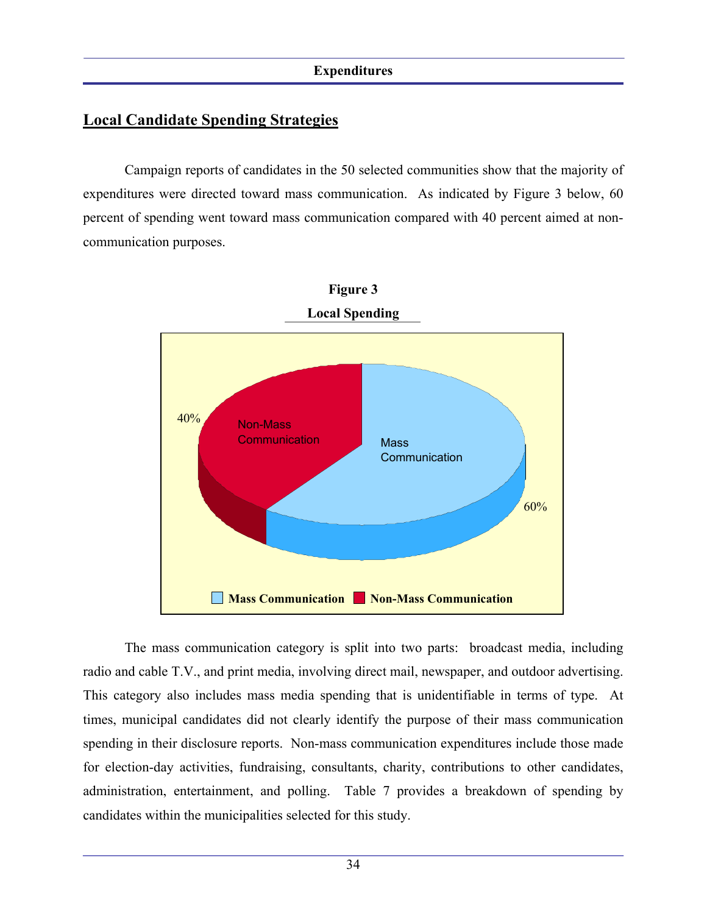## Local Candidate Spending Strategies

Campaign reports of candidates in the 50 selected communities show that the majority of expenditures were directed toward mass communication. As indicated by Figure 3 below, 60 percent of spending went toward mass communication compared with 40 percent aimed at non-communication purposes.

**Figure 3**

**Local Spending**

The mass communication category is split into two parts: broadcast media, including radio and cable T.V., and print media, involving direct mail, newspaper, and outdoor advertising. This category also includes mass media spending that is unidentifiable in terms of type. At times, municipal candidates did not clearly identify the purpose of their mass communication spending in their disclosure reports. Non-mass communication expenditures include those made for election-day activities, fundraising, consultants, charity, contributions to other candidates, administration, entertainment, and polling. Table 7 provides a breakdown of spending by candidates within the municipalities selected for this study.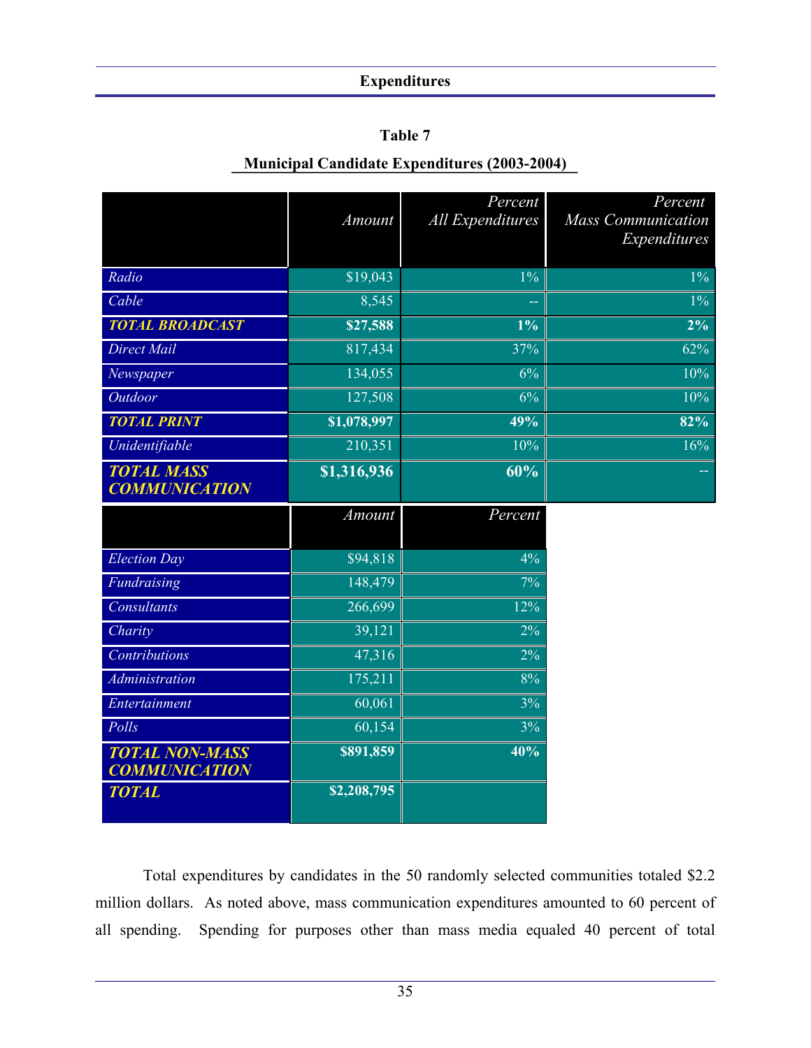**Table 7**

**Municipal Candidate Expenditures (2003-2004)**

| | *Amount* | *Percent All Expenditures* | *Percent Mass Communication Expenditures* |
|---|---|---|---|
| *Radio* | $19,043 | 1% | 1% |
| *Cable* | 8,545 | -- | 1% |
| ***TOTAL BROADCAST*** | **$27,588** | **1%** | **2%** |
| *Direct Mail* | 817,434 | 37% | 62% |
| *Newspaper* | 134,055 | 6% | 10% |
| *Outdoor* | 127,508 | 6% | 10% |
| ***TOTAL PRINT*** | **$1,078,997** | **49%** | **82%** |
| *Unidentifiable* | 210,351 | 10% | 16% |
| ***TOTAL MASS COMMUNICATION*** | **$1,316,936** | **60%** | -- |
| | *Amount* | *Percent* | |
| *Election Day* | $94,818 | 4% | |
| *Fundraising* | 148,479 | 7% | |
| *Consultants* | 266,699 | 12% | |
| *Charity* | 39,121 | 2% | |
| *Contributions* | 47,316 | 2% | |
| *Administration* | 175,211 | 8% | |
| *Entertainment* | 60,061 | 3% | |
| *Polls* | 60,154 | 3% | |
| ***TOTAL NON-MASS COMMUNICATION*** | **$891,859** | **40%** | |
| ***TOTAL*** | **$2,208,795** | | |

Total expenditures by candidates in the 50 randomly selected communities totaled $2.2 million dollars. As noted above, mass communication expenditures amounted to 60 percent of all spending. Spending for purposes other than mass media equaled 40 percent of total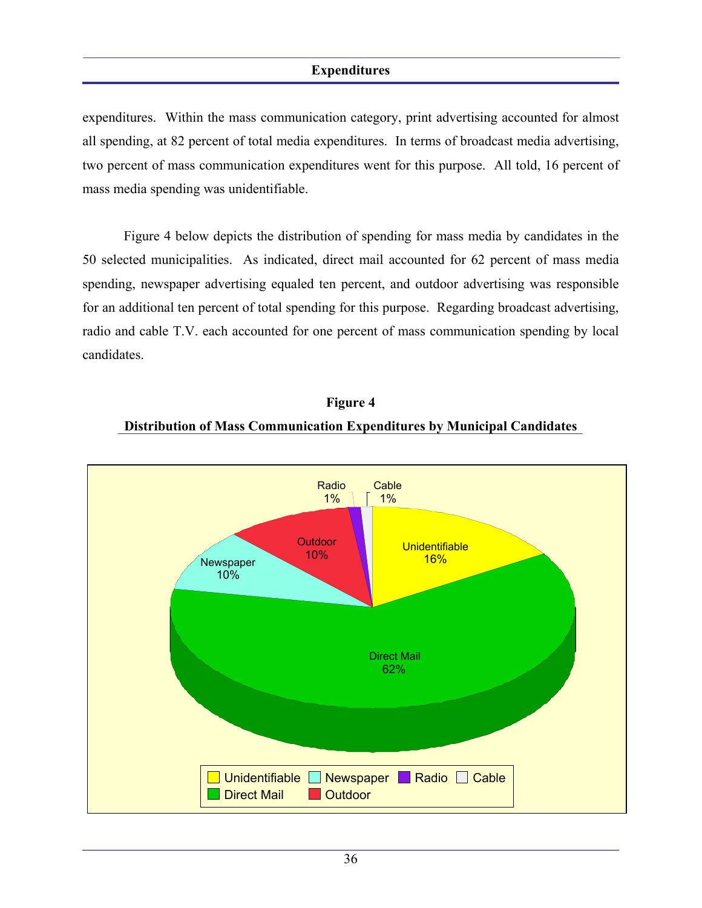expenditures. Within the mass communication category, print advertising accounted for almost all spending, at 82 percent of total media expenditures. In terms of broadcast media advertising, two percent of mass communication expenditures went for this purpose. All told, 16 percent of mass media spending was unidentifiable.

Figure 4 below depicts the distribution of spending for mass media by candidates in the 50 selected municipalities. As indicated, direct mail accounted for 62 percent of mass media spending, newspaper advertising equaled ten percent, and outdoor advertising was responsible for an additional ten percent of total spending for this purpose. Regarding broadcast advertising, radio and cable T.V. each accounted for one percent of mass communication spending by local candidates.

**Figure 4**

**Distribution of Mass Communication Expenditures by Municipal Candidates**

| Category | Percent |
|---|---|
| Unidentifiable | 16% |
| Direct Mail | 62% |
| Newspaper | 10% |
| Outdoor | 10% |
| Radio | 1% |
| Cable | 1% |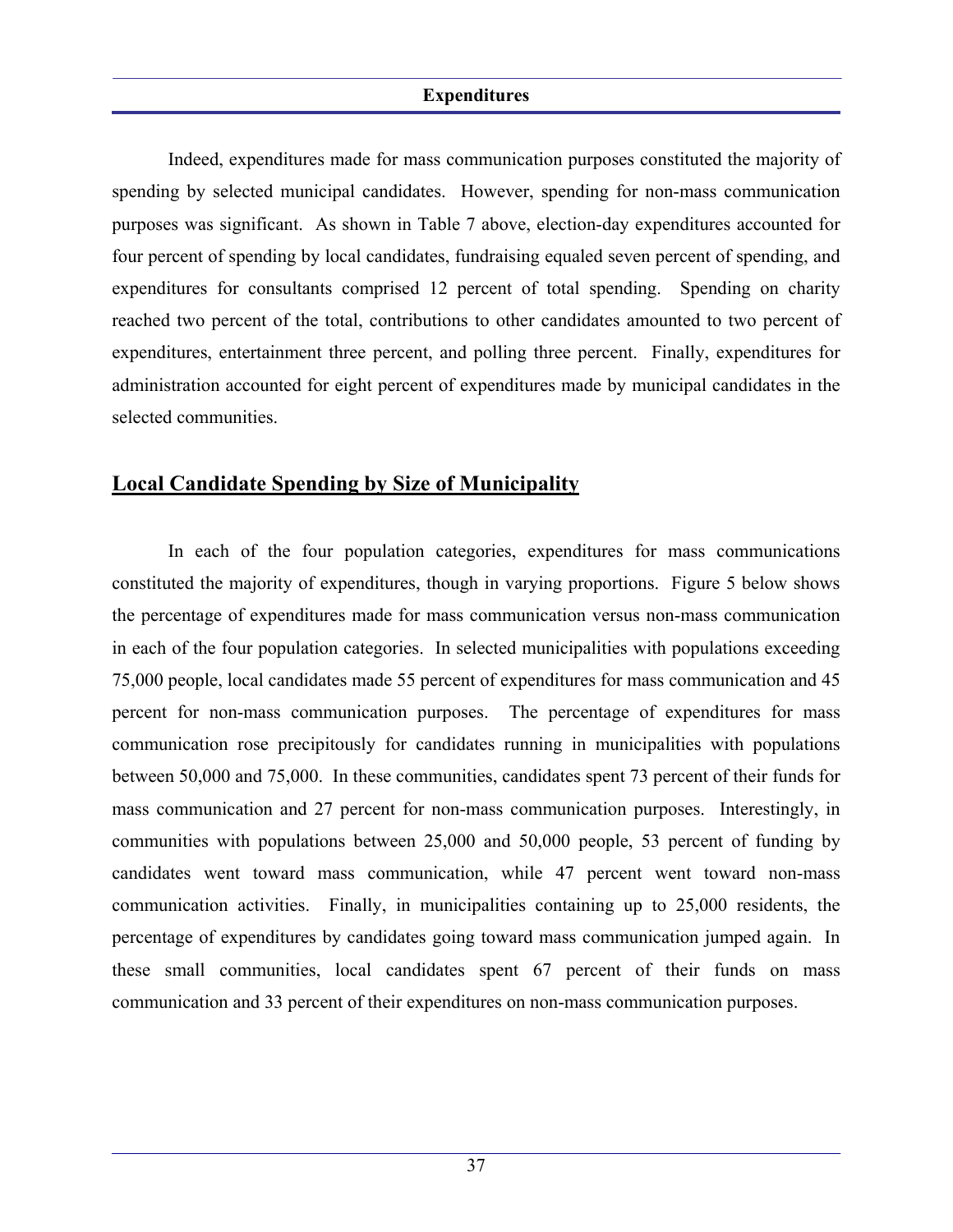Indeed, expenditures made for mass communication purposes constituted the majority of spending by selected municipal candidates. However, spending for non-mass communication purposes was significant. As shown in Table 7 above, election-day expenditures accounted for four percent of spending by local candidates, fundraising equaled seven percent of spending, and expenditures for consultants comprised 12 percent of total spending. Spending on charity reached two percent of the total, contributions to other candidates amounted to two percent of expenditures, entertainment three percent, and polling three percent. Finally, expenditures for administration accounted for eight percent of expenditures made by municipal candidates in the selected communities.

## Local Candidate Spending by Size of Municipality

In each of the four population categories, expenditures for mass communications constituted the majority of expenditures, though in varying proportions. Figure 5 below shows the percentage of expenditures made for mass communication versus non-mass communication in each of the four population categories. In selected municipalities with populations exceeding 75,000 people, local candidates made 55 percent of expenditures for mass communication and 45 percent for non-mass communication purposes. The percentage of expenditures for mass communication rose precipitously for candidates running in municipalities with populations between 50,000 and 75,000. In these communities, candidates spent 73 percent of their funds for mass communication and 27 percent for non-mass communication purposes. Interestingly, in communities with populations between 25,000 and 50,000 people, 53 percent of funding by candidates went toward mass communication, while 47 percent went toward non-mass communication activities. Finally, in municipalities containing up to 25,000 residents, the percentage of expenditures by candidates going toward mass communication jumped again. In these small communities, local candidates spent 67 percent of their funds on mass communication and 33 percent of their expenditures on non-mass communication purposes.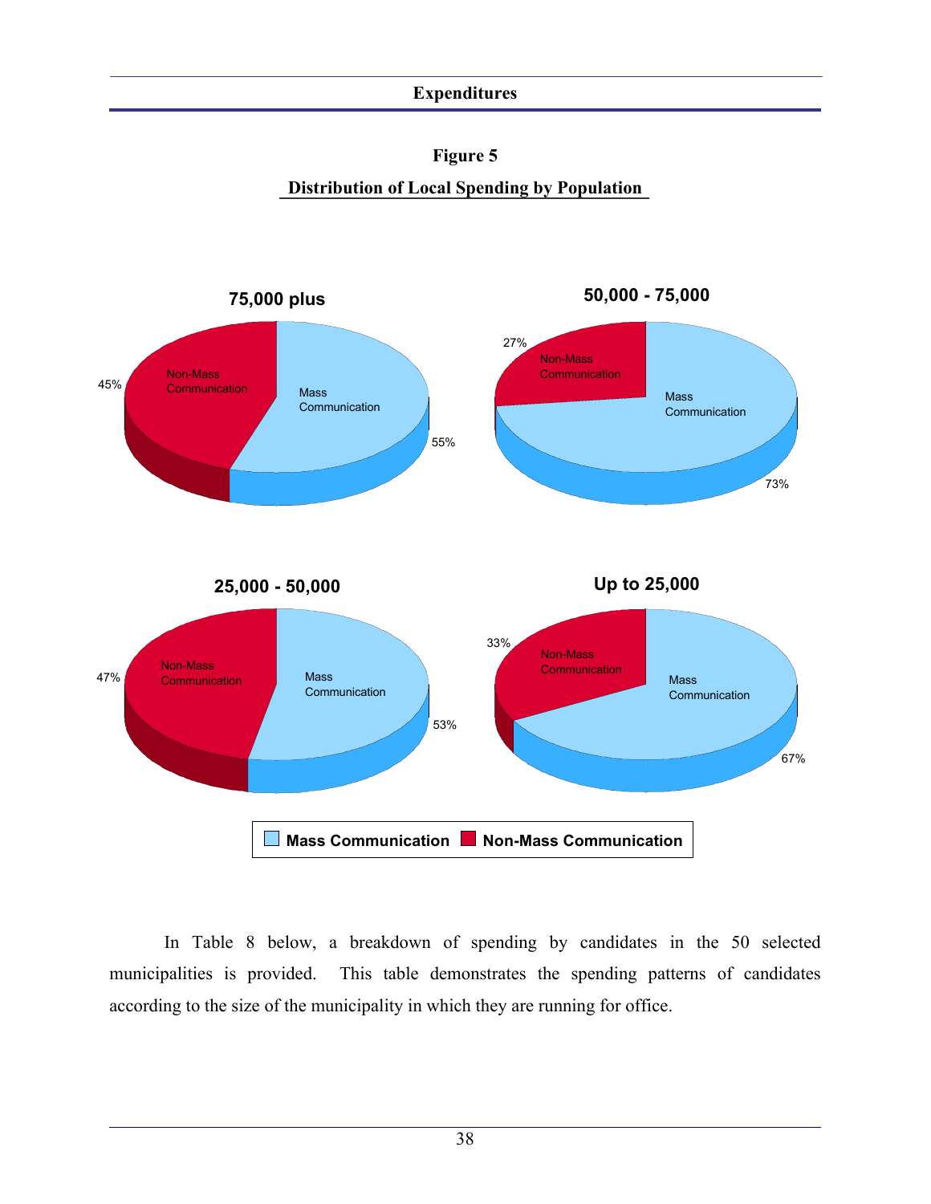**Figure 5**

**Distribution of Local Spending by Population**

**75,000 plus**

Non-Mass Communication 45%

Mass Communication 55%

**50,000 - 75,000**

Non-Mass Communication 27%

Mass Communication 73%

**25,000 - 50,000**

Non-Mass Communication 47%

Mass Communication 53%

**Up to 25,000**

Non-Mass Communication 33%

Mass Communication 67%

Mass Communication | Non-Mass Communication

In Table 8 below, a breakdown of spending by candidates in the 50 selected municipalities is provided. This table demonstrates the spending patterns of candidates according to the size of the municipality in which they are running for office.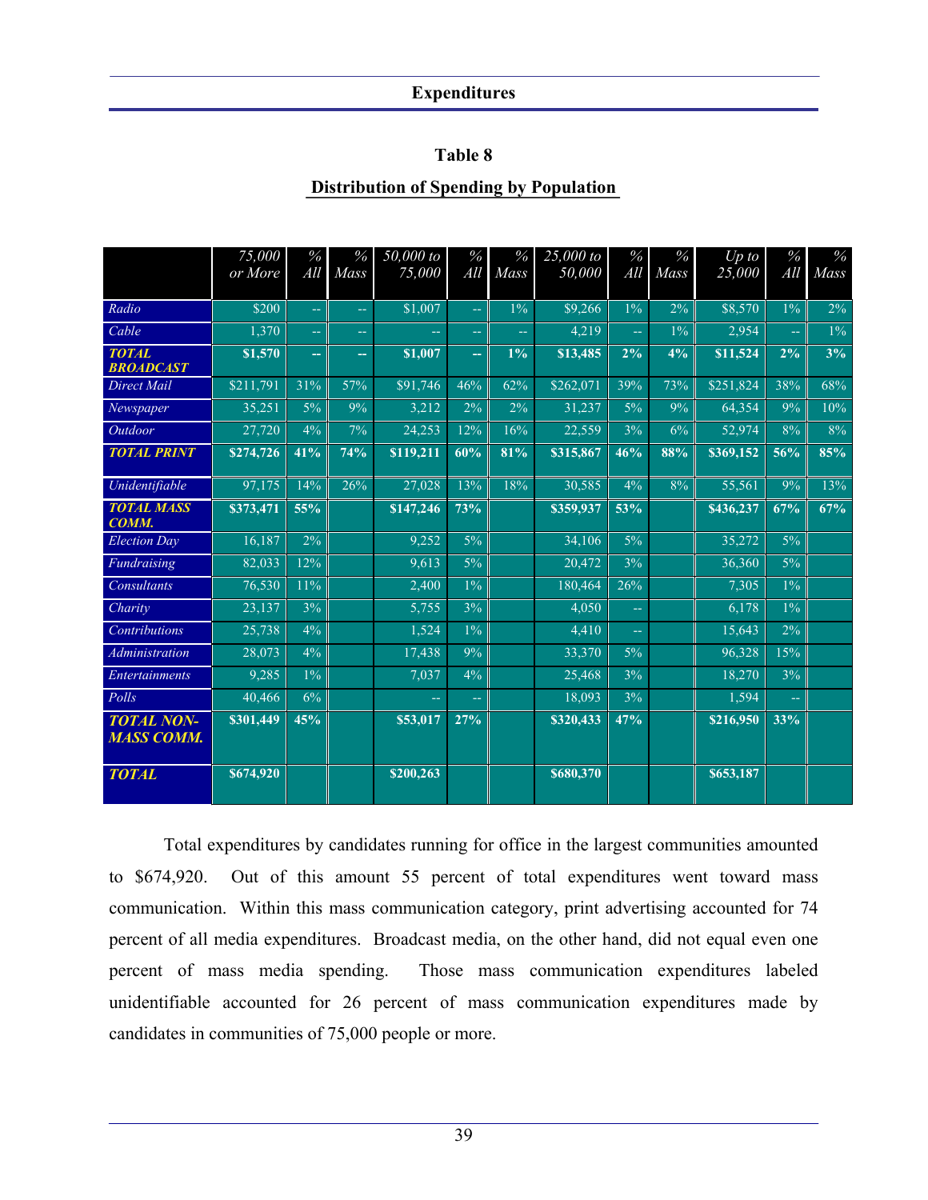## Expenditures

### Table 8

### Distribution of Spending by Population

| | *75,000 or More* | *% All* | *% Mass* | *50,000 to 75,000* | *% All* | *% Mass* | *25,000 to 50,000* | *% All* | *% Mass* | *Up to 25,000* | *% All* | *% Mass* |
|---|---|---|---|---|---|---|---|---|---|---|---|---|
| *Radio* | $200 | -- | -- | $1,007 | -- | 1% | $9,266 | 1% | 2% | $8,570 | 1% | 2% |
| *Cable* | 1,370 | -- | -- | -- | -- | -- | 4,219 | -- | 1% | 2,954 | -- | 1% |
| ***TOTAL BROADCAST*** | **$1,570** | **--** | **--** | **$1,007** | **--** | **1%** | **$13,485** | **2%** | **4%** | **$11,524** | **2%** | **3%** |
| *Direct Mail* | $211,791 | 31% | 57% | $91,746 | 46% | 62% | $262,071 | 39% | 73% | $251,824 | 38% | 68% |
| *Newspaper* | 35,251 | 5% | 9% | 3,212 | 2% | 2% | 31,237 | 5% | 9% | 64,354 | 9% | 10% |
| *Outdoor* | 27,720 | 4% | 7% | 24,253 | 12% | 16% | 22,559 | 3% | 6% | 52,974 | 8% | 8% |
| ***TOTAL PRINT*** | **$274,726** | **41%** | **74%** | **$119,211** | **60%** | **81%** | **$315,867** | **46%** | **88%** | **$369,152** | **56%** | **85%** |
| *Unidentifiable* | 97,175 | 14% | 26% | 27,028 | 13% | 18% | 30,585 | 4% | 8% | 55,561 | 9% | 13% |
| ***TOTAL MASS COMM.*** | **$373,471** | **55%** | | **$147,246** | **73%** | | **$359,937** | **53%** | | **$436,237** | **67%** | **67%** |
| *Election Day* | 16,187 | 2% | | 9,252 | 5% | | 34,106 | 5% | | 35,272 | 5% | |
| *Fundraising* | 82,033 | 12% | | 9,613 | 5% | | 20,472 | 3% | | 36,360 | 5% | |
| *Consultants* | 76,530 | 11% | | 2,400 | 1% | | 180,464 | 26% | | 7,305 | 1% | |
| *Charity* | 23,137 | 3% | | 5,755 | 3% | | 4,050 | -- | | 6,178 | 1% | |
| *Contributions* | 25,738 | 4% | | 1,524 | 1% | | 4,410 | -- | | 15,643 | 2% | |
| *Administration* | 28,073 | 4% | | 17,438 | 9% | | 33,370 | 5% | | 96,328 | 15% | |
| *Entertainments* | 9,285 | 1% | | 7,037 | 4% | | 25,468 | 3% | | 18,270 | 3% | |
| *Polls* | 40,466 | 6% | | -- | -- | | 18,093 | 3% | | 1,594 | -- | |
| ***TOTAL NON-MASS COMM.*** | **$301,449** | **45%** | | **$53,017** | **27%** | | **$320,433** | **47%** | | **$216,950** | **33%** | |
| ***TOTAL*** | **$674,920** | | | **$200,263** | | | **$680,370** | | | **$653,187** | | |

Total expenditures by candidates running for office in the largest communities amounted to $674,920. Out of this amount 55 percent of total expenditures went toward mass communication. Within this mass communication category, print advertising accounted for 74 percent of all media expenditures. Broadcast media, on the other hand, did not equal even one percent of mass media spending. Those mass communication expenditures labeled unidentifiable accounted for 26 percent of mass communication expenditures made by candidates in communities of 75,000 people or more.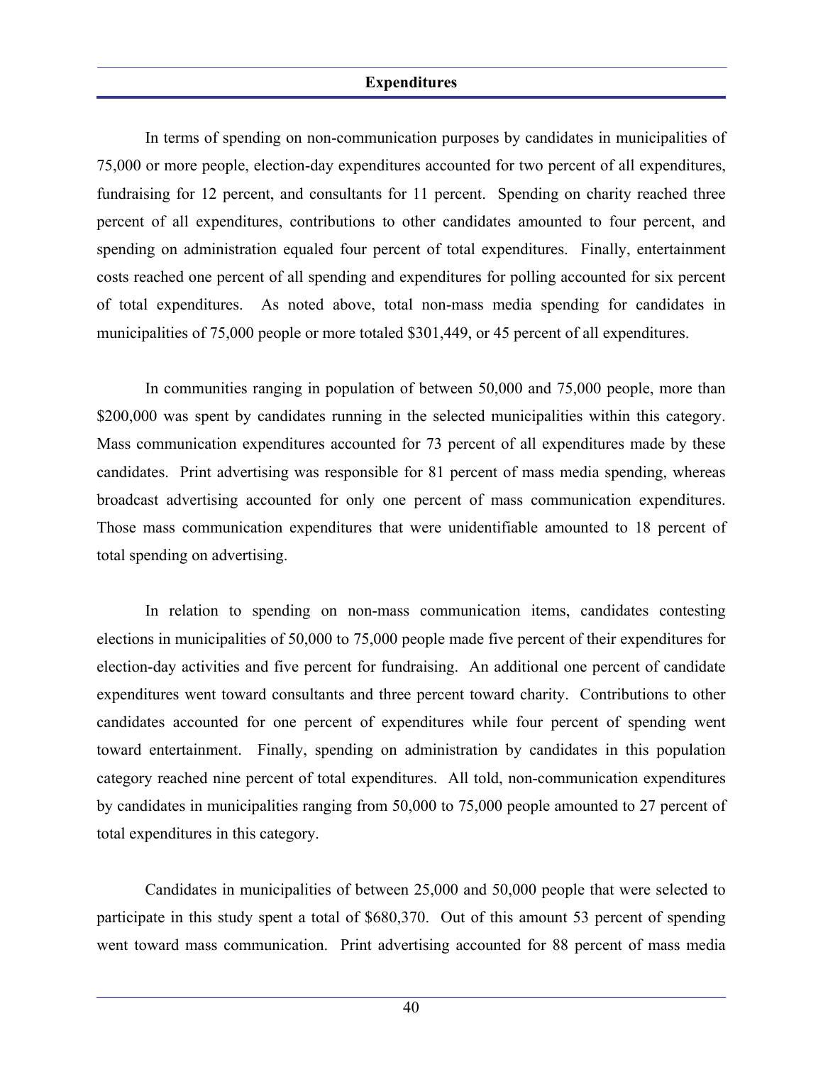## Expenditures

In terms of spending on non-communication purposes by candidates in municipalities of 75,000 or more people, election-day expenditures accounted for two percent of all expenditures, fundraising for 12 percent, and consultants for 11 percent. Spending on charity reached three percent of all expenditures, contributions to other candidates amounted to four percent, and spending on administration equaled four percent of total expenditures. Finally, entertainment costs reached one percent of all spending and expenditures for polling accounted for six percent of total expenditures. As noted above, total non-mass media spending for candidates in municipalities of 75,000 people or more totaled $301,449, or 45 percent of all expenditures.

In communities ranging in population of between 50,000 and 75,000 people, more than $200,000 was spent by candidates running in the selected municipalities within this category. Mass communication expenditures accounted for 73 percent of all expenditures made by these candidates. Print advertising was responsible for 81 percent of mass media spending, whereas broadcast advertising accounted for only one percent of mass communication expenditures. Those mass communication expenditures that were unidentifiable amounted to 18 percent of total spending on advertising.

In relation to spending on non-mass communication items, candidates contesting elections in municipalities of 50,000 to 75,000 people made five percent of their expenditures for election-day activities and five percent for fundraising. An additional one percent of candidate expenditures went toward consultants and three percent toward charity. Contributions to other candidates accounted for one percent of expenditures while four percent of spending went toward entertainment. Finally, spending on administration by candidates in this population category reached nine percent of total expenditures. All told, non-communication expenditures by candidates in municipalities ranging from 50,000 to 75,000 people amounted to 27 percent of total expenditures in this category.

Candidates in municipalities of between 25,000 and 50,000 people that were selected to participate in this study spent a total of $680,370. Out of this amount 53 percent of spending went toward mass communication. Print advertising accounted for 88 percent of mass media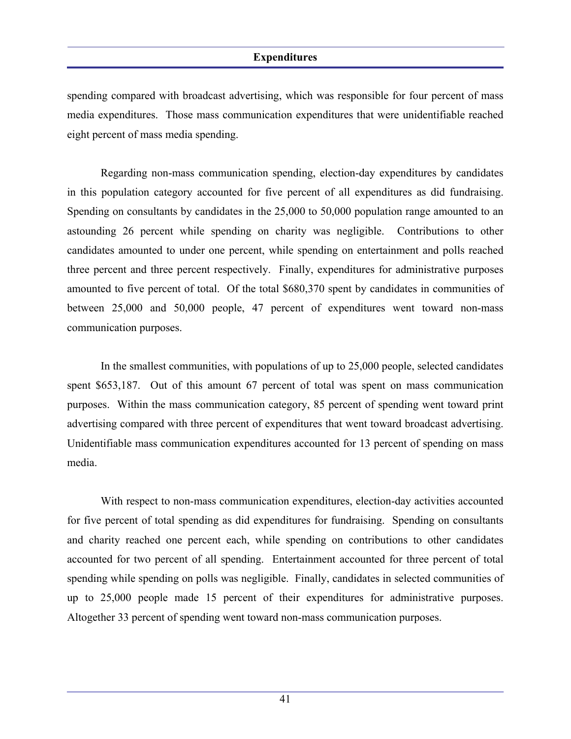spending compared with broadcast advertising, which was responsible for four percent of mass media expenditures. Those mass communication expenditures that were unidentifiable reached eight percent of mass media spending.

Regarding non-mass communication spending, election-day expenditures by candidates in this population category accounted for five percent of all expenditures as did fundraising. Spending on consultants by candidates in the 25,000 to 50,000 population range amounted to an astounding 26 percent while spending on charity was negligible. Contributions to other candidates amounted to under one percent, while spending on entertainment and polls reached three percent and three percent respectively. Finally, expenditures for administrative purposes amounted to five percent of total. Of the total $680,370 spent by candidates in communities of between 25,000 and 50,000 people, 47 percent of expenditures went toward non-mass communication purposes.

In the smallest communities, with populations of up to 25,000 people, selected candidates spent $653,187. Out of this amount 67 percent of total was spent on mass communication purposes. Within the mass communication category, 85 percent of spending went toward print advertising compared with three percent of expenditures that went toward broadcast advertising. Unidentifiable mass communication expenditures accounted for 13 percent of spending on mass media.

With respect to non-mass communication expenditures, election-day activities accounted for five percent of total spending as did expenditures for fundraising. Spending on consultants and charity reached one percent each, while spending on contributions to other candidates accounted for two percent of all spending. Entertainment accounted for three percent of total spending while spending on polls was negligible. Finally, candidates in selected communities of up to 25,000 people made 15 percent of their expenditures for administrative purposes. Altogether 33 percent of spending went toward non-mass communication purposes.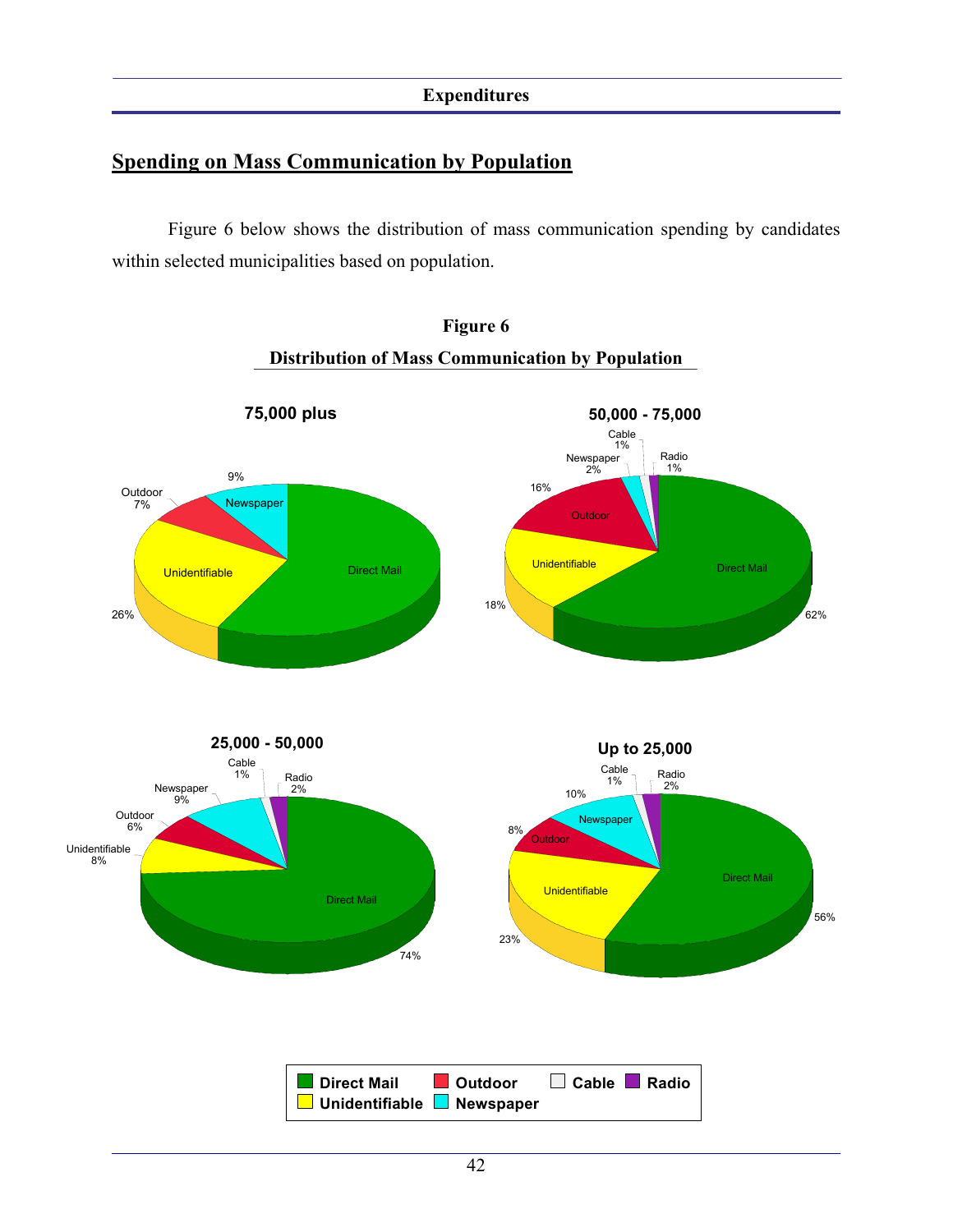## Spending on Mass Communication by Population

Figure 6 below shows the distribution of mass communication spending by candidates within selected municipalities based on population.

**Figure 6**

**Distribution of Mass Communication by Population**

**75,000 plus**

Direct Mail; Unidentifiable 26%; Outdoor 7%; Newspaper 9%

**50,000 - 75,000**

Direct Mail 62%; Unidentifiable 18%; Outdoor 16%; Newspaper 2%; Cable 1%; Radio 1%

**25,000 - 50,000**

Direct Mail 74%; Unidentifiable 8%; Outdoor 6%; Newspaper 9%; Cable 1%; Radio 2%

**Up to 25,000**

Direct Mail 56%; Unidentifiable 23%; Outdoor 8%; Newspaper 10%; Cable 1%; Radio 2%

Direct Mail | Outdoor | Cable | Radio | Unidentifiable | Newspaper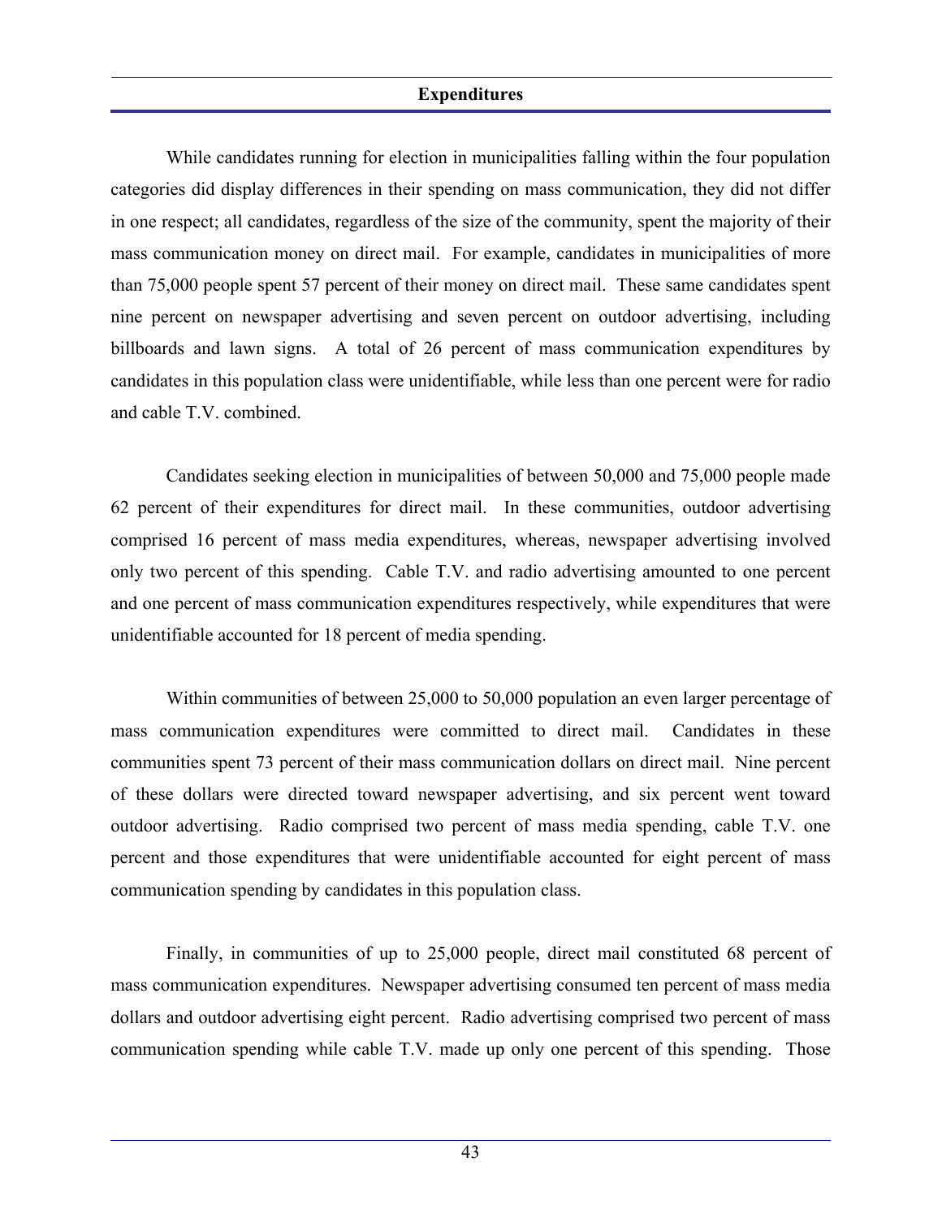## Expenditures

While candidates running for election in municipalities falling within the four population categories did display differences in their spending on mass communication, they did not differ in one respect; all candidates, regardless of the size of the community, spent the majority of their mass communication money on direct mail. For example, candidates in municipalities of more than 75,000 people spent 57 percent of their money on direct mail. These same candidates spent nine percent on newspaper advertising and seven percent on outdoor advertising, including billboards and lawn signs. A total of 26 percent of mass communication expenditures by candidates in this population class were unidentifiable, while less than one percent were for radio and cable T.V. combined.

Candidates seeking election in municipalities of between 50,000 and 75,000 people made 62 percent of their expenditures for direct mail. In these communities, outdoor advertising comprised 16 percent of mass media expenditures, whereas, newspaper advertising involved only two percent of this spending. Cable T.V. and radio advertising amounted to one percent and one percent of mass communication expenditures respectively, while expenditures that were unidentifiable accounted for 18 percent of media spending.

Within communities of between 25,000 to 50,000 population an even larger percentage of mass communication expenditures were committed to direct mail. Candidates in these communities spent 73 percent of their mass communication dollars on direct mail. Nine percent of these dollars were directed toward newspaper advertising, and six percent went toward outdoor advertising. Radio comprised two percent of mass media spending, cable T.V. one percent and those expenditures that were unidentifiable accounted for eight percent of mass communication spending by candidates in this population class.

Finally, in communities of up to 25,000 people, direct mail constituted 68 percent of mass communication expenditures. Newspaper advertising consumed ten percent of mass media dollars and outdoor advertising eight percent. Radio advertising comprised two percent of mass communication spending while cable T.V. made up only one percent of this spending. Those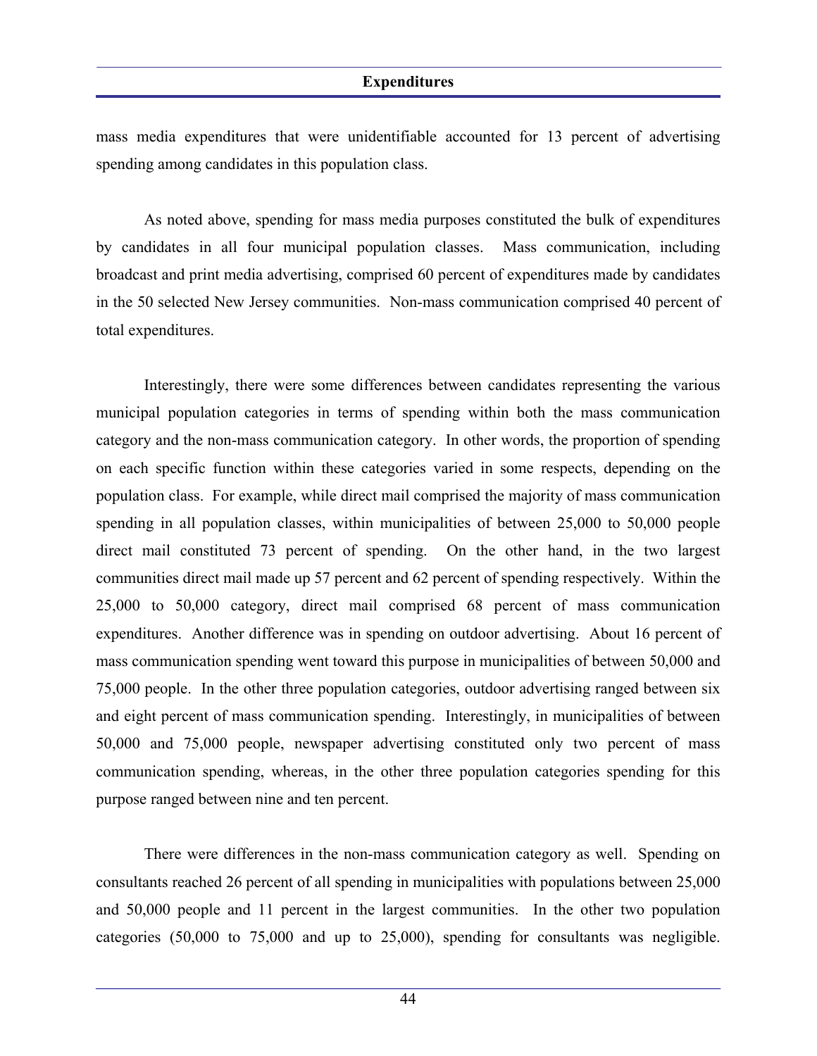mass media expenditures that were unidentifiable accounted for 13 percent of advertising spending among candidates in this population class.

As noted above, spending for mass media purposes constituted the bulk of expenditures by candidates in all four municipal population classes. Mass communication, including broadcast and print media advertising, comprised 60 percent of expenditures made by candidates in the 50 selected New Jersey communities. Non-mass communication comprised 40 percent of total expenditures.

Interestingly, there were some differences between candidates representing the various municipal population categories in terms of spending within both the mass communication category and the non-mass communication category. In other words, the proportion of spending on each specific function within these categories varied in some respects, depending on the population class. For example, while direct mail comprised the majority of mass communication spending in all population classes, within municipalities of between 25,000 to 50,000 people direct mail constituted 73 percent of spending. On the other hand, in the two largest communities direct mail made up 57 percent and 62 percent of spending respectively. Within the 25,000 to 50,000 category, direct mail comprised 68 percent of mass communication expenditures. Another difference was in spending on outdoor advertising. About 16 percent of mass communication spending went toward this purpose in municipalities of between 50,000 and 75,000 people. In the other three population categories, outdoor advertising ranged between six and eight percent of mass communication spending. Interestingly, in municipalities of between 50,000 and 75,000 people, newspaper advertising constituted only two percent of mass communication spending, whereas, in the other three population categories spending for this purpose ranged between nine and ten percent.

There were differences in the non-mass communication category as well. Spending on consultants reached 26 percent of all spending in municipalities with populations between 25,000 and 50,000 people and 11 percent in the largest communities. In the other two population categories (50,000 to 75,000 and up to 25,000), spending for consultants was negligible.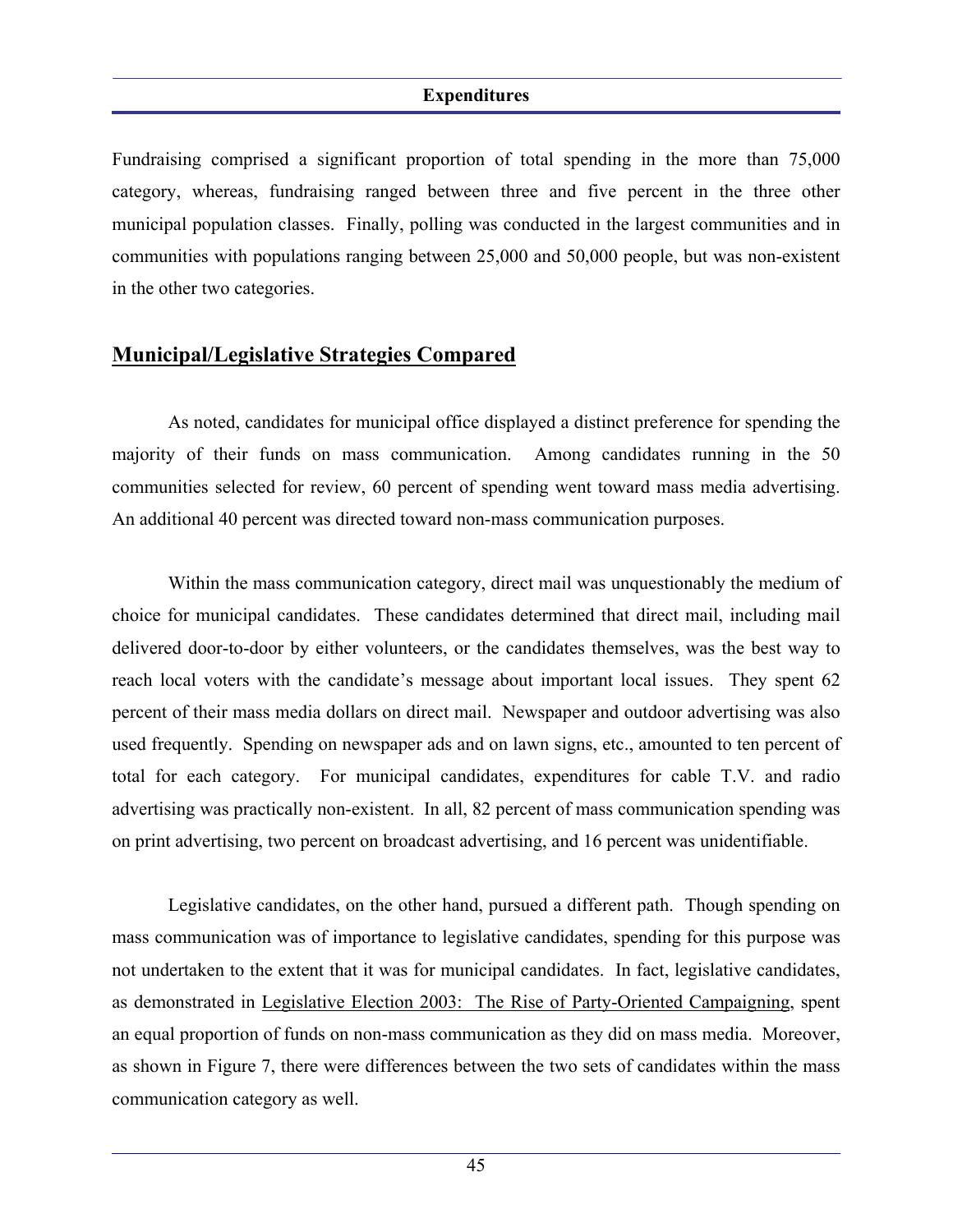Fundraising comprised a significant proportion of total spending in the more than 75,000 category, whereas, fundraising ranged between three and five percent in the three other municipal population classes. Finally, polling was conducted in the largest communities and in communities with populations ranging between 25,000 and 50,000 people, but was non-existent in the other two categories.

## Municipal/Legislative Strategies Compared

As noted, candidates for municipal office displayed a distinct preference for spending the majority of their funds on mass communication. Among candidates running in the 50 communities selected for review, 60 percent of spending went toward mass media advertising. An additional 40 percent was directed toward non-mass communication purposes.

Within the mass communication category, direct mail was unquestionably the medium of choice for municipal candidates. These candidates determined that direct mail, including mail delivered door-to-door by either volunteers, or the candidates themselves, was the best way to reach local voters with the candidate's message about important local issues. They spent 62 percent of their mass media dollars on direct mail. Newspaper and outdoor advertising was also used frequently. Spending on newspaper ads and on lawn signs, etc., amounted to ten percent of total for each category. For municipal candidates, expenditures for cable T.V. and radio advertising was practically non-existent. In all, 82 percent of mass communication spending was on print advertising, two percent on broadcast advertising, and 16 percent was unidentifiable.

Legislative candidates, on the other hand, pursued a different path. Though spending on mass communication was of importance to legislative candidates, spending for this purpose was not undertaken to the extent that it was for municipal candidates. In fact, legislative candidates, as demonstrated in Legislative Election 2003: The Rise of Party-Oriented Campaigning, spent an equal proportion of funds on non-mass communication as they did on mass media. Moreover, as shown in Figure 7, there were differences between the two sets of candidates within the mass communication category as well.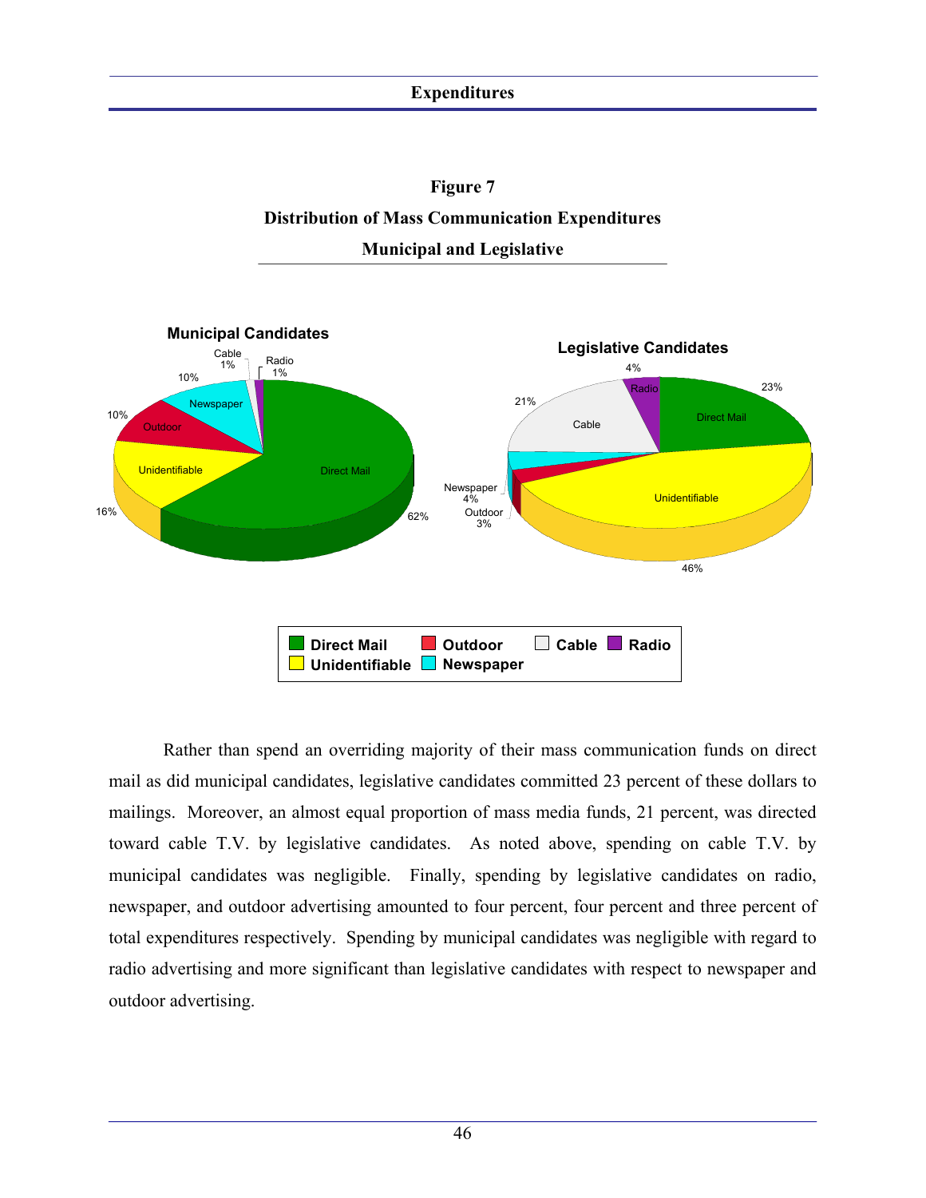**Figure 7**

**Distribution of Mass Communication Expenditures**

**Municipal and Legislative**

**Municipal Candidates**

| Category | Percent |
| --- | --- |
| Direct Mail | 62% |
| Unidentifiable | 16% |
| Outdoor | 10% |
| Newspaper | 10% |
| Cable | 1% |
| Radio | 1% |

**Legislative Candidates**

| Category | Percent |
| --- | --- |
| Direct Mail | 23% |
| Unidentifiable | 46% |
| Outdoor | 3% |
| Newspaper | 4% |
| Cable | 21% |
| Radio | 4% |

Rather than spend an overriding majority of their mass communication funds on direct mail as did municipal candidates, legislative candidates committed 23 percent of these dollars to mailings. Moreover, an almost equal proportion of mass media funds, 21 percent, was directed toward cable T.V. by legislative candidates. As noted above, spending on cable T.V. by municipal candidates was negligible. Finally, spending by legislative candidates on radio, newspaper, and outdoor advertising amounted to four percent, four percent and three percent of total expenditures respectively. Spending by municipal candidates was negligible with regard to radio advertising and more significant than legislative candidates with respect to newspaper and outdoor advertising.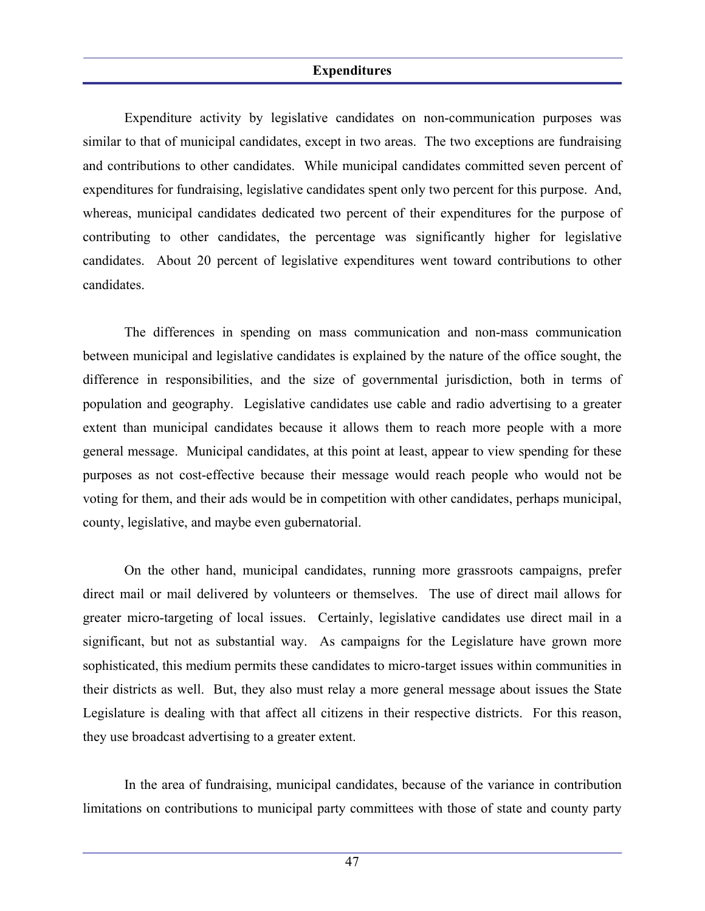## Expenditures

Expenditure activity by legislative candidates on non-communication purposes was similar to that of municipal candidates, except in two areas. The two exceptions are fundraising and contributions to other candidates. While municipal candidates committed seven percent of expenditures for fundraising, legislative candidates spent only two percent for this purpose. And, whereas, municipal candidates dedicated two percent of their expenditures for the purpose of contributing to other candidates, the percentage was significantly higher for legislative candidates. About 20 percent of legislative expenditures went toward contributions to other candidates.

The differences in spending on mass communication and non-mass communication between municipal and legislative candidates is explained by the nature of the office sought, the difference in responsibilities, and the size of governmental jurisdiction, both in terms of population and geography. Legislative candidates use cable and radio advertising to a greater extent than municipal candidates because it allows them to reach more people with a more general message. Municipal candidates, at this point at least, appear to view spending for these purposes as not cost-effective because their message would reach people who would not be voting for them, and their ads would be in competition with other candidates, perhaps municipal, county, legislative, and maybe even gubernatorial.

On the other hand, municipal candidates, running more grassroots campaigns, prefer direct mail or mail delivered by volunteers or themselves. The use of direct mail allows for greater micro-targeting of local issues. Certainly, legislative candidates use direct mail in a significant, but not as substantial way. As campaigns for the Legislature have grown more sophisticated, this medium permits these candidates to micro-target issues within communities in their districts as well. But, they also must relay a more general message about issues the State Legislature is dealing with that affect all citizens in their respective districts. For this reason, they use broadcast advertising to a greater extent.

In the area of fundraising, municipal candidates, because of the variance in contribution limitations on contributions to municipal party committees with those of state and county party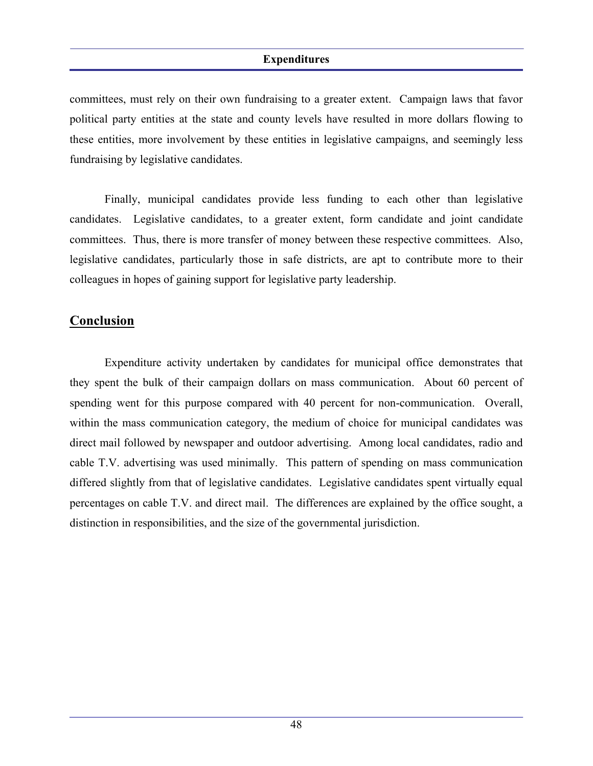committees, must rely on their own fundraising to a greater extent. Campaign laws that favor political party entities at the state and county levels have resulted in more dollars flowing to these entities, more involvement by these entities in legislative campaigns, and seemingly less fundraising by legislative candidates.

Finally, municipal candidates provide less funding to each other than legislative candidates. Legislative candidates, to a greater extent, form candidate and joint candidate committees. Thus, there is more transfer of money between these respective committees. Also, legislative candidates, particularly those in safe districts, are apt to contribute more to their colleagues in hopes of gaining support for legislative party leadership.

## Conclusion

Expenditure activity undertaken by candidates for municipal office demonstrates that they spent the bulk of their campaign dollars on mass communication. About 60 percent of spending went for this purpose compared with 40 percent for non-communication. Overall, within the mass communication category, the medium of choice for municipal candidates was direct mail followed by newspaper and outdoor advertising. Among local candidates, radio and cable T.V. advertising was used minimally. This pattern of spending on mass communication differed slightly from that of legislative candidates. Legislative candidates spent virtually equal percentages on cable T.V. and direct mail. The differences are explained by the office sought, a distinction in responsibilities, and the size of the governmental jurisdiction.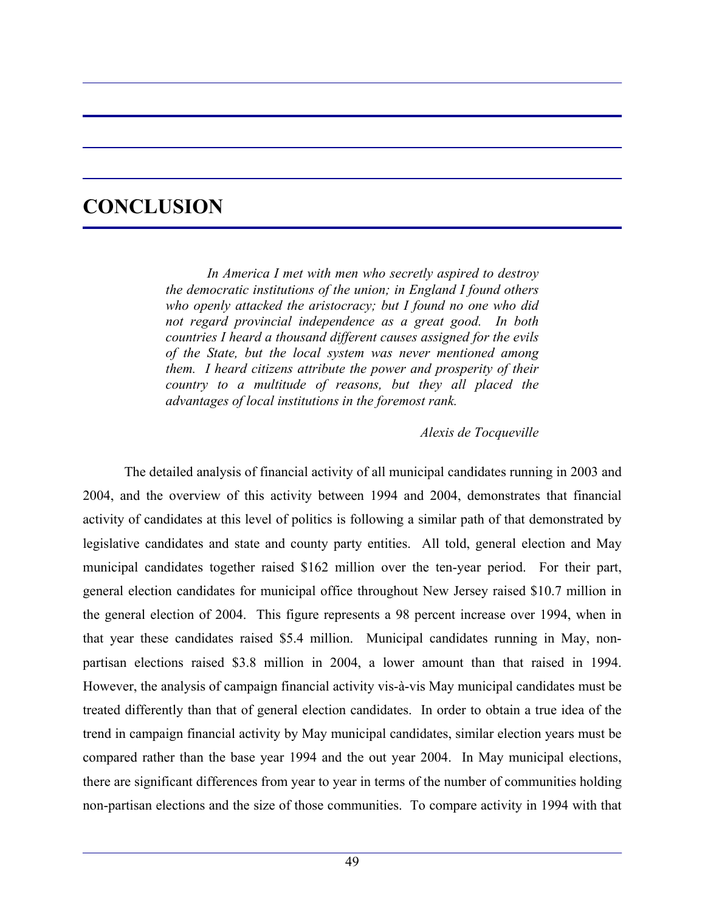# CONCLUSION

> *In America I met with men who secretly aspired to destroy the democratic institutions of the union; in England I found others who openly attacked the aristocracy; but I found no one who did not regard provincial independence as a great good. In both countries I heard a thousand different causes assigned for the evils of the State, but the local system was never mentioned among them. I heard citizens attribute the power and prosperity of their country to a multitude of reasons, but they all placed the advantages of local institutions in the foremost rank.*
>
> *Alexis de Tocqueville*

The detailed analysis of financial activity of all municipal candidates running in 2003 and 2004, and the overview of this activity between 1994 and 2004, demonstrates that financial activity of candidates at this level of politics is following a similar path of that demonstrated by legislative candidates and state and county party entities. All told, general election and May municipal candidates together raised $162 million over the ten-year period. For their part, general election candidates for municipal office throughout New Jersey raised $10.7 million in the general election of 2004. This figure represents a 98 percent increase over 1994, when in that year these candidates raised $5.4 million. Municipal candidates running in May, non-partisan elections raised $3.8 million in 2004, a lower amount than that raised in 1994. However, the analysis of campaign financial activity vis-à-vis May municipal candidates must be treated differently than that of general election candidates. In order to obtain a true idea of the trend in campaign financial activity by May municipal candidates, similar election years must be compared rather than the base year 1994 and the out year 2004. In May municipal elections, there are significant differences from year to year in terms of the number of communities holding non-partisan elections and the size of those communities. To compare activity in 1994 with that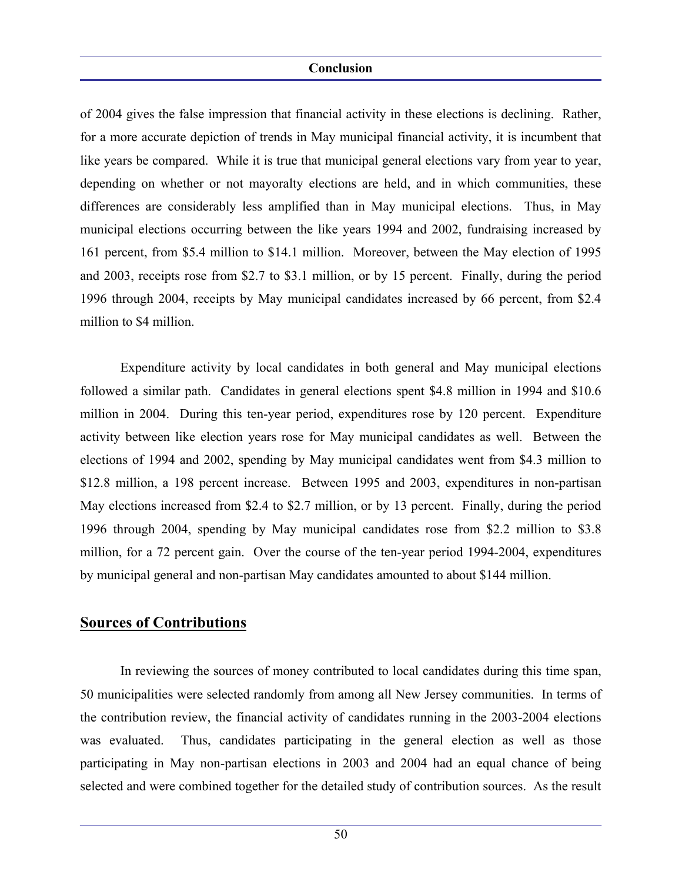of 2004 gives the false impression that financial activity in these elections is declining. Rather, for a more accurate depiction of trends in May municipal financial activity, it is incumbent that like years be compared. While it is true that municipal general elections vary from year to year, depending on whether or not mayoralty elections are held, and in which communities, these differences are considerably less amplified than in May municipal elections. Thus, in May municipal elections occurring between the like years 1994 and 2002, fundraising increased by 161 percent, from $5.4 million to $14.1 million. Moreover, between the May election of 1995 and 2003, receipts rose from $2.7 to $3.1 million, or by 15 percent. Finally, during the period 1996 through 2004, receipts by May municipal candidates increased by 66 percent, from $2.4 million to $4 million.

Expenditure activity by local candidates in both general and May municipal elections followed a similar path. Candidates in general elections spent $4.8 million in 1994 and $10.6 million in 2004. During this ten-year period, expenditures rose by 120 percent. Expenditure activity between like election years rose for May municipal candidates as well. Between the elections of 1994 and 2002, spending by May municipal candidates went from $4.3 million to $12.8 million, a 198 percent increase. Between 1995 and 2003, expenditures in non-partisan May elections increased from $2.4 to $2.7 million, or by 13 percent. Finally, during the period 1996 through 2004, spending by May municipal candidates rose from $2.2 million to $3.8 million, for a 72 percent gain. Over the course of the ten-year period 1994-2004, expenditures by municipal general and non-partisan May candidates amounted to about $144 million.

## Sources of Contributions

In reviewing the sources of money contributed to local candidates during this time span, 50 municipalities were selected randomly from among all New Jersey communities. In terms of the contribution review, the financial activity of candidates running in the 2003-2004 elections was evaluated. Thus, candidates participating in the general election as well as those participating in May non-partisan elections in 2003 and 2004 had an equal chance of being selected and were combined together for the detailed study of contribution sources. As the result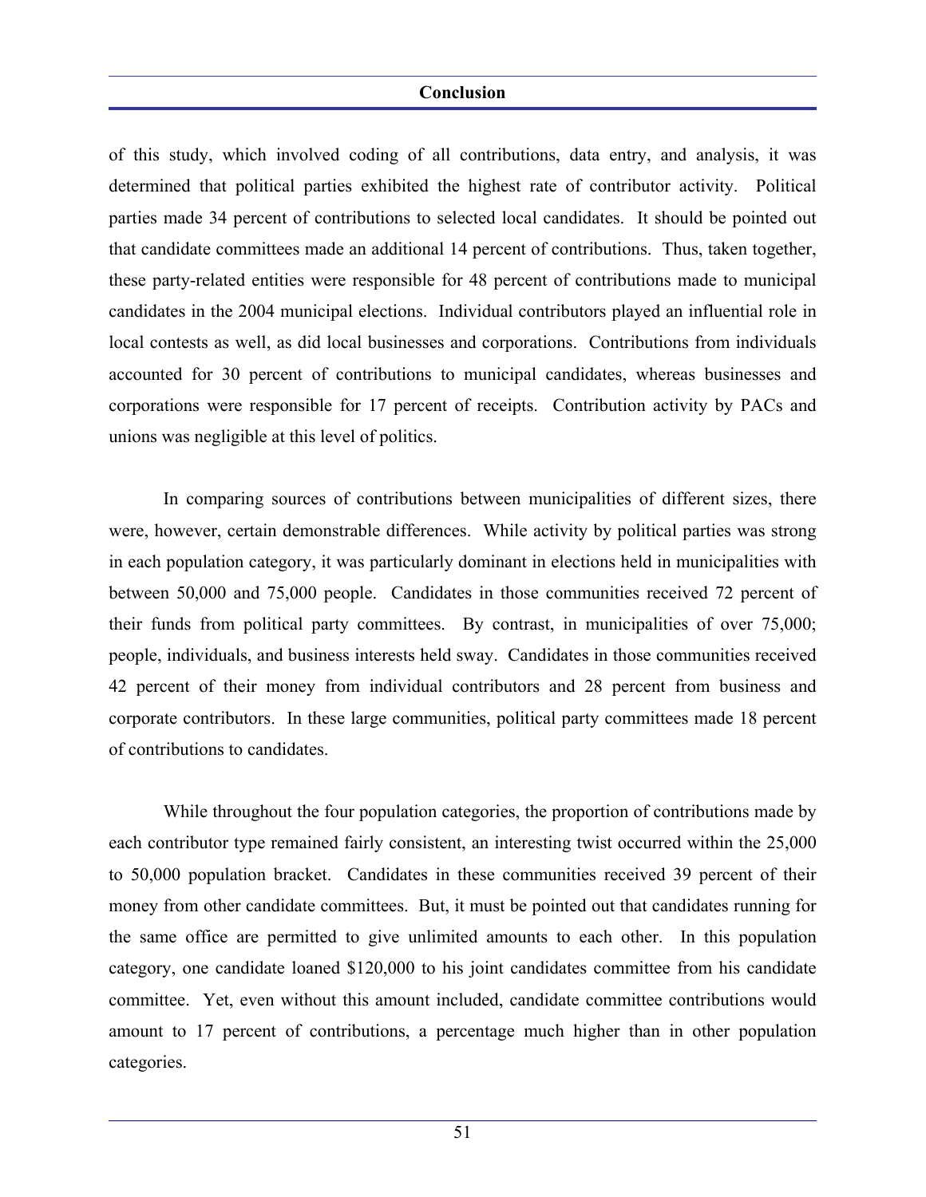of this study, which involved coding of all contributions, data entry, and analysis, it was determined that political parties exhibited the highest rate of contributor activity. Political parties made 34 percent of contributions to selected local candidates. It should be pointed out that candidate committees made an additional 14 percent of contributions. Thus, taken together, these party-related entities were responsible for 48 percent of contributions made to municipal candidates in the 2004 municipal elections. Individual contributors played an influential role in local contests as well, as did local businesses and corporations. Contributions from individuals accounted for 30 percent of contributions to municipal candidates, whereas businesses and corporations were responsible for 17 percent of receipts. Contribution activity by PACs and unions was negligible at this level of politics.

In comparing sources of contributions between municipalities of different sizes, there were, however, certain demonstrable differences. While activity by political parties was strong in each population category, it was particularly dominant in elections held in municipalities with between 50,000 and 75,000 people. Candidates in those communities received 72 percent of their funds from political party committees. By contrast, in municipalities of over 75,000; people, individuals, and business interests held sway. Candidates in those communities received 42 percent of their money from individual contributors and 28 percent from business and corporate contributors. In these large communities, political party committees made 18 percent of contributions to candidates.

While throughout the four population categories, the proportion of contributions made by each contributor type remained fairly consistent, an interesting twist occurred within the 25,000 to 50,000 population bracket. Candidates in these communities received 39 percent of their money from other candidate committees. But, it must be pointed out that candidates running for the same office are permitted to give unlimited amounts to each other. In this population category, one candidate loaned $120,000 to his joint candidates committee from his candidate committee. Yet, even without this amount included, candidate committee contributions would amount to 17 percent of contributions, a percentage much higher than in other population categories.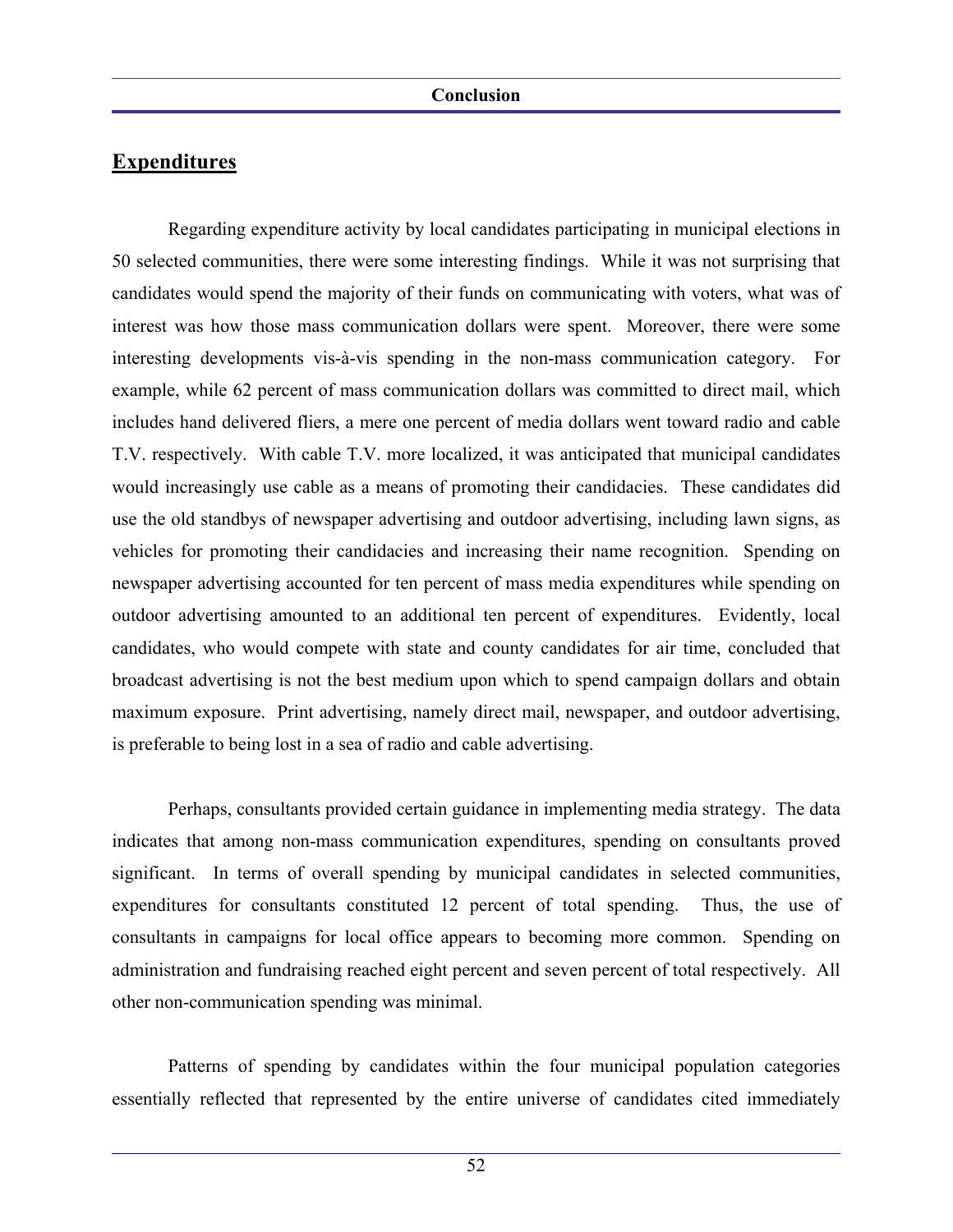## Expenditures

Regarding expenditure activity by local candidates participating in municipal elections in 50 selected communities, there were some interesting findings. While it was not surprising that candidates would spend the majority of their funds on communicating with voters, what was of interest was how those mass communication dollars were spent. Moreover, there were some interesting developments vis-à-vis spending in the non-mass communication category. For example, while 62 percent of mass communication dollars was committed to direct mail, which includes hand delivered fliers, a mere one percent of media dollars went toward radio and cable T.V. respectively. With cable T.V. more localized, it was anticipated that municipal candidates would increasingly use cable as a means of promoting their candidacies. These candidates did use the old standbys of newspaper advertising and outdoor advertising, including lawn signs, as vehicles for promoting their candidacies and increasing their name recognition. Spending on newspaper advertising accounted for ten percent of mass media expenditures while spending on outdoor advertising amounted to an additional ten percent of expenditures. Evidently, local candidates, who would compete with state and county candidates for air time, concluded that broadcast advertising is not the best medium upon which to spend campaign dollars and obtain maximum exposure. Print advertising, namely direct mail, newspaper, and outdoor advertising, is preferable to being lost in a sea of radio and cable advertising.

Perhaps, consultants provided certain guidance in implementing media strategy. The data indicates that among non-mass communication expenditures, spending on consultants proved significant. In terms of overall spending by municipal candidates in selected communities, expenditures for consultants constituted 12 percent of total spending. Thus, the use of consultants in campaigns for local office appears to becoming more common. Spending on administration and fundraising reached eight percent and seven percent of total respectively. All other non-communication spending was minimal.

Patterns of spending by candidates within the four municipal population categories essentially reflected that represented by the entire universe of candidates cited immediately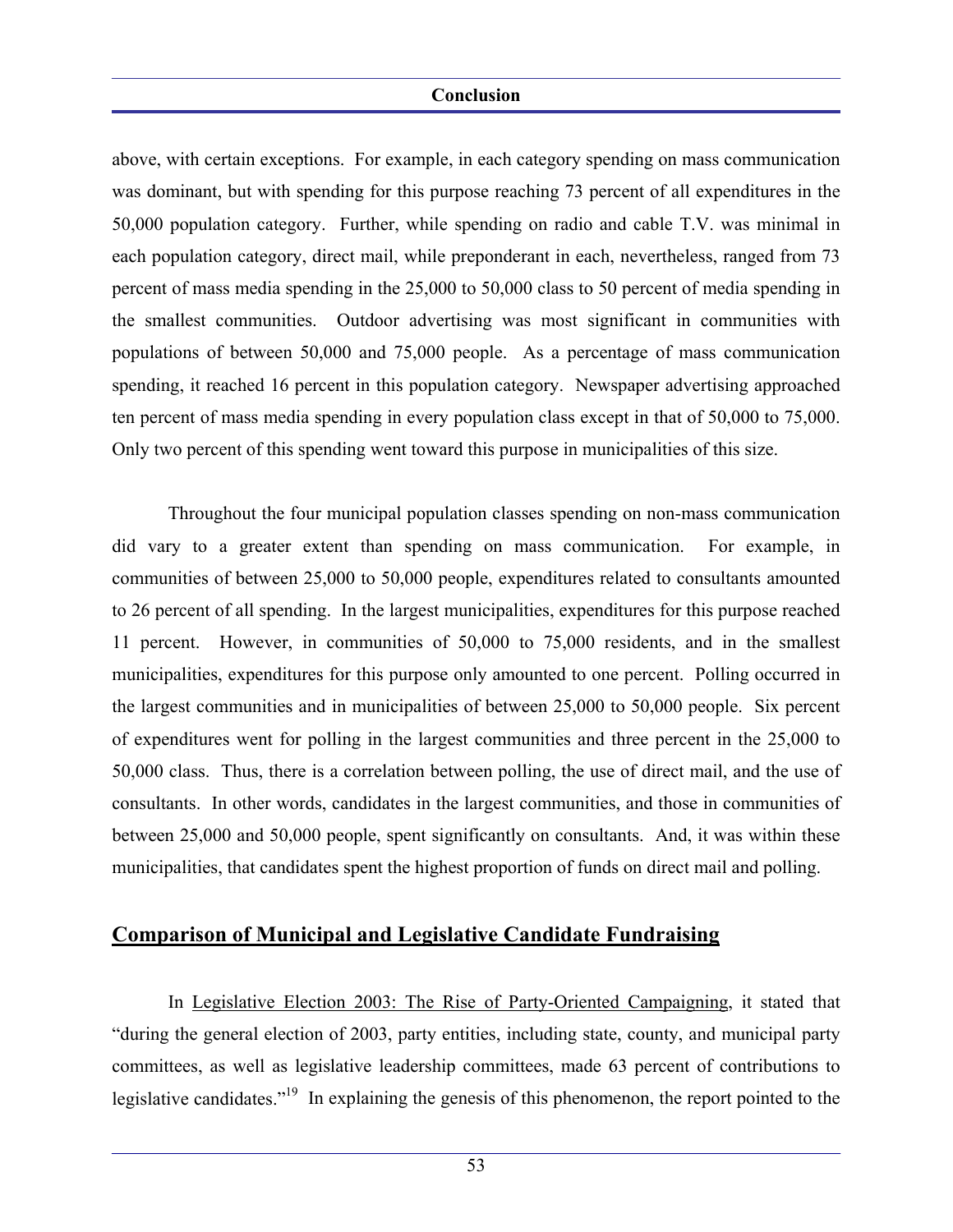above, with certain exceptions. For example, in each category spending on mass communication was dominant, but with spending for this purpose reaching 73 percent of all expenditures in the 50,000 population category. Further, while spending on radio and cable T.V. was minimal in each population category, direct mail, while preponderant in each, nevertheless, ranged from 73 percent of mass media spending in the 25,000 to 50,000 class to 50 percent of media spending in the smallest communities. Outdoor advertising was most significant in communities with populations of between 50,000 and 75,000 people. As a percentage of mass communication spending, it reached 16 percent in this population category. Newspaper advertising approached ten percent of mass media spending in every population class except in that of 50,000 to 75,000. Only two percent of this spending went toward this purpose in municipalities of this size.

Throughout the four municipal population classes spending on non-mass communication did vary to a greater extent than spending on mass communication. For example, in communities of between 25,000 to 50,000 people, expenditures related to consultants amounted to 26 percent of all spending. In the largest municipalities, expenditures for this purpose reached 11 percent. However, in communities of 50,000 to 75,000 residents, and in the smallest municipalities, expenditures for this purpose only amounted to one percent. Polling occurred in the largest communities and in municipalities of between 25,000 to 50,000 people. Six percent of expenditures went for polling in the largest communities and three percent in the 25,000 to 50,000 class. Thus, there is a correlation between polling, the use of direct mail, and the use of consultants. In other words, candidates in the largest communities, and those in communities of between 25,000 and 50,000 people, spent significantly on consultants. And, it was within these municipalities, that candidates spent the highest proportion of funds on direct mail and polling.

## Comparison of Municipal and Legislative Candidate Fundraising

In Legislative Election 2003: The Rise of Party-Oriented Campaigning, it stated that "during the general election of 2003, party entities, including state, county, and municipal party committees, as well as legislative leadership committees, made 63 percent of contributions to legislative candidates."[19] In explaining the genesis of this phenomenon, the report pointed to the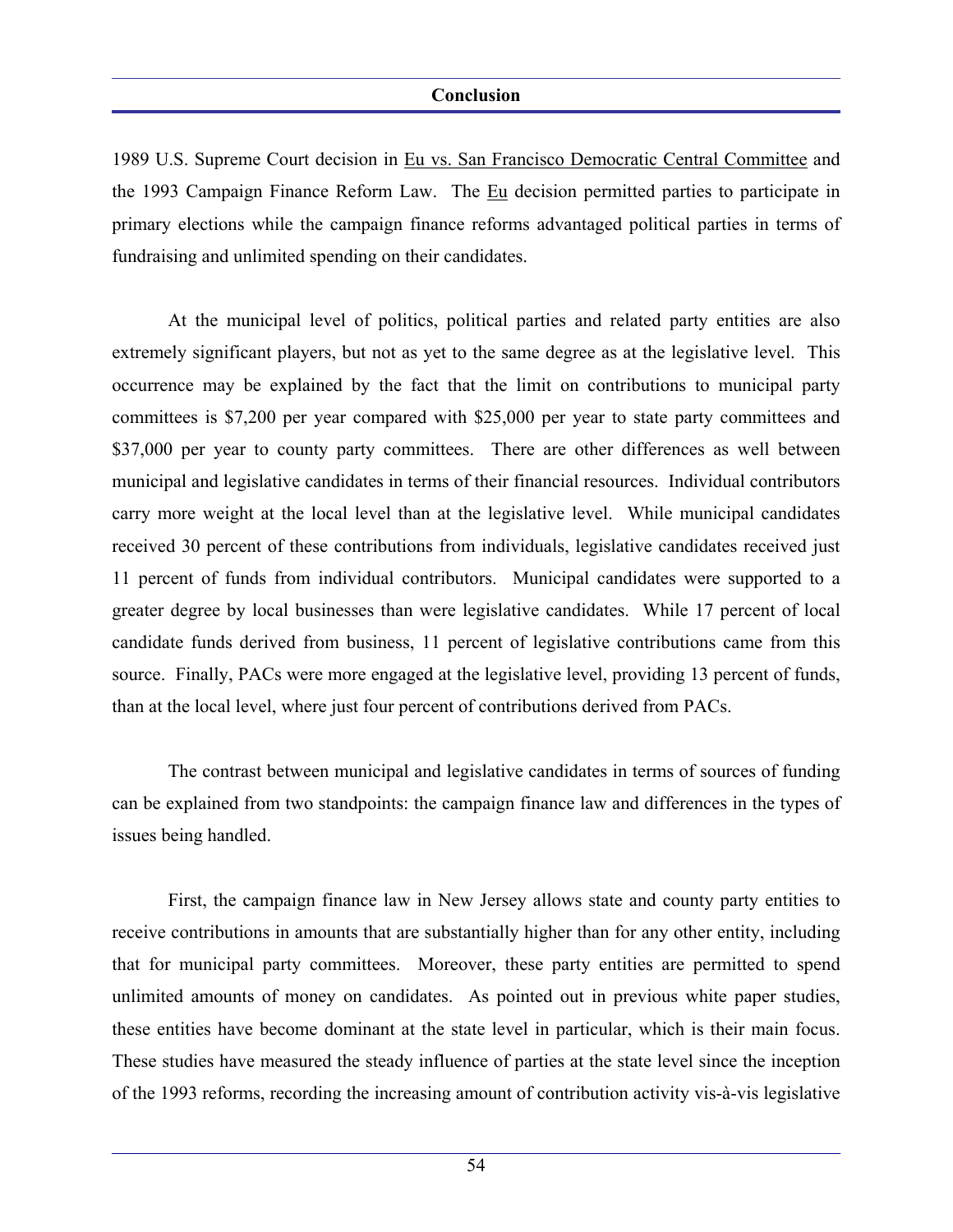1989 U.S. Supreme Court decision in Eu vs. San Francisco Democratic Central Committee and the 1993 Campaign Finance Reform Law. The Eu decision permitted parties to participate in primary elections while the campaign finance reforms advantaged political parties in terms of fundraising and unlimited spending on their candidates.

At the municipal level of politics, political parties and related party entities are also extremely significant players, but not as yet to the same degree as at the legislative level. This occurrence may be explained by the fact that the limit on contributions to municipal party committees is $7,200 per year compared with $25,000 per year to state party committees and $37,000 per year to county party committees. There are other differences as well between municipal and legislative candidates in terms of their financial resources. Individual contributors carry more weight at the local level than at the legislative level. While municipal candidates received 30 percent of these contributions from individuals, legislative candidates received just 11 percent of funds from individual contributors. Municipal candidates were supported to a greater degree by local businesses than were legislative candidates. While 17 percent of local candidate funds derived from business, 11 percent of legislative contributions came from this source. Finally, PACs were more engaged at the legislative level, providing 13 percent of funds, than at the local level, where just four percent of contributions derived from PACs.

The contrast between municipal and legislative candidates in terms of sources of funding can be explained from two standpoints: the campaign finance law and differences in the types of issues being handled.

First, the campaign finance law in New Jersey allows state and county party entities to receive contributions in amounts that are substantially higher than for any other entity, including that for municipal party committees. Moreover, these party entities are permitted to spend unlimited amounts of money on candidates. As pointed out in previous white paper studies, these entities have become dominant at the state level in particular, which is their main focus. These studies have measured the steady influence of parties at the state level since the inception of the 1993 reforms, recording the increasing amount of contribution activity vis-à-vis legislative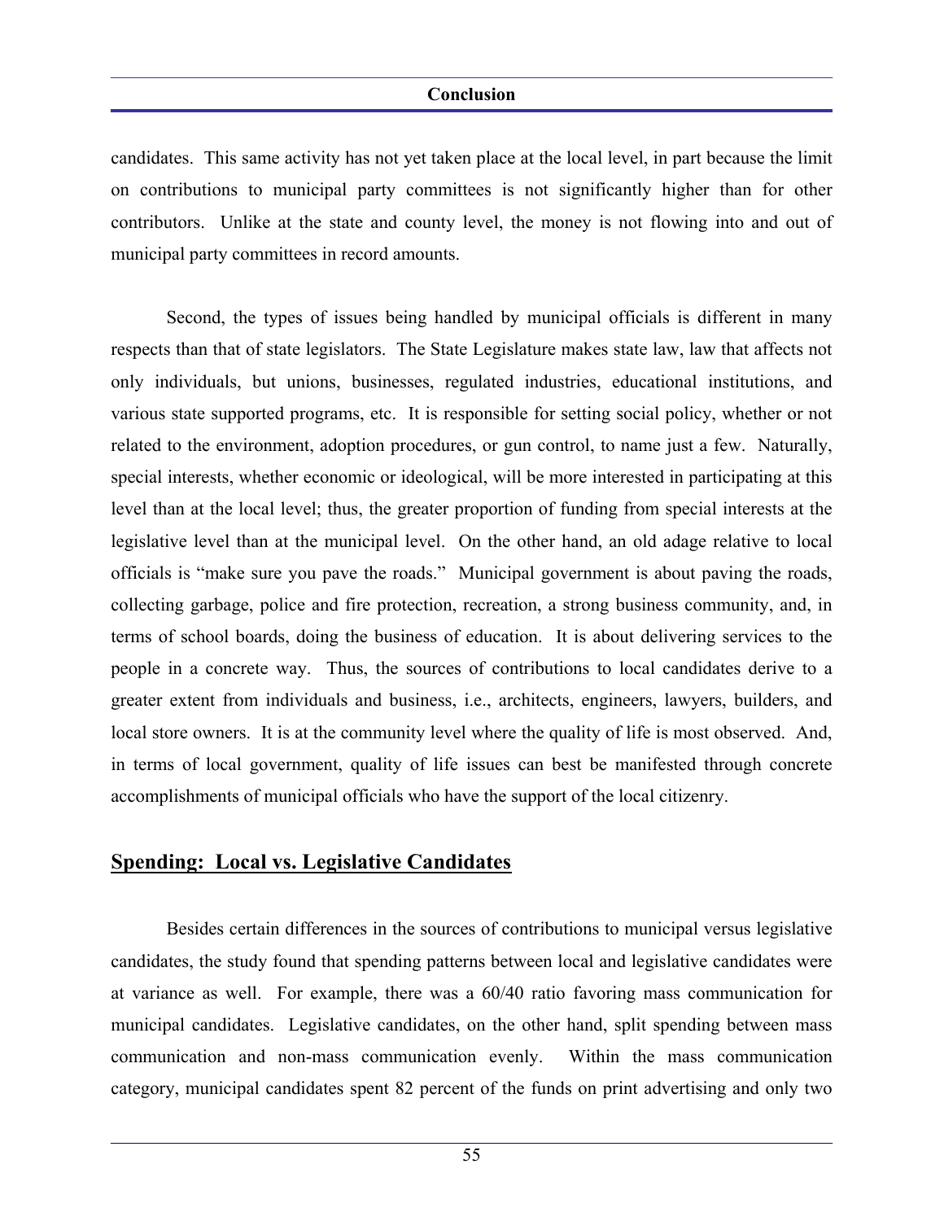candidates. This same activity has not yet taken place at the local level, in part because the limit on contributions to municipal party committees is not significantly higher than for other contributors. Unlike at the state and county level, the money is not flowing into and out of municipal party committees in record amounts.

Second, the types of issues being handled by municipal officials is different in many respects than that of state legislators. The State Legislature makes state law, law that affects not only individuals, but unions, businesses, regulated industries, educational institutions, and various state supported programs, etc. It is responsible for setting social policy, whether or not related to the environment, adoption procedures, or gun control, to name just a few. Naturally, special interests, whether economic or ideological, will be more interested in participating at this level than at the local level; thus, the greater proportion of funding from special interests at the legislative level than at the municipal level. On the other hand, an old adage relative to local officials is "make sure you pave the roads." Municipal government is about paving the roads, collecting garbage, police and fire protection, recreation, a strong business community, and, in terms of school boards, doing the business of education. It is about delivering services to the people in a concrete way. Thus, the sources of contributions to local candidates derive to a greater extent from individuals and business, i.e., architects, engineers, lawyers, builders, and local store owners. It is at the community level where the quality of life is most observed. And, in terms of local government, quality of life issues can best be manifested through concrete accomplishments of municipal officials who have the support of the local citizenry.

## <u>Spending: Local vs. Legislative Candidates</u>

Besides certain differences in the sources of contributions to municipal versus legislative candidates, the study found that spending patterns between local and legislative candidates were at variance as well. For example, there was a 60/40 ratio favoring mass communication for municipal candidates. Legislative candidates, on the other hand, split spending between mass communication and non-mass communication evenly. Within the mass communication category, municipal candidates spent 82 percent of the funds on print advertising and only two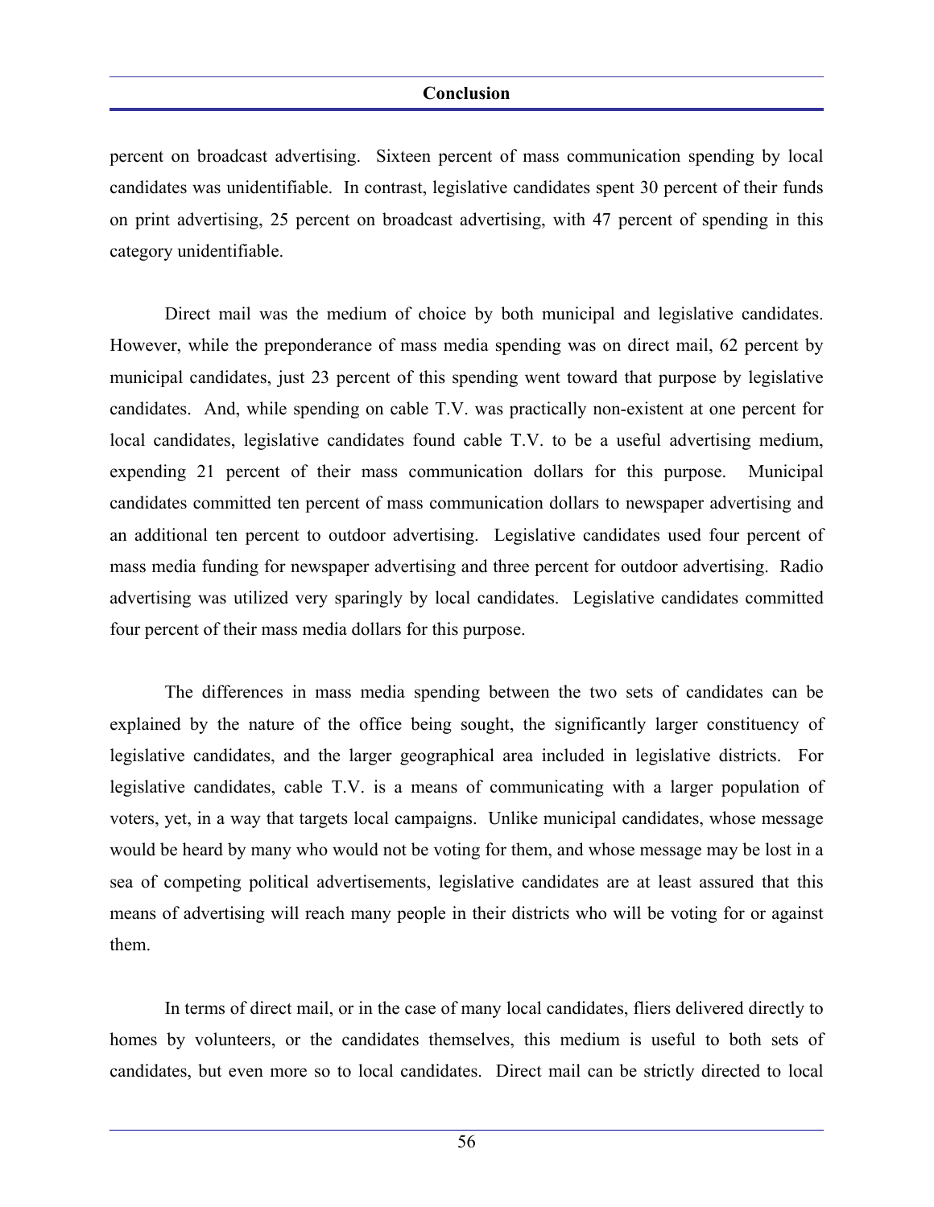percent on broadcast advertising. Sixteen percent of mass communication spending by local candidates was unidentifiable. In contrast, legislative candidates spent 30 percent of their funds on print advertising, 25 percent on broadcast advertising, with 47 percent of spending in this category unidentifiable.

Direct mail was the medium of choice by both municipal and legislative candidates. However, while the preponderance of mass media spending was on direct mail, 62 percent by municipal candidates, just 23 percent of this spending went toward that purpose by legislative candidates. And, while spending on cable T.V. was practically non-existent at one percent for local candidates, legislative candidates found cable T.V. to be a useful advertising medium, expending 21 percent of their mass communication dollars for this purpose. Municipal candidates committed ten percent of mass communication dollars to newspaper advertising and an additional ten percent to outdoor advertising. Legislative candidates used four percent of mass media funding for newspaper advertising and three percent for outdoor advertising. Radio advertising was utilized very sparingly by local candidates. Legislative candidates committed four percent of their mass media dollars for this purpose.

The differences in mass media spending between the two sets of candidates can be explained by the nature of the office being sought, the significantly larger constituency of legislative candidates, and the larger geographical area included in legislative districts. For legislative candidates, cable T.V. is a means of communicating with a larger population of voters, yet, in a way that targets local campaigns. Unlike municipal candidates, whose message would be heard by many who would not be voting for them, and whose message may be lost in a sea of competing political advertisements, legislative candidates are at least assured that this means of advertising will reach many people in their districts who will be voting for or against them.

In terms of direct mail, or in the case of many local candidates, fliers delivered directly to homes by volunteers, or the candidates themselves, this medium is useful to both sets of candidates, but even more so to local candidates. Direct mail can be strictly directed to local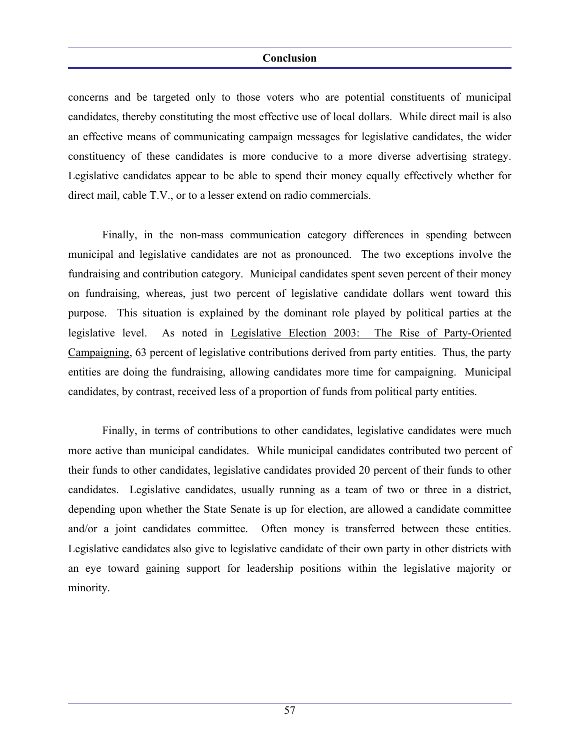concerns and be targeted only to those voters who are potential constituents of municipal candidates, thereby constituting the most effective use of local dollars. While direct mail is also an effective means of communicating campaign messages for legislative candidates, the wider constituency of these candidates is more conducive to a more diverse advertising strategy. Legislative candidates appear to be able to spend their money equally effectively whether for direct mail, cable T.V., or to a lesser extend on radio commercials.

Finally, in the non-mass communication category differences in spending between municipal and legislative candidates are not as pronounced. The two exceptions involve the fundraising and contribution category. Municipal candidates spent seven percent of their money on fundraising, whereas, just two percent of legislative candidate dollars went toward this purpose. This situation is explained by the dominant role played by political parties at the legislative level. As noted in <u>Legislative Election 2003: The Rise of Party-Oriented Campaigning</u>, 63 percent of legislative contributions derived from party entities. Thus, the party entities are doing the fundraising, allowing candidates more time for campaigning. Municipal candidates, by contrast, received less of a proportion of funds from political party entities.

Finally, in terms of contributions to other candidates, legislative candidates were much more active than municipal candidates. While municipal candidates contributed two percent of their funds to other candidates, legislative candidates provided 20 percent of their funds to other candidates. Legislative candidates, usually running as a team of two or three in a district, depending upon whether the State Senate is up for election, are allowed a candidate committee and/or a joint candidates committee. Often money is transferred between these entities. Legislative candidates also give to legislative candidate of their own party in other districts with an eye toward gaining support for leadership positions within the legislative majority or minority.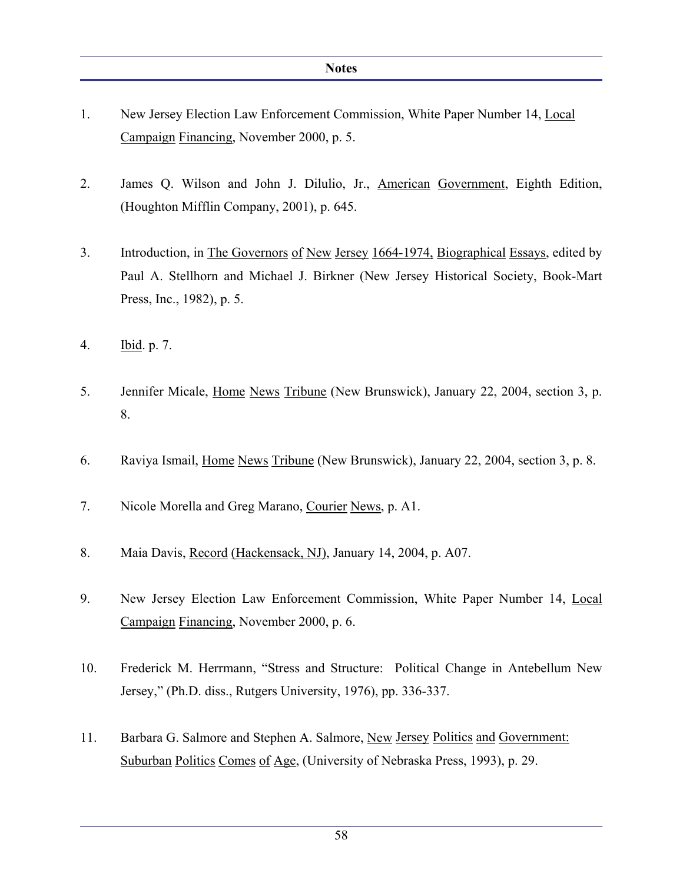## Notes

1. New Jersey Election Law Enforcement Commission, White Paper Number 14, Local Campaign Financing, November 2000, p. 5.

2. James Q. Wilson and John J. Dilulio, Jr., American Government, Eighth Edition, (Houghton Mifflin Company, 2001), p. 645.

3. Introduction, in The Governors of New Jersey 1664-1974, Biographical Essays, edited by Paul A. Stellhorn and Michael J. Birkner (New Jersey Historical Society, Book-Mart Press, Inc., 1982), p. 5.

4. Ibid. p. 7.

5. Jennifer Micale, Home News Tribune (New Brunswick), January 22, 2004, section 3, p. 8.

6. Raviya Ismail, Home News Tribune (New Brunswick), January 22, 2004, section 3, p. 8.

7. Nicole Morella and Greg Marano, Courier News, p. A1.

8. Maia Davis, Record (Hackensack, NJ), January 14, 2004, p. A07.

9. New Jersey Election Law Enforcement Commission, White Paper Number 14, Local Campaign Financing, November 2000, p. 6.

10. Frederick M. Herrmann, "Stress and Structure: Political Change in Antebellum New Jersey," (Ph.D. diss., Rutgers University, 1976), pp. 336-337.

11. Barbara G. Salmore and Stephen A. Salmore, New Jersey Politics and Government: Suburban Politics Comes of Age, (University of Nebraska Press, 1993), p. 29.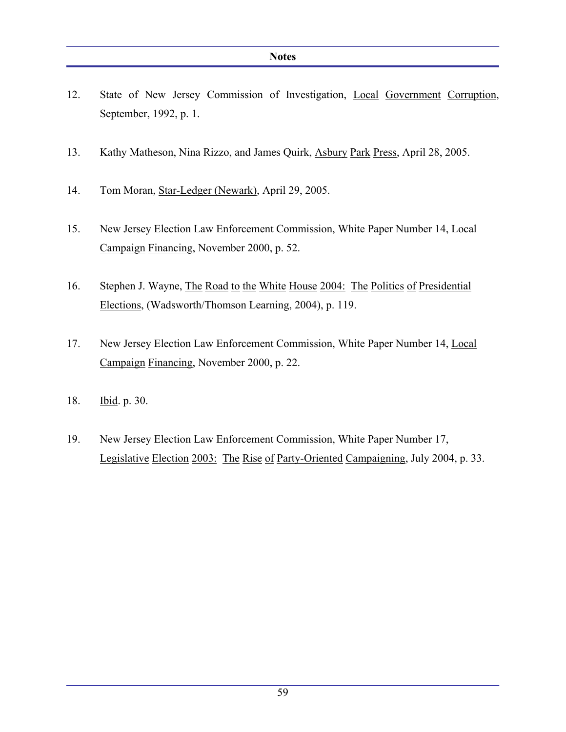## Notes

12. State of New Jersey Commission of Investigation, Local Government Corruption, September, 1992, p. 1.

13. Kathy Matheson, Nina Rizzo, and James Quirk, Asbury Park Press, April 28, 2005.

14. Tom Moran, Star-Ledger (Newark), April 29, 2005.

15. New Jersey Election Law Enforcement Commission, White Paper Number 14, Local Campaign Financing, November 2000, p. 52.

16. Stephen J. Wayne, The Road to the White House 2004: The Politics of Presidential Elections, (Wadsworth/Thomson Learning, 2004), p. 119.

17. New Jersey Election Law Enforcement Commission, White Paper Number 14, Local Campaign Financing, November 2000, p. 22.

18. Ibid. p. 30.

19. New Jersey Election Law Enforcement Commission, White Paper Number 17, Legislative Election 2003: The Rise of Party-Oriented Campaigning, July 2004, p. 33.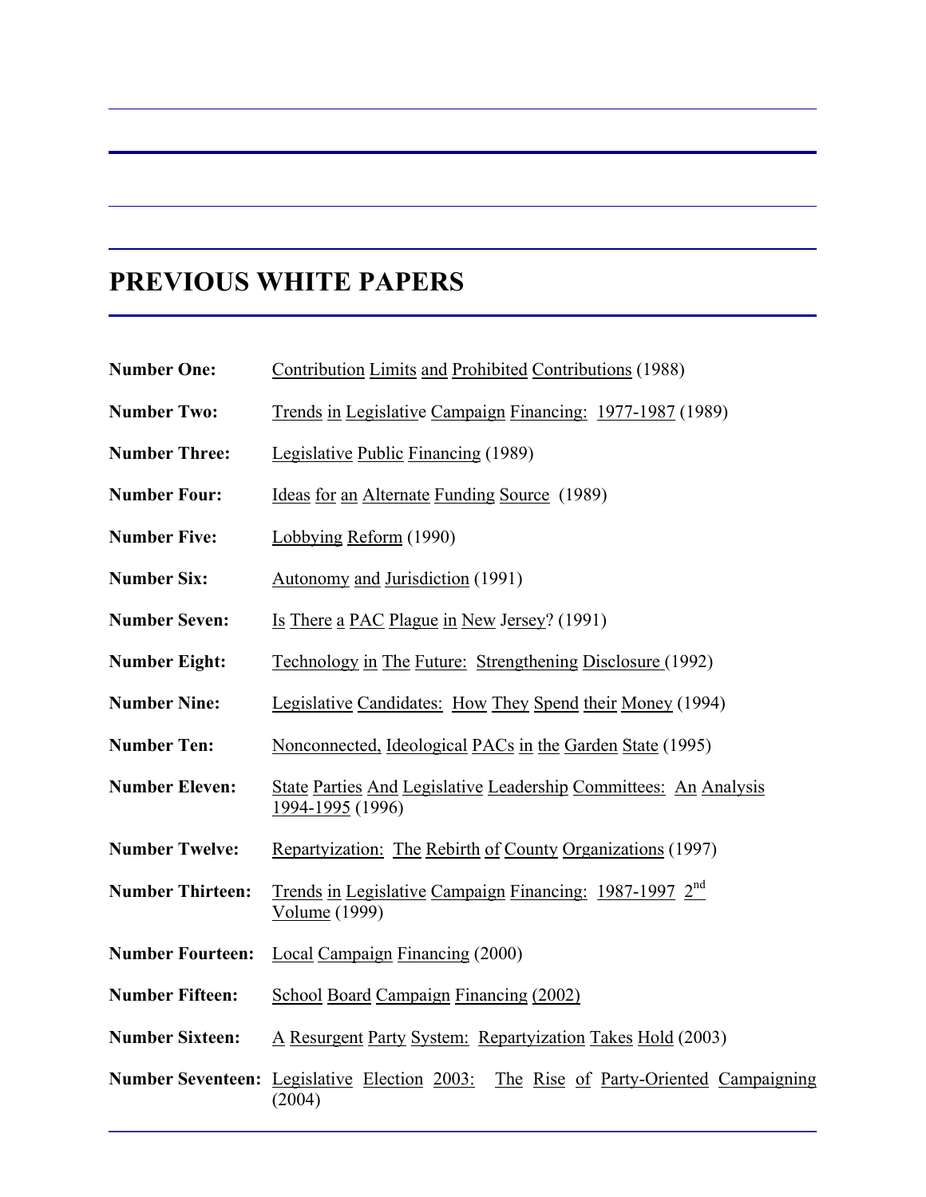## PREVIOUS WHITE PAPERS

**Number One:** Contribution Limits and Prohibited Contributions (1988)

**Number Two:** Trends in Legislative Campaign Financing: 1977-1987 (1989)

**Number Three:** Legislative Public Financing (1989)

**Number Four:** Ideas for an Alternate Funding Source (1989)

**Number Five:** Lobbying Reform (1990)

**Number Six:** Autonomy and Jurisdiction (1991)

**Number Seven:** Is There a PAC Plague in New Jersey? (1991)

**Number Eight:** Technology in The Future: Strengthening Disclosure (1992)

**Number Nine:** Legislative Candidates: How They Spend their Money (1994)

**Number Ten:** Nonconnected, Ideological PACs in the Garden State (1995)

**Number Eleven:** State Parties And Legislative Leadership Committees: An Analysis 1994-1995 (1996)

**Number Twelve:** Repartyization: The Rebirth of County Organizations (1997)

**Number Thirteen:** Trends in Legislative Campaign Financing: 1987-1997 2nd Volume (1999)

**Number Fourteen:** Local Campaign Financing (2000)

**Number Fifteen:** School Board Campaign Financing (2002)

**Number Sixteen:** A Resurgent Party System: Repartyization Takes Hold (2003)

**Number Seventeen:** Legislative Election 2003: The Rise of Party-Oriented Campaigning (2004)